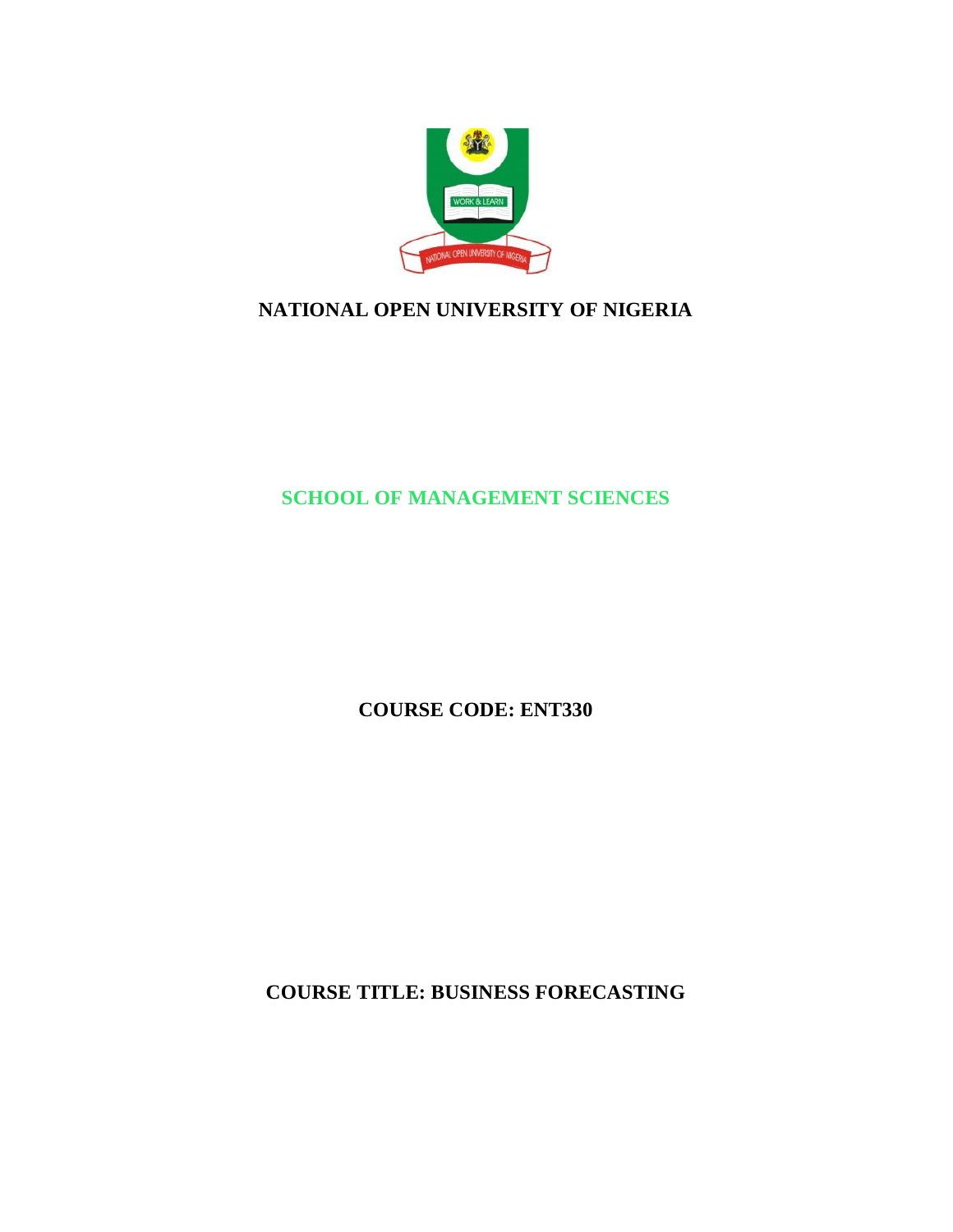# NATIONAL OPEN UNIVERSITY OF NIGERIA

## SCHOOL OF MANAGEMENT SCIENCES

**COURSE CODE: ENT330**

**COURSE TITLE: BUSINESS FORECASTING**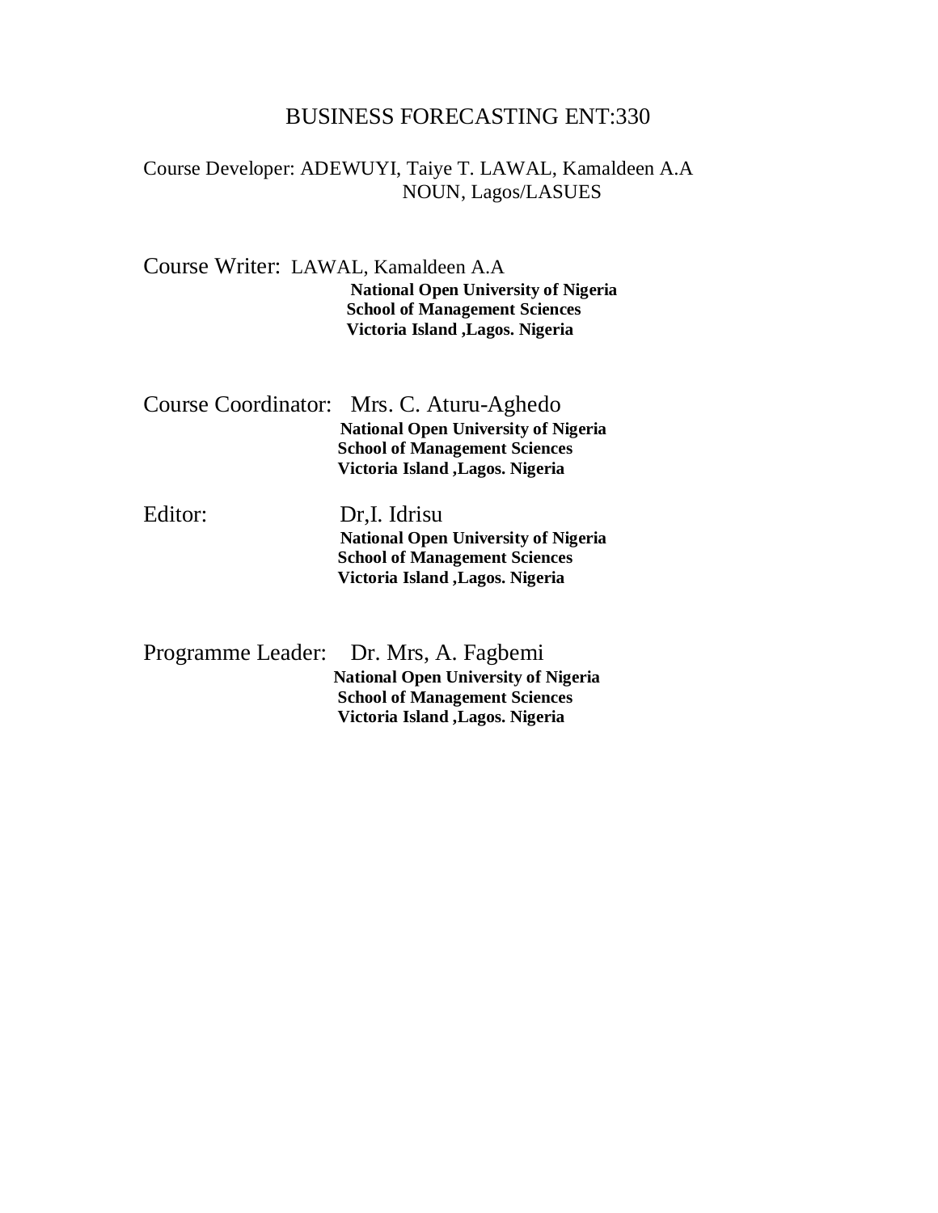# BUSINESS FORECASTING ENT:330

Course Developer: ADEWUYI, Taiye T. LAWAL, Kamaldeen A.A
NOUN, Lagos/LASUES

Course Writer: LAWAL, Kamaldeen A.A
**National Open University of Nigeria**
**School of Management Sciences**
**Victoria Island ,Lagos. Nigeria**

Course Coordinator: Mrs. C. Aturu-Aghedo
**National Open University of Nigeria**
**School of Management Sciences**
**Victoria Island ,Lagos. Nigeria**

Editor: Dr,I. Idrisu
**National Open University of Nigeria**
**School of Management Sciences**
**Victoria Island ,Lagos. Nigeria**

Programme Leader: Dr. Mrs, A. Fagbemi
**National Open University of Nigeria**
**School of Management Sciences**
**Victoria Island ,Lagos. Nigeria**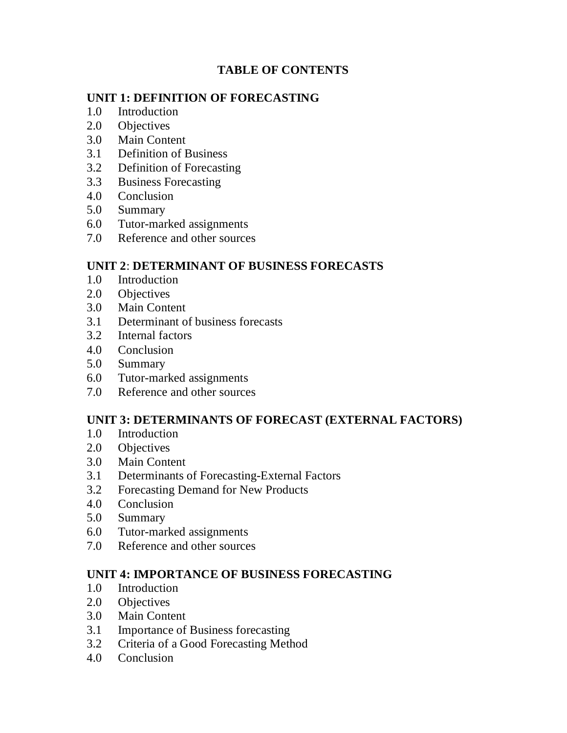# TABLE OF CONTENTS

## UNIT 1: DEFINITION OF FORECASTING

1.0 Introduction
2.0 Objectives
3.0 Main Content
3.1 Definition of Business
3.2 Definition of Forecasting
3.3 Business Forecasting
4.0 Conclusion
5.0 Summary
6.0 Tutor-marked assignments
7.0 Reference and other sources

## UNIT 2: DETERMINANT OF BUSINESS FORECASTS

1.0 Introduction
2.0 Objectives
3.0 Main Content
3.1 Determinant of business forecasts
3.2 Internal factors
4.0 Conclusion
5.0 Summary
6.0 Tutor-marked assignments
7.0 Reference and other sources

## UNIT 3: DETERMINANTS OF FORECAST (EXTERNAL FACTORS)

1.0 Introduction
2.0 Objectives
3.0 Main Content
3.1 Determinants of Forecasting-External Factors
3.2 Forecasting Demand for New Products
4.0 Conclusion
5.0 Summary
6.0 Tutor-marked assignments
7.0 Reference and other sources

## UNIT 4: IMPORTANCE OF BUSINESS FORECASTING

1.0 Introduction
2.0 Objectives
3.0 Main Content
3.1 Importance of Business forecasting
3.2 Criteria of a Good Forecasting Method
4.0 Conclusion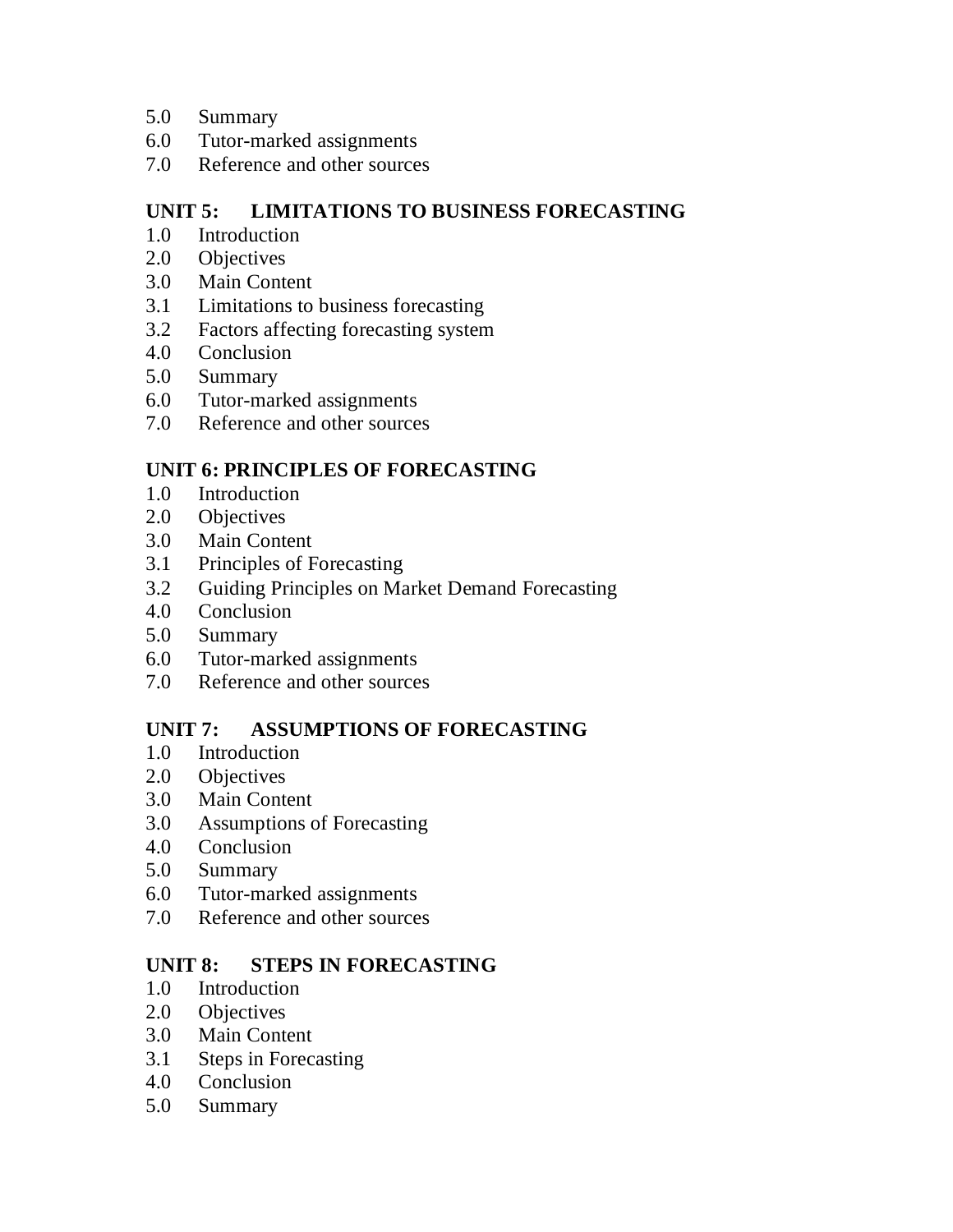5.0 Summary
6.0 Tutor-marked assignments
7.0 Reference and other sources

**UNIT 5: LIMITATIONS TO BUSINESS FORECASTING**

1.0 Introduction
2.0 Objectives
3.0 Main Content
3.1 Limitations to business forecasting
3.2 Factors affecting forecasting system
4.0 Conclusion
5.0 Summary
6.0 Tutor-marked assignments
7.0 Reference and other sources

**UNIT 6: PRINCIPLES OF FORECASTING**

1.0 Introduction
2.0 Objectives
3.0 Main Content
3.1 Principles of Forecasting
3.2 Guiding Principles on Market Demand Forecasting
4.0 Conclusion
5.0 Summary
6.0 Tutor-marked assignments
7.0 Reference and other sources

**UNIT 7: ASSUMPTIONS OF FORECASTING**

1.0 Introduction
2.0 Objectives
3.0 Main Content
3.0 Assumptions of Forecasting
4.0 Conclusion
5.0 Summary
6.0 Tutor-marked assignments
7.0 Reference and other sources

**UNIT 8: STEPS IN FORECASTING**

1.0 Introduction
2.0 Objectives
3.0 Main Content
3.1 Steps in Forecasting
4.0 Conclusion
5.0 Summary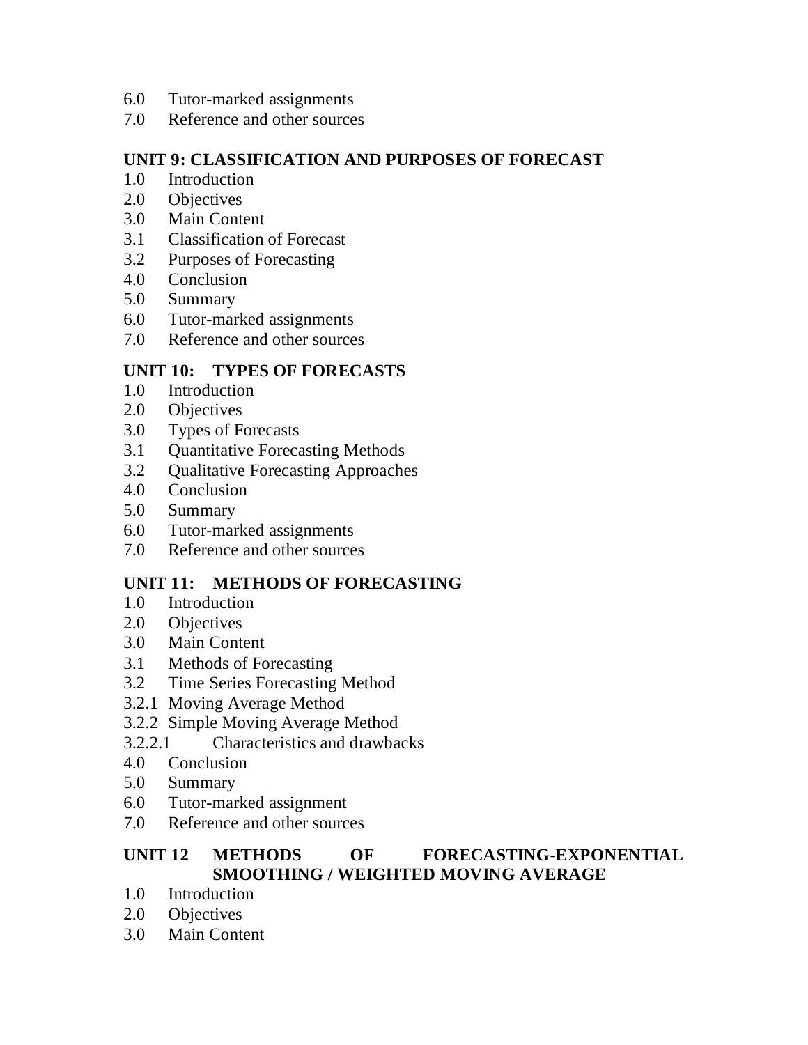6.0 Tutor-marked assignments
7.0 Reference and other sources

**UNIT 9: CLASSIFICATION AND PURPOSES OF FORECAST**

1.0 Introduction
2.0 Objectives
3.0 Main Content
3.1 Classification of Forecast
3.2 Purposes of Forecasting
4.0 Conclusion
5.0 Summary
6.0 Tutor-marked assignments
7.0 Reference and other sources

**UNIT 10: TYPES OF FORECASTS**

1.0 Introduction
2.0 Objectives
3.0 Types of Forecasts
3.1 Quantitative Forecasting Methods
3.2 Qualitative Forecasting Approaches
4.0 Conclusion
5.0 Summary
6.0 Tutor-marked assignments
7.0 Reference and other sources

**UNIT 11: METHODS OF FORECASTING**

1.0 Introduction
2.0 Objectives
3.0 Main Content
3.1 Methods of Forecasting
3.2 Time Series Forecasting Method
3.2.1 Moving Average Method
3.2.2 Simple Moving Average Method
3.2.2.1 Characteristics and drawbacks
4.0 Conclusion
5.0 Summary
6.0 Tutor-marked assignment
7.0 Reference and other sources

**UNIT 12 METHODS OF FORECASTING-EXPONENTIAL SMOOTHING / WEIGHTED MOVING AVERAGE**

1.0 Introduction
2.0 Objectives
3.0 Main Content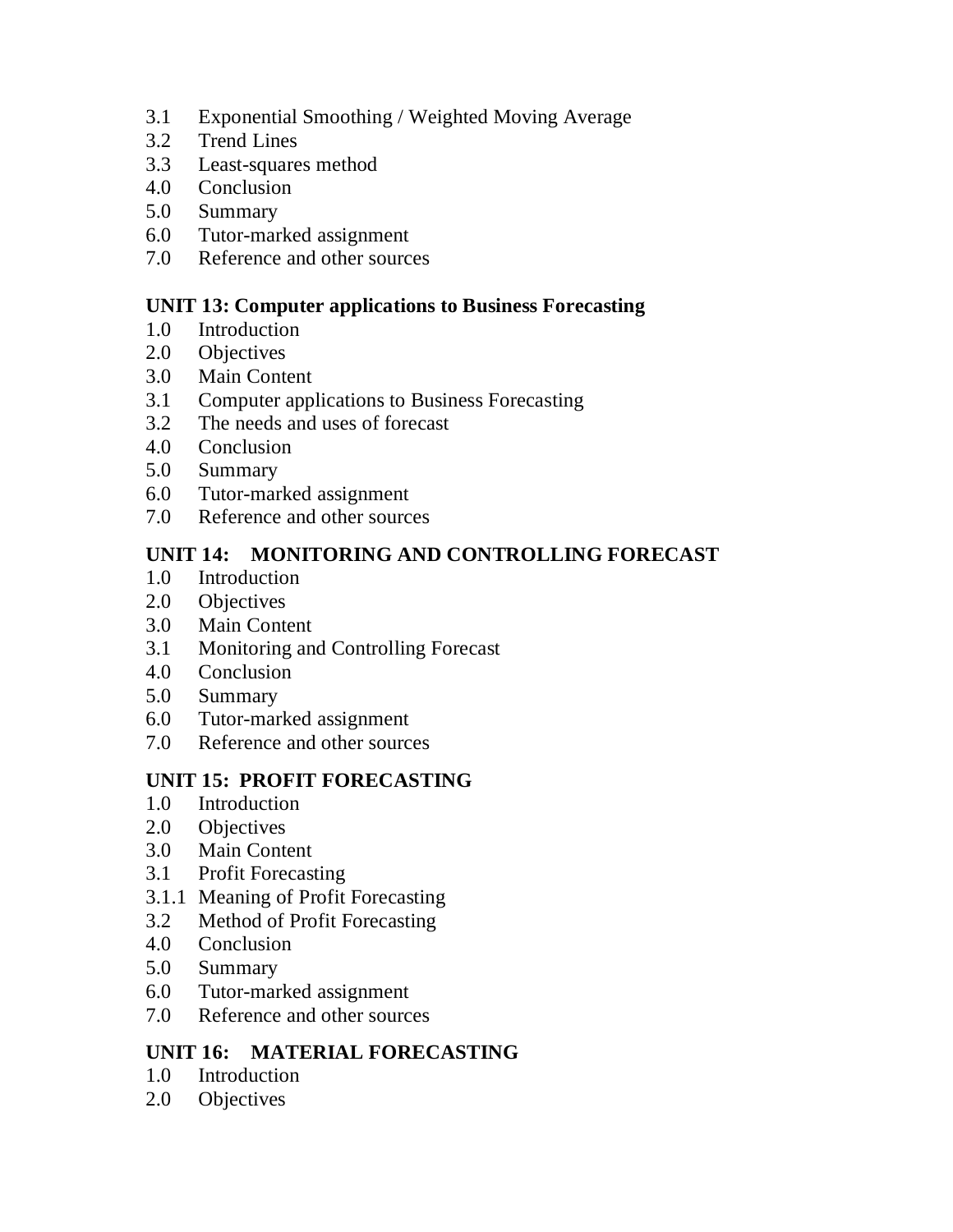3.1 Exponential Smoothing / Weighted Moving Average
3.2 Trend Lines
3.3 Least-squares method
4.0 Conclusion
5.0 Summary
6.0 Tutor-marked assignment
7.0 Reference and other sources

**UNIT 13: Computer applications to Business Forecasting**

1.0 Introduction
2.0 Objectives
3.0 Main Content
3.1 Computer applications to Business Forecasting
3.2 The needs and uses of forecast
4.0 Conclusion
5.0 Summary
6.0 Tutor-marked assignment
7.0 Reference and other sources

**UNIT 14: MONITORING AND CONTROLLING FORECAST**

1.0 Introduction
2.0 Objectives
3.0 Main Content
3.1 Monitoring and Controlling Forecast
4.0 Conclusion
5.0 Summary
6.0 Tutor-marked assignment
7.0 Reference and other sources

**UNIT 15: PROFIT FORECASTING**

1.0 Introduction
2.0 Objectives
3.0 Main Content
3.1 Profit Forecasting
3.1.1 Meaning of Profit Forecasting
3.2 Method of Profit Forecasting
4.0 Conclusion
5.0 Summary
6.0 Tutor-marked assignment
7.0 Reference and other sources

**UNIT 16: MATERIAL FORECASTING**

1.0 Introduction
2.0 Objectives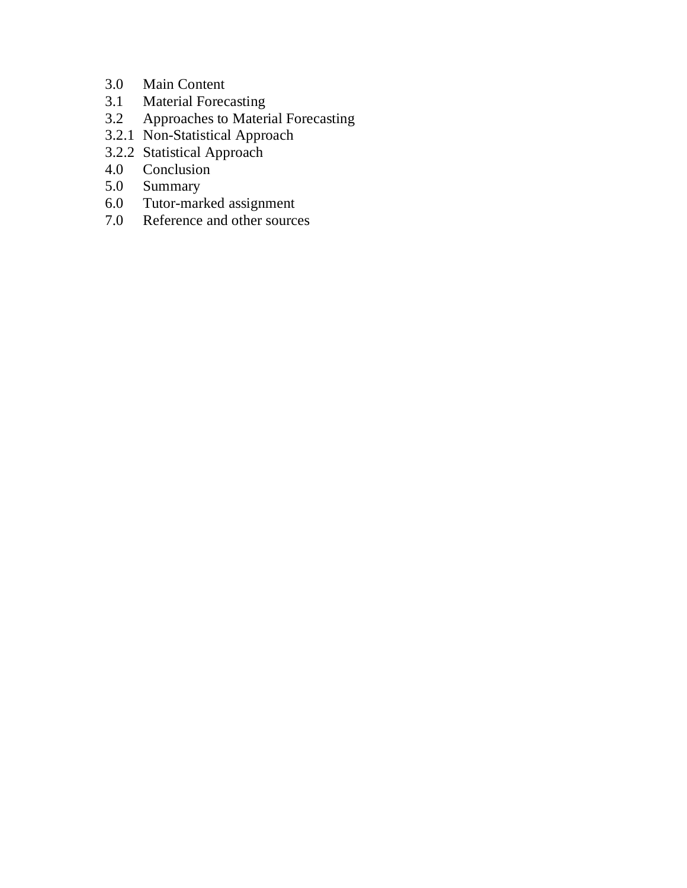3.0 Main Content
3.1 Material Forecasting
3.2 Approaches to Material Forecasting
3.2.1 Non-Statistical Approach
3.2.2 Statistical Approach
4.0 Conclusion
5.0 Summary
6.0 Tutor-marked assignment
7.0 Reference and other sources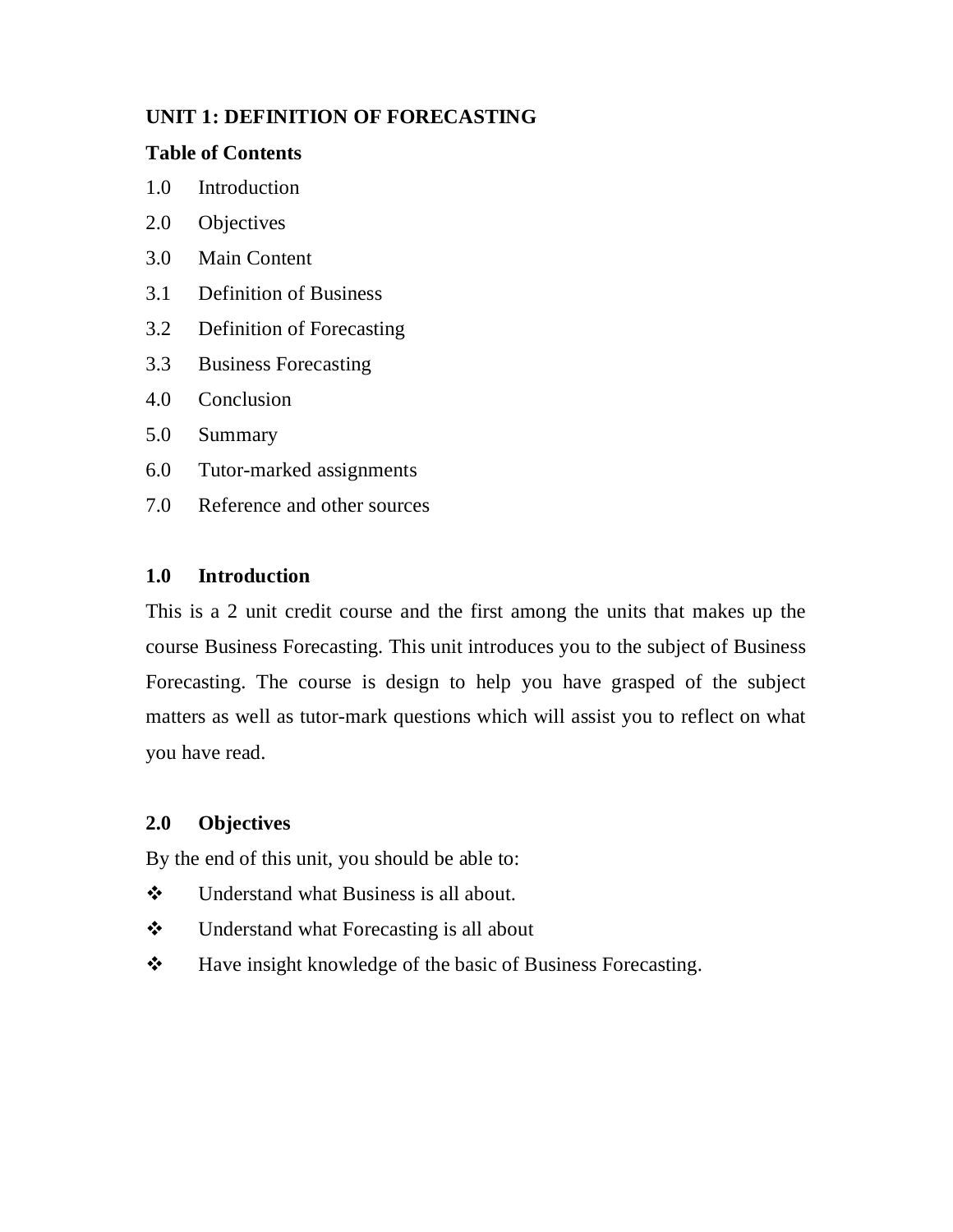**UNIT 1: DEFINITION OF FORECASTING**

**Table of Contents**

1.0 Introduction

2.0 Objectives

3.0 Main Content

3.1 Definition of Business

3.2 Definition of Forecasting

3.3 Business Forecasting

4.0 Conclusion

5.0 Summary

6.0 Tutor-marked assignments

7.0 Reference and other sources

## 1.0 Introduction

This is a 2 unit credit course and the first among the units that makes up the course Business Forecasting. This unit introduces you to the subject of Business Forecasting. The course is design to help you have grasped of the subject matters as well as tutor-mark questions which will assist you to reflect on what you have read.

## 2.0 Objectives

By the end of this unit, you should be able to:

- Understand what Business is all about.
- Understand what Forecasting is all about
- Have insight knowledge of the basic of Business Forecasting.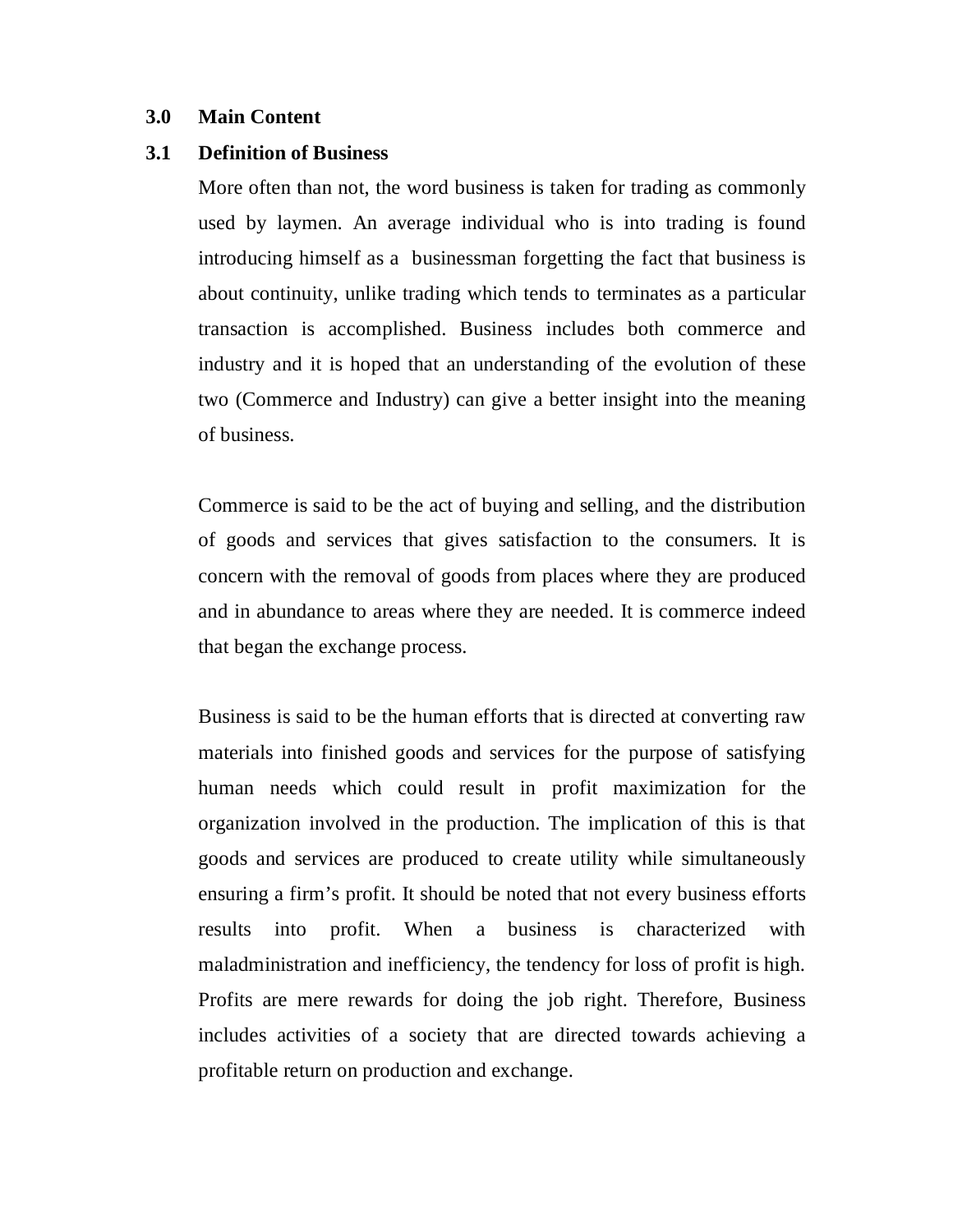## 3.0 Main Content

### 3.1 Definition of Business

More often than not, the word business is taken for trading as commonly used by laymen. An average individual who is into trading is found introducing himself as a businessman forgetting the fact that business is about continuity, unlike trading which tends to terminates as a particular transaction is accomplished. Business includes both commerce and industry and it is hoped that an understanding of the evolution of these two (Commerce and Industry) can give a better insight into the meaning of business.

Commerce is said to be the act of buying and selling, and the distribution of goods and services that gives satisfaction to the consumers. It is concern with the removal of goods from places where they are produced and in abundance to areas where they are needed. It is commerce indeed that began the exchange process.

Business is said to be the human efforts that is directed at converting raw materials into finished goods and services for the purpose of satisfying human needs which could result in profit maximization for the organization involved in the production. The implication of this is that goods and services are produced to create utility while simultaneously ensuring a firm's profit. It should be noted that not every business efforts results into profit. When a business is characterized with maladministration and inefficiency, the tendency for loss of profit is high. Profits are mere rewards for doing the job right. Therefore, Business includes activities of a society that are directed towards achieving a profitable return on production and exchange.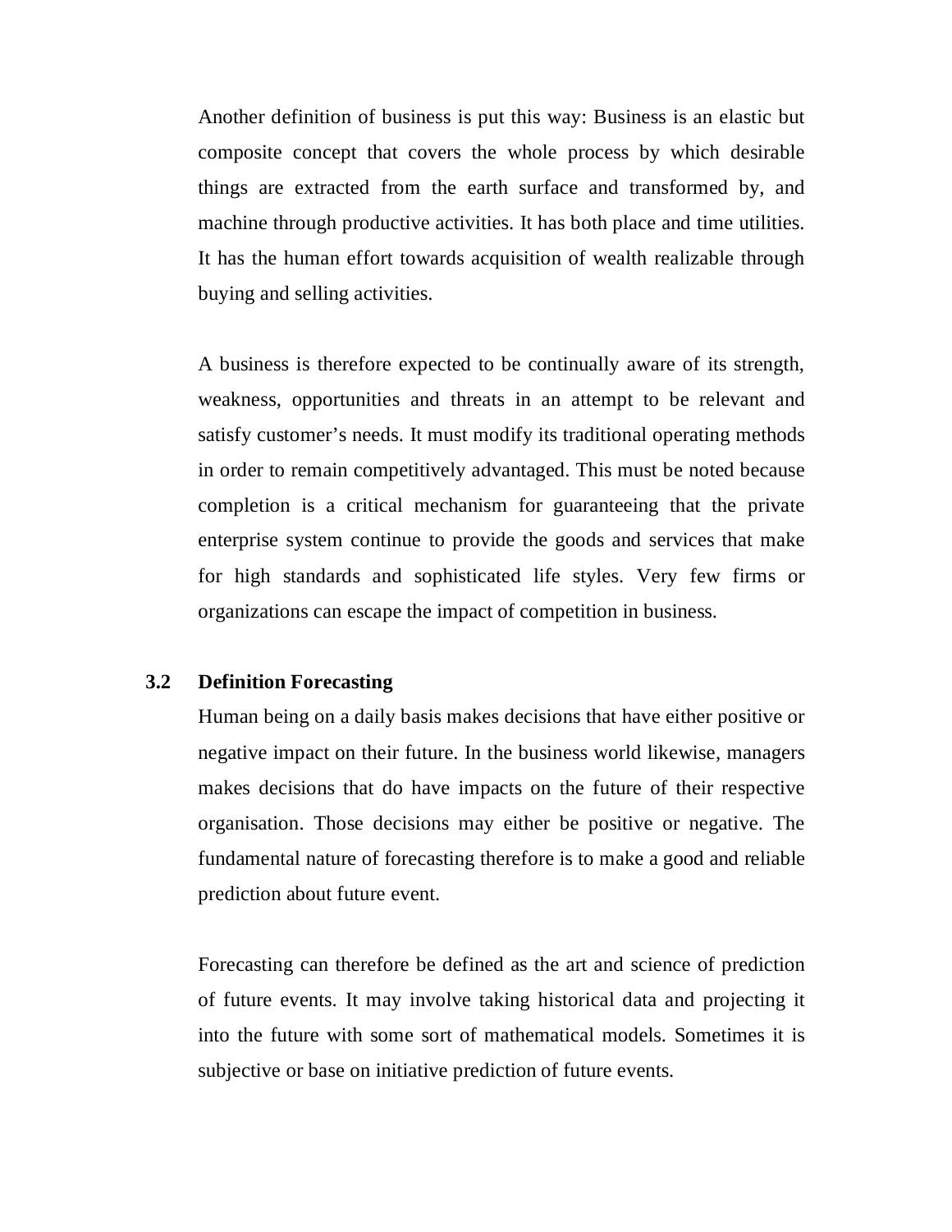Another definition of business is put this way: Business is an elastic but composite concept that covers the whole process by which desirable things are extracted from the earth surface and transformed by, and machine through productive activities. It has both place and time utilities. It has the human effort towards acquisition of wealth realizable through buying and selling activities.

A business is therefore expected to be continually aware of its strength, weakness, opportunities and threats in an attempt to be relevant and satisfy customer's needs. It must modify its traditional operating methods in order to remain competitively advantaged. This must be noted because completion is a critical mechanism for guaranteeing that the private enterprise system continue to provide the goods and services that make for high standards and sophisticated life styles. Very few firms or organizations can escape the impact of competition in business.

## 3.2 Definition Forecasting

Human being on a daily basis makes decisions that have either positive or negative impact on their future. In the business world likewise, managers makes decisions that do have impacts on the future of their respective organisation. Those decisions may either be positive or negative. The fundamental nature of forecasting therefore is to make a good and reliable prediction about future event.

Forecasting can therefore be defined as the art and science of prediction of future events. It may involve taking historical data and projecting it into the future with some sort of mathematical models. Sometimes it is subjective or base on initiative prediction of future events.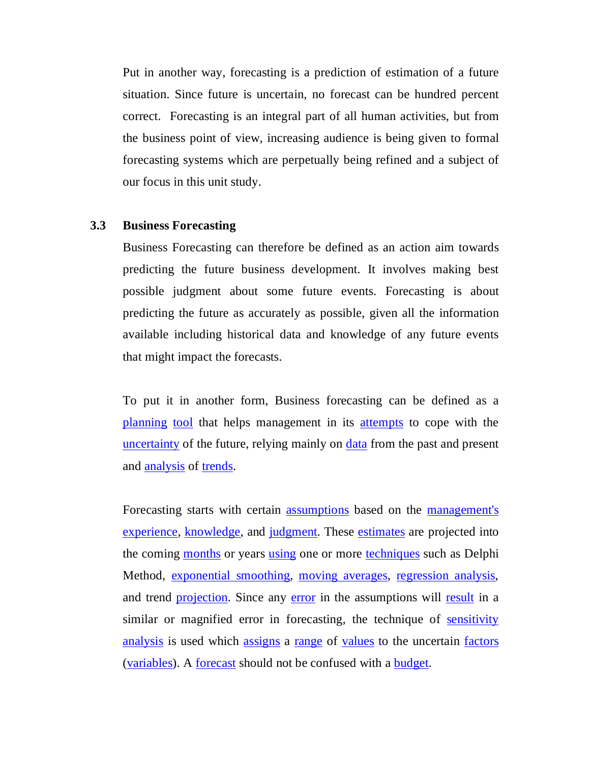Put in another way, forecasting is a prediction of estimation of a future situation. Since future is uncertain, no forecast can be hundred percent correct. Forecasting is an integral part of all human activities, but from the business point of view, increasing audience is being given to formal forecasting systems which are perpetually being refined and a subject of our focus in this unit study.

### 3.3 Business Forecasting

Business Forecasting can therefore be defined as an action aim towards predicting the future business development. It involves making best possible judgment about some future events. Forecasting is about predicting the future as accurately as possible, given all the information available including historical data and knowledge of any future events that might impact the forecasts.

To put it in another form, Business forecasting can be defined as a planning tool that helps management in its attempts to cope with the uncertainty of the future, relying mainly on data from the past and present and analysis of trends.

Forecasting starts with certain assumptions based on the management's experience, knowledge, and judgment. These estimates are projected into the coming months or years using one or more techniques such as Delphi Method, exponential smoothing, moving averages, regression analysis, and trend projection. Since any error in the assumptions will result in a similar or magnified error in forecasting, the technique of sensitivity analysis is used which assigns a range of values to the uncertain factors (variables). A forecast should not be confused with a budget.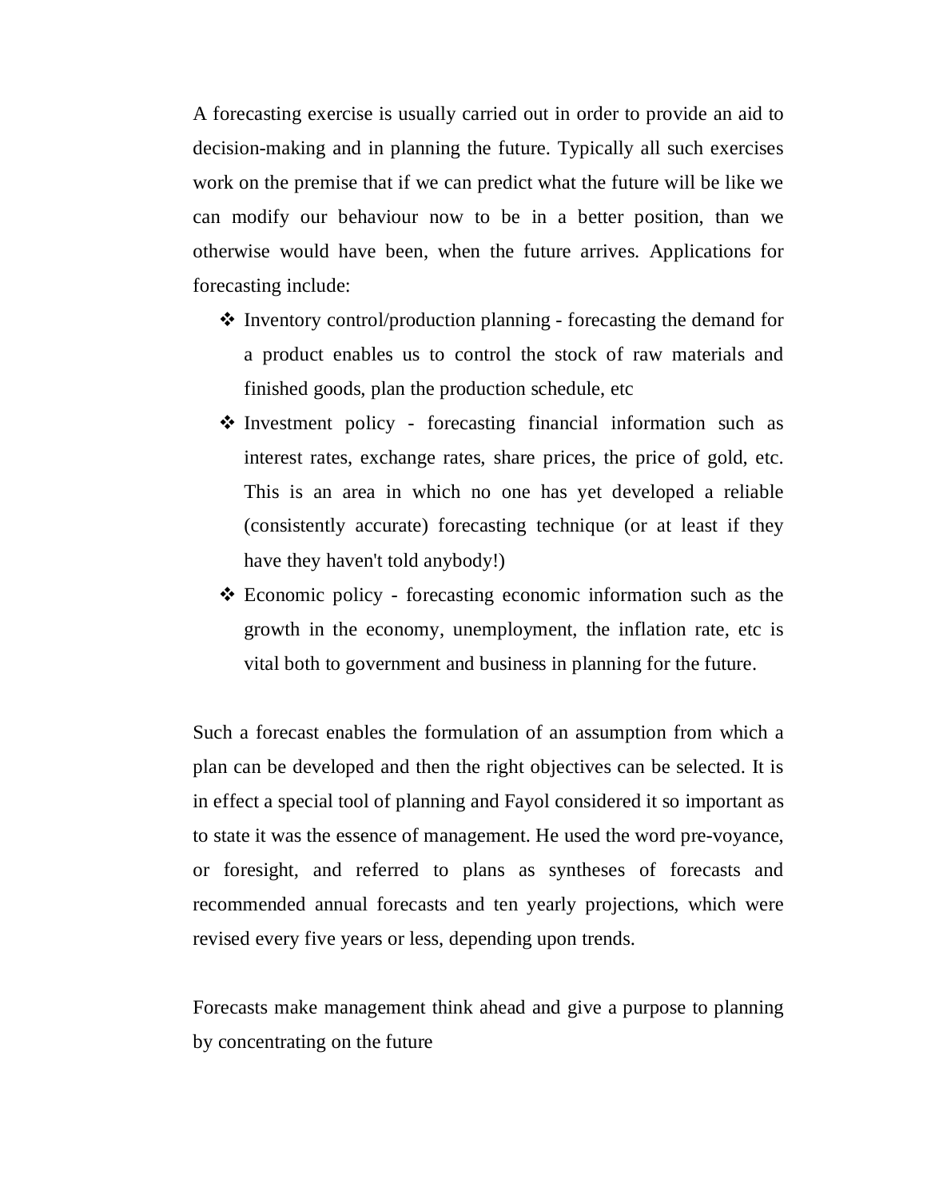A forecasting exercise is usually carried out in order to provide an aid to decision-making and in planning the future. Typically all such exercises work on the premise that if we can predict what the future will be like we can modify our behaviour now to be in a better position, than we otherwise would have been, when the future arrives. Applications for forecasting include:

- Inventory control/production planning - forecasting the demand for a product enables us to control the stock of raw materials and finished goods, plan the production schedule, etc
- Investment policy - forecasting financial information such as interest rates, exchange rates, share prices, the price of gold, etc. This is an area in which no one has yet developed a reliable (consistently accurate) forecasting technique (or at least if they have they haven't told anybody!)
- Economic policy - forecasting economic information such as the growth in the economy, unemployment, the inflation rate, etc is vital both to government and business in planning for the future.

Such a forecast enables the formulation of an assumption from which a plan can be developed and then the right objectives can be selected. It is in effect a special tool of planning and Fayol considered it so important as to state it was the essence of management. He used the word pre-voyance, or foresight, and referred to plans as syntheses of forecasts and recommended annual forecasts and ten yearly projections, which were revised every five years or less, depending upon trends.

Forecasts make management think ahead and give a purpose to planning by concentrating on the future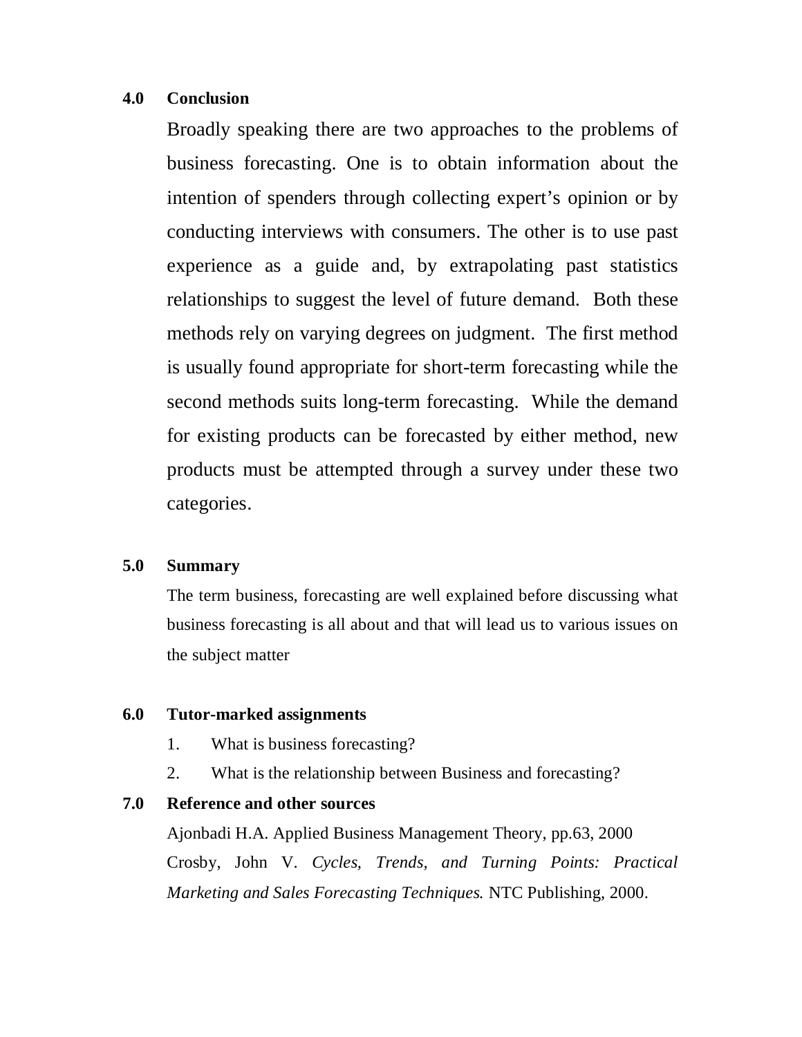## 4.0 Conclusion

Broadly speaking there are two approaches to the problems of business forecasting. One is to obtain information about the intention of spenders through collecting expert's opinion or by conducting interviews with consumers. The other is to use past experience as a guide and, by extrapolating past statistics relationships to suggest the level of future demand. Both these methods rely on varying degrees on judgment. The first method is usually found appropriate for short-term forecasting while the second methods suits long-term forecasting. While the demand for existing products can be forecasted by either method, new products must be attempted through a survey under these two categories.

## 5.0 Summary

The term business, forecasting are well explained before discussing what business forecasting is all about and that will lead us to various issues on the subject matter

## 6.0 Tutor-marked assignments

1. What is business forecasting?
2. What is the relationship between Business and forecasting?

## 7.0 Reference and other sources

Ajonbadi H.A. Applied Business Management Theory, pp.63, 2000

Crosby, John V. *Cycles, Trends, and Turning Points: Practical Marketing and Sales Forecasting Techniques.* NTC Publishing, 2000.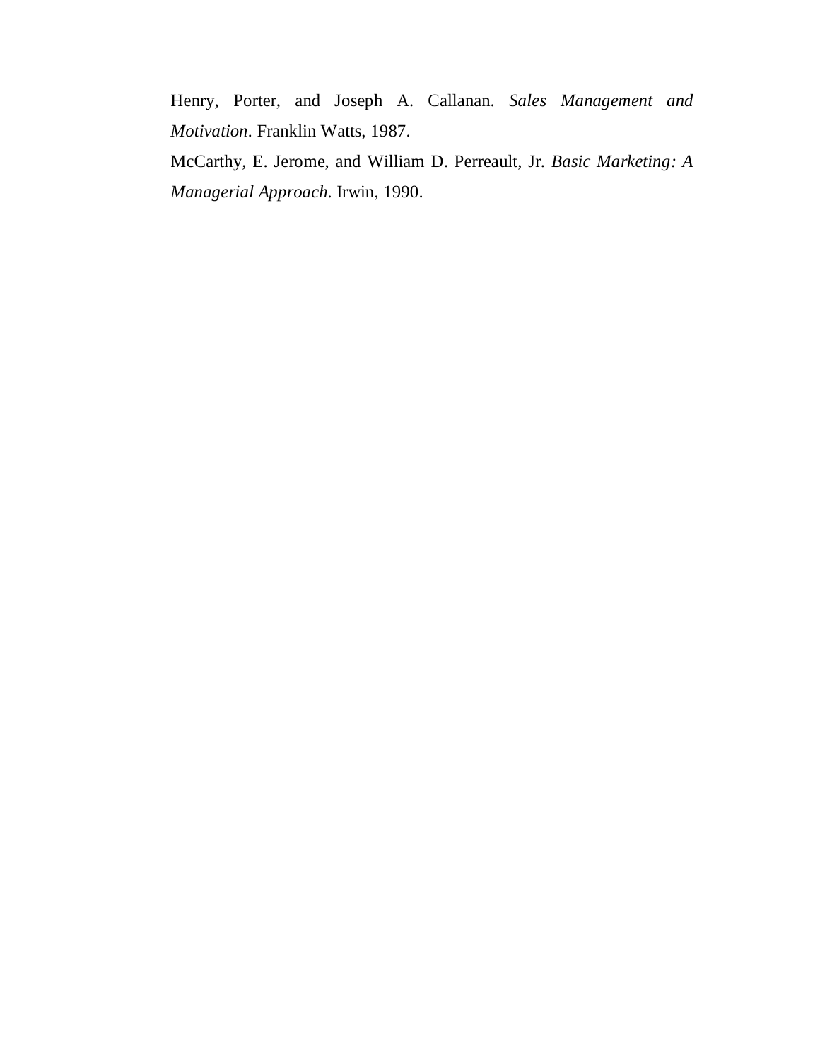Henry, Porter, and Joseph A. Callanan. *Sales Management and Motivation*. Franklin Watts, 1987.

McCarthy, E. Jerome, and William D. Perreault, Jr. *Basic Marketing: A Managerial Approach*. Irwin, 1990.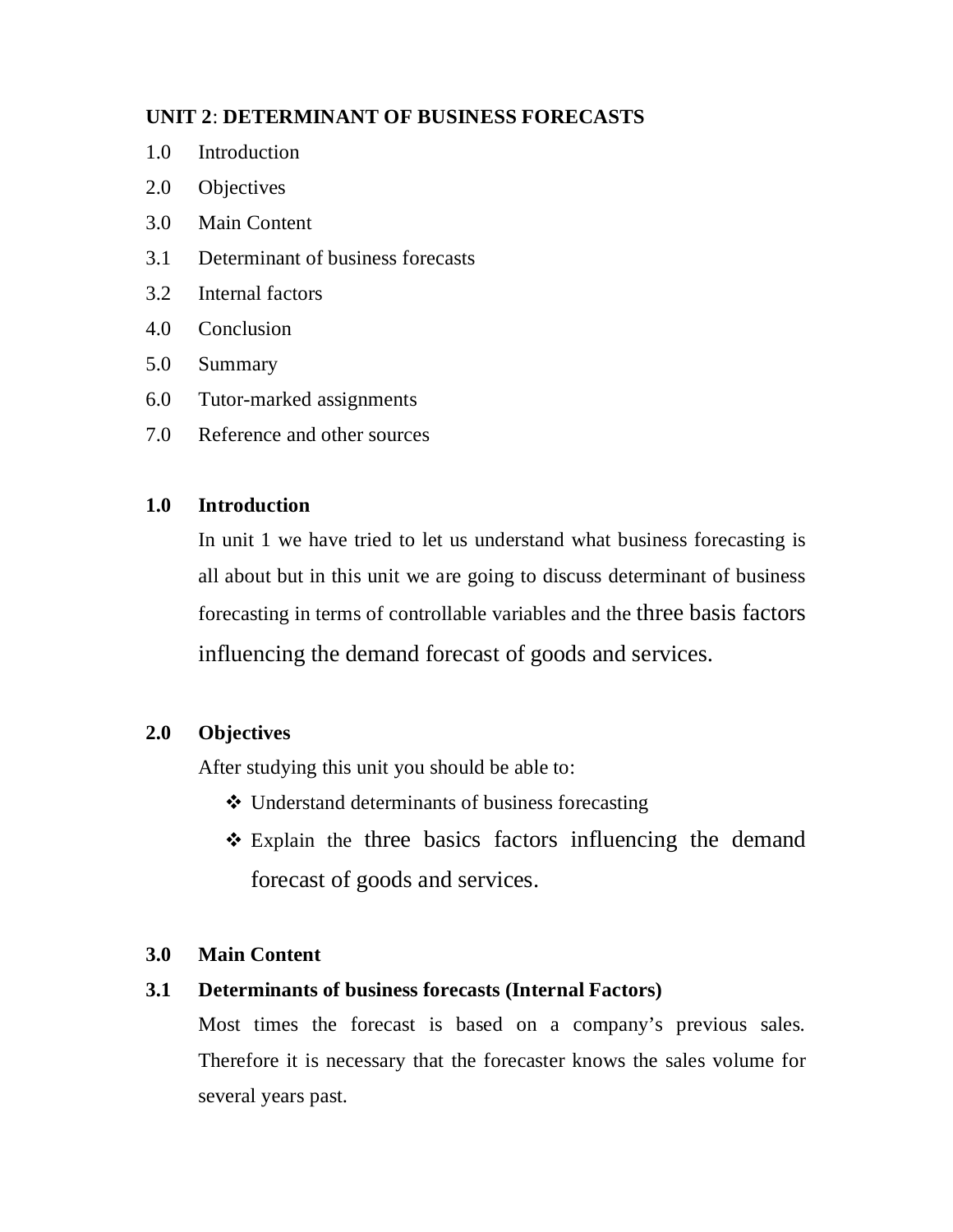**UNIT 2**: **DETERMINANT OF BUSINESS FORECASTS**

1.0 Introduction

2.0 Objectives

3.0 Main Content

3.1 Determinant of business forecasts

3.2 Internal factors

4.0 Conclusion

5.0 Summary

6.0 Tutor-marked assignments

7.0 Reference and other sources

## 1.0 Introduction

In unit 1 we have tried to let us understand what business forecasting is all about but in this unit we are going to discuss determinant of business forecasting in terms of controllable variables and the three basis factors influencing the demand forecast of goods and services.

## 2.0 Objectives

After studying this unit you should be able to:

- ❖ Understand determinants of business forecasting
- ❖ Explain the three basics factors influencing the demand forecast of goods and services.

## 3.0 Main Content

### 3.1 Determinants of business forecasts (Internal Factors)

Most times the forecast is based on a company's previous sales. Therefore it is necessary that the forecaster knows the sales volume for several years past.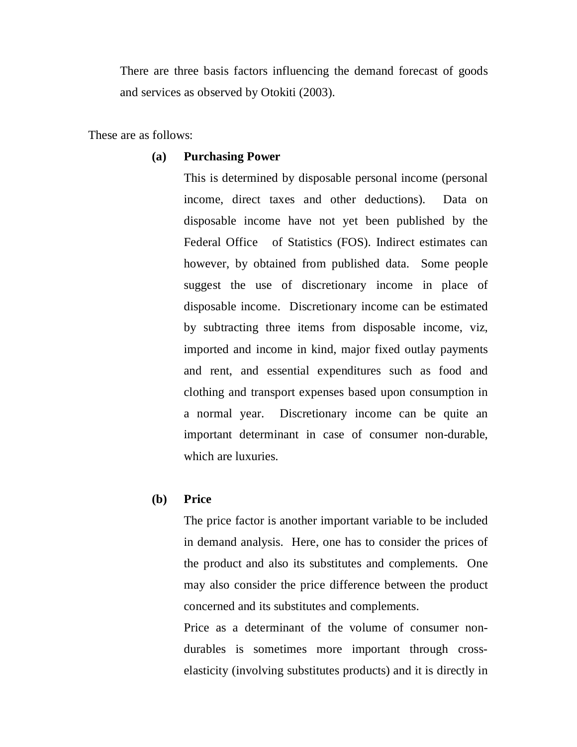There are three basis factors influencing the demand forecast of goods and services as observed by Otokiti (2003).

These are as follows:

**(a) Purchasing Power**

This is determined by disposable personal income (personal income, direct taxes and other deductions). Data on disposable income have not yet been published by the Federal Office of Statistics (FOS). Indirect estimates can however, by obtained from published data. Some people suggest the use of discretionary income in place of disposable income. Discretionary income can be estimated by subtracting three items from disposable income, viz, imported and income in kind, major fixed outlay payments and rent, and essential expenditures such as food and clothing and transport expenses based upon consumption in a normal year. Discretionary income can be quite an important determinant in case of consumer non-durable, which are luxuries.

**(b) Price**

The price factor is another important variable to be included in demand analysis. Here, one has to consider the prices of the product and also its substitutes and complements. One may also consider the price difference between the product concerned and its substitutes and complements.

Price as a determinant of the volume of consumer non-durables is sometimes more important through cross-elasticity (involving substitutes products) and it is directly in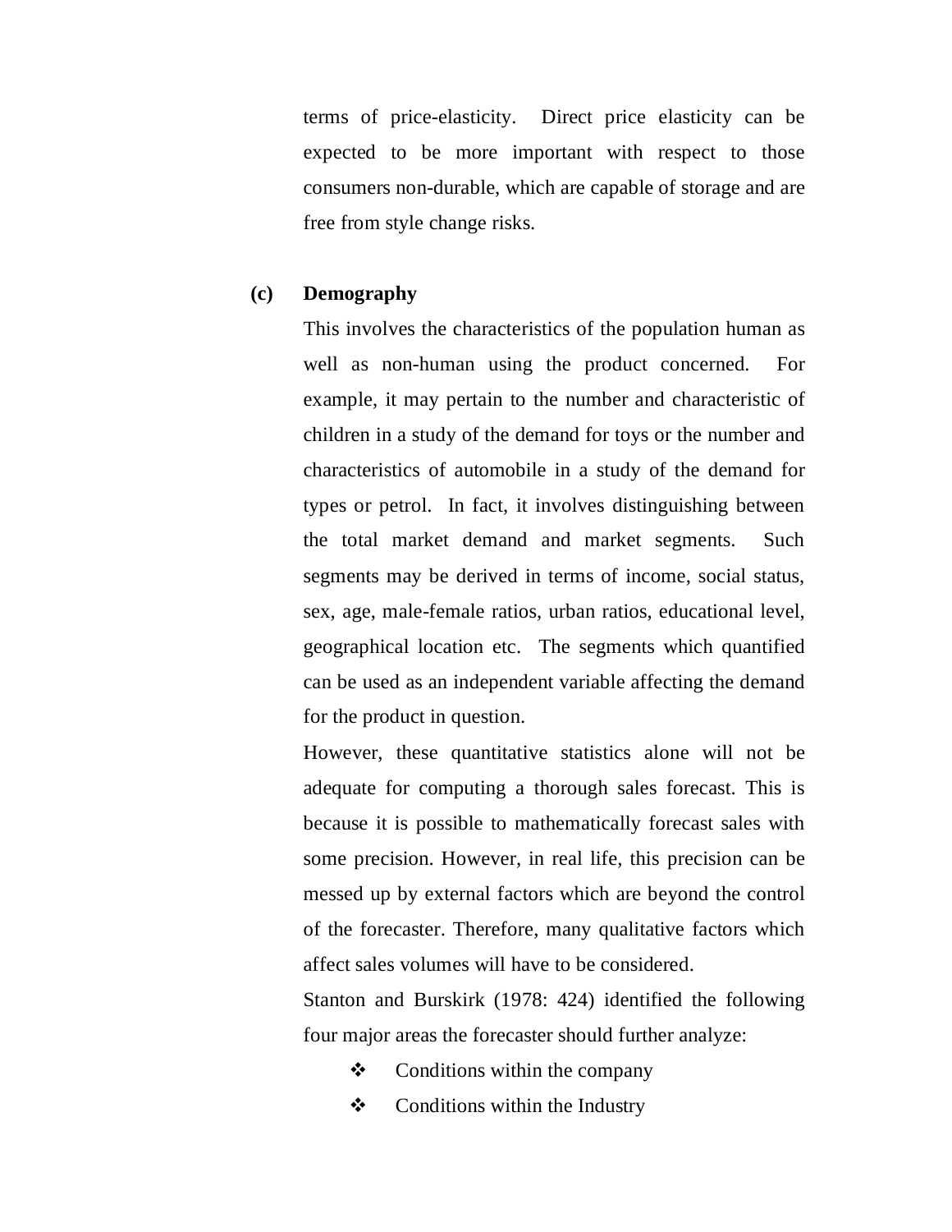terms of price-elasticity. Direct price elasticity can be expected to be more important with respect to those consumers non-durable, which are capable of storage and are free from style change risks.

**(c) Demography**

This involves the characteristics of the population human as well as non-human using the product concerned. For example, it may pertain to the number and characteristic of children in a study of the demand for toys or the number and characteristics of automobile in a study of the demand for types or petrol. In fact, it involves distinguishing between the total market demand and market segments. Such segments may be derived in terms of income, social status, sex, age, male-female ratios, urban ratios, educational level, geographical location etc. The segments which quantified can be used as an independent variable affecting the demand for the product in question.

However, these quantitative statistics alone will not be adequate for computing a thorough sales forecast. This is because it is possible to mathematically forecast sales with some precision. However, in real life, this precision can be messed up by external factors which are beyond the control of the forecaster. Therefore, many qualitative factors which affect sales volumes will have to be considered.

Stanton and Burskirk (1978: 424) identified the following four major areas the forecaster should further analyze:

- Conditions within the company
- Conditions within the Industry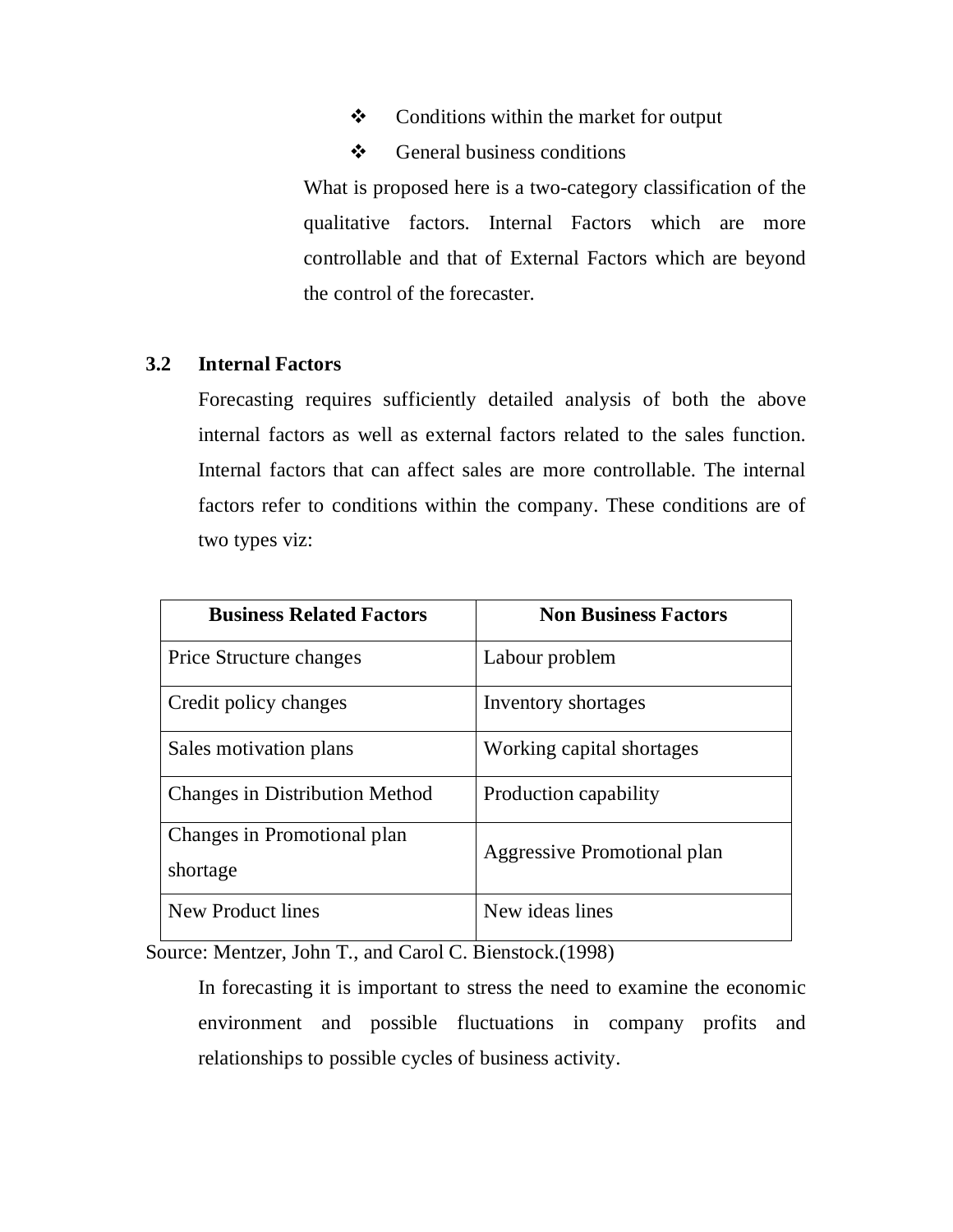- ❖ Conditions within the market for output
- ❖ General business conditions

What is proposed here is a two-category classification of the qualitative factors. Internal Factors which are more controllable and that of External Factors which are beyond the control of the forecaster.

### 3.2 Internal Factors

Forecasting requires sufficiently detailed analysis of both the above internal factors as well as external factors related to the sales function. Internal factors that can affect sales are more controllable. The internal factors refer to conditions within the company. These conditions are of two types viz:

| Business Related Factors | Non Business Factors |
| --- | --- |
| Price Structure changes | Labour problem |
| Credit policy changes | Inventory shortages |
| Sales motivation plans | Working capital shortages |
| Changes in Distribution Method | Production capability |
| Changes in Promotional plan shortage | Aggressive Promotional plan |
| New Product lines | New ideas lines |

Source: Mentzer, John T., and Carol C. Bienstock.(1998)

In forecasting it is important to stress the need to examine the economic environment and possible fluctuations in company profits and relationships to possible cycles of business activity.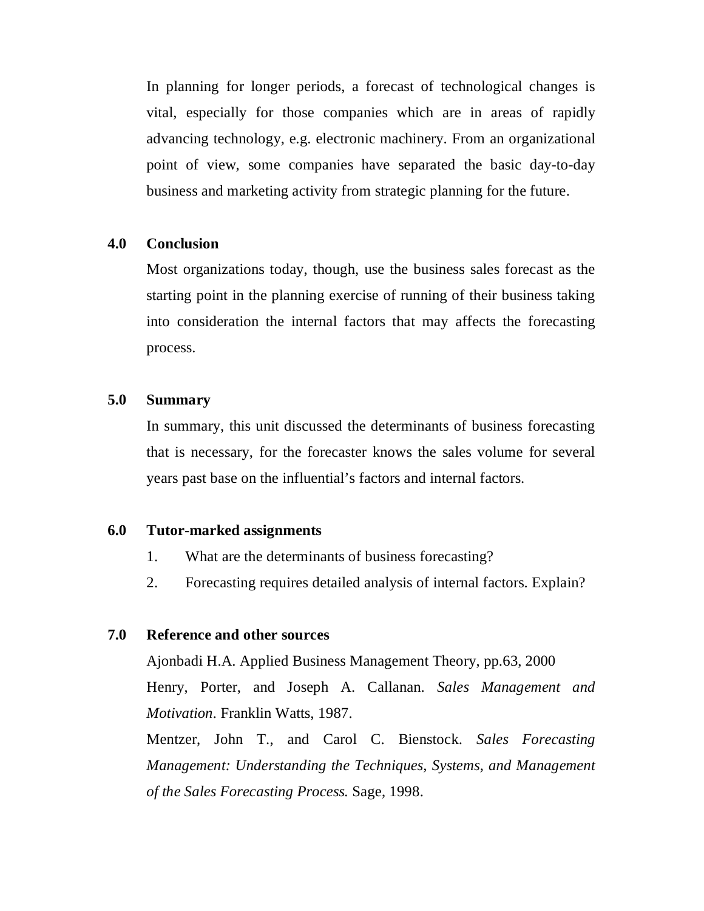In planning for longer periods, a forecast of technological changes is vital, especially for those companies which are in areas of rapidly advancing technology, e.g. electronic machinery. From an organizational point of view, some companies have separated the basic day-to-day business and marketing activity from strategic planning for the future.

## 4.0 Conclusion

Most organizations today, though, use the business sales forecast as the starting point in the planning exercise of running of their business taking into consideration the internal factors that may affects the forecasting process.

## 5.0 Summary

In summary, this unit discussed the determinants of business forecasting that is necessary, for the forecaster knows the sales volume for several years past base on the influential's factors and internal factors.

## 6.0 Tutor-marked assignments

1. What are the determinants of business forecasting?
2. Forecasting requires detailed analysis of internal factors. Explain?

## 7.0 Reference and other sources

Ajonbadi H.A. Applied Business Management Theory, pp.63, 2000

Henry, Porter, and Joseph A. Callanan. *Sales Management and Motivation*. Franklin Watts, 1987.

Mentzer, John T., and Carol C. Bienstock. *Sales Forecasting Management: Understanding the Techniques, Systems, and Management of the Sales Forecasting Process.* Sage, 1998.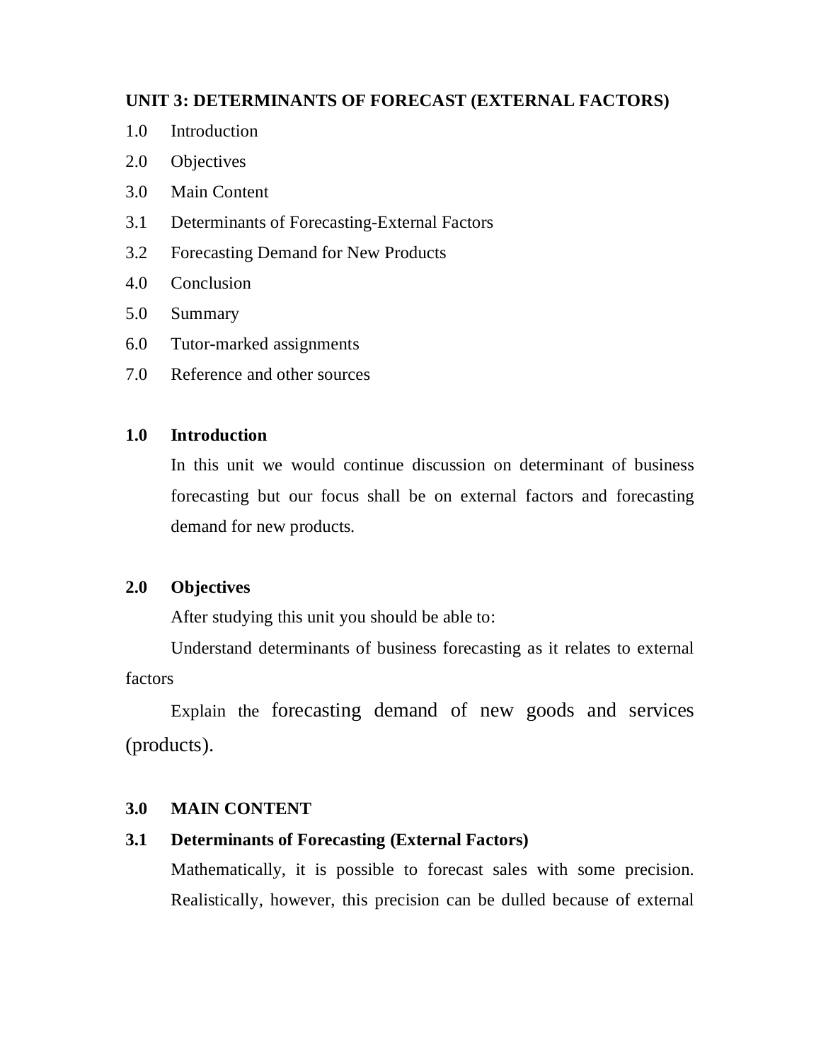## UNIT 3: DETERMINANTS OF FORECAST (EXTERNAL FACTORS)

1.0 Introduction

2.0 Objectives

3.0 Main Content

3.1 Determinants of Forecasting-External Factors

3.2 Forecasting Demand for New Products

4.0 Conclusion

5.0 Summary

6.0 Tutor-marked assignments

7.0 Reference and other sources

### 1.0 Introduction

In this unit we would continue discussion on determinant of business forecasting but our focus shall be on external factors and forecasting demand for new products.

### 2.0 Objectives

After studying this unit you should be able to:

Understand determinants of business forecasting as it relates to external factors

Explain the forecasting demand of new goods and services (products).

### 3.0 MAIN CONTENT

### 3.1 Determinants of Forecasting (External Factors)

Mathematically, it is possible to forecast sales with some precision. Realistically, however, this precision can be dulled because of external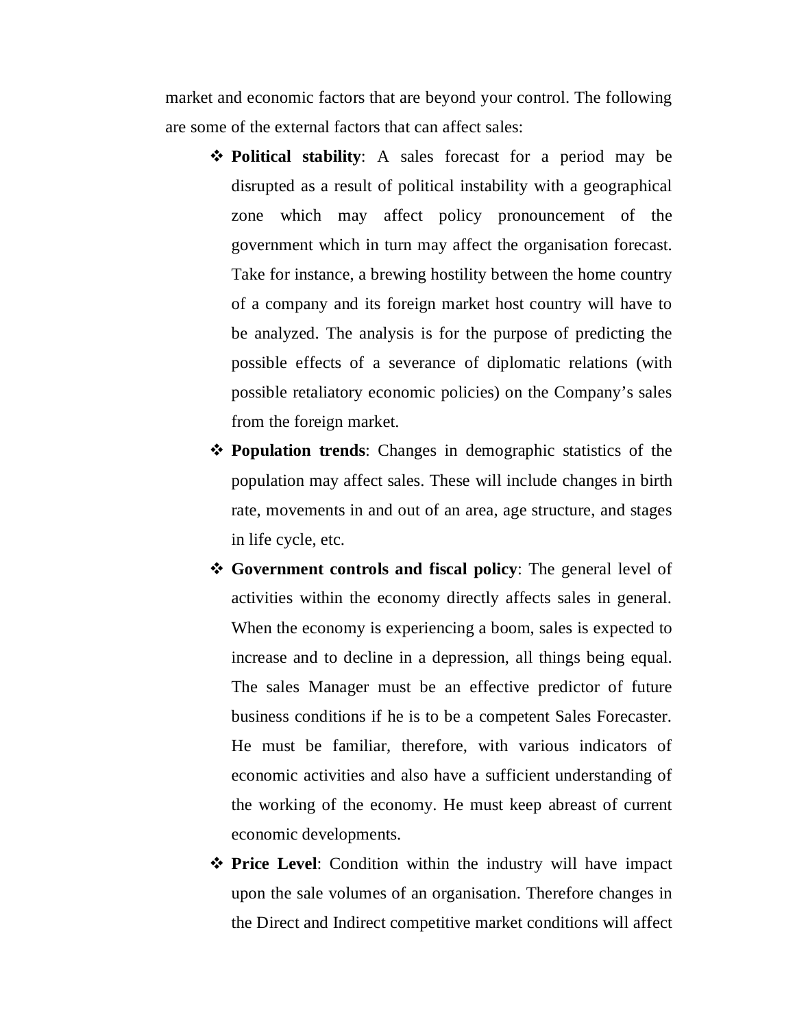market and economic factors that are beyond your control. The following are some of the external factors that can affect sales:

- **Political stability**: A sales forecast for a period may be disrupted as a result of political instability with a geographical zone which may affect policy pronouncement of the government which in turn may affect the organisation forecast. Take for instance, a brewing hostility between the home country of a company and its foreign market host country will have to be analyzed. The analysis is for the purpose of predicting the possible effects of a severance of diplomatic relations (with possible retaliatory economic policies) on the Company's sales from the foreign market.
- **Population trends**: Changes in demographic statistics of the population may affect sales. These will include changes in birth rate, movements in and out of an area, age structure, and stages in life cycle, etc.
- **Government controls and fiscal policy**: The general level of activities within the economy directly affects sales in general. When the economy is experiencing a boom, sales is expected to increase and to decline in a depression, all things being equal. The sales Manager must be an effective predictor of future business conditions if he is to be a competent Sales Forecaster. He must be familiar, therefore, with various indicators of economic activities and also have a sufficient understanding of the working of the economy. He must keep abreast of current economic developments.
- **Price Level**: Condition within the industry will have impact upon the sale volumes of an organisation. Therefore changes in the Direct and Indirect competitive market conditions will affect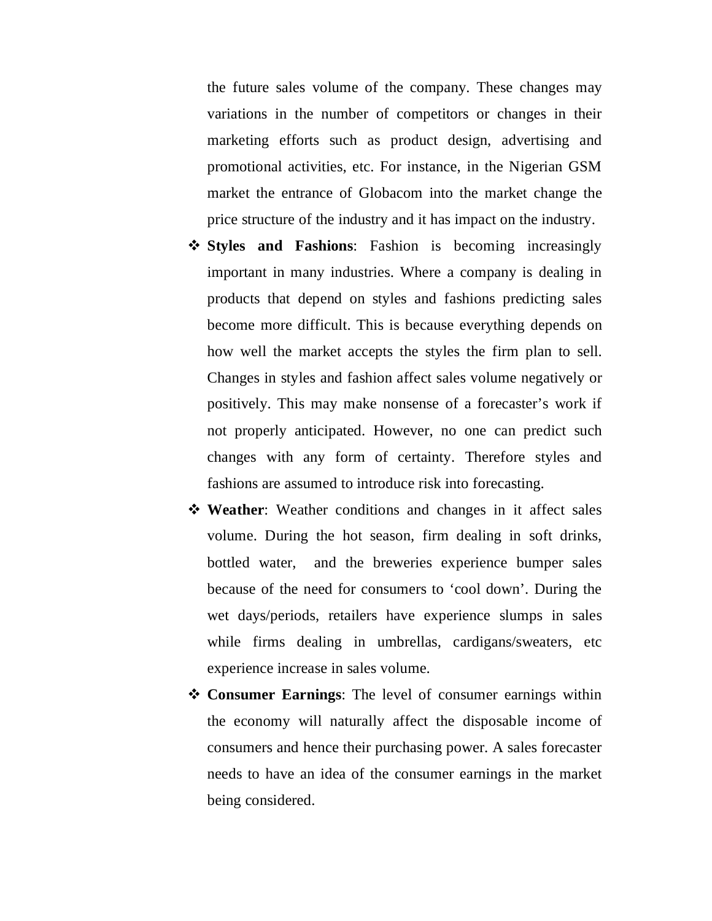the future sales volume of the company. These changes may variations in the number of competitors or changes in their marketing efforts such as product design, advertising and promotional activities, etc. For instance, in the Nigerian GSM market the entrance of Globacom into the market change the price structure of the industry and it has impact on the industry.

- **Styles and Fashions**: Fashion is becoming increasingly important in many industries. Where a company is dealing in products that depend on styles and fashions predicting sales become more difficult. This is because everything depends on how well the market accepts the styles the firm plan to sell. Changes in styles and fashion affect sales volume negatively or positively. This may make nonsense of a forecaster's work if not properly anticipated. However, no one can predict such changes with any form of certainty. Therefore styles and fashions are assumed to introduce risk into forecasting.
- **Weather**: Weather conditions and changes in it affect sales volume. During the hot season, firm dealing in soft drinks, bottled water, and the breweries experience bumper sales because of the need for consumers to 'cool down'. During the wet days/periods, retailers have experience slumps in sales while firms dealing in umbrellas, cardigans/sweaters, etc experience increase in sales volume.
- **Consumer Earnings**: The level of consumer earnings within the economy will naturally affect the disposable income of consumers and hence their purchasing power. A sales forecaster needs to have an idea of the consumer earnings in the market being considered.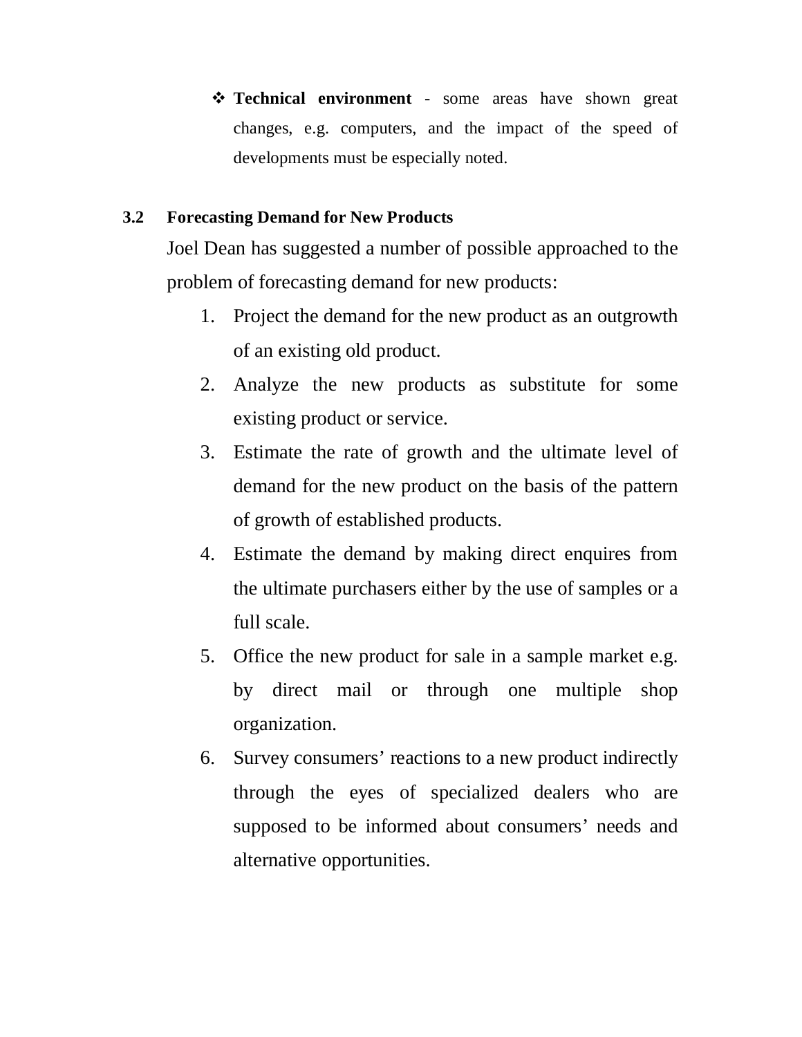- **Technical environment** - some areas have shown great changes, e.g. computers, and the impact of the speed of developments must be especially noted.

### 3.2 Forecasting Demand for New Products

Joel Dean has suggested a number of possible approached to the problem of forecasting demand for new products:

1. Project the demand for the new product as an outgrowth of an existing old product.
2. Analyze the new products as substitute for some existing product or service.
3. Estimate the rate of growth and the ultimate level of demand for the new product on the basis of the pattern of growth of established products.
4. Estimate the demand by making direct enquires from the ultimate purchasers either by the use of samples or a full scale.
5. Office the new product for sale in a sample market e.g. by direct mail or through one multiple shop organization.
6. Survey consumers' reactions to a new product indirectly through the eyes of specialized dealers who are supposed to be informed about consumers' needs and alternative opportunities.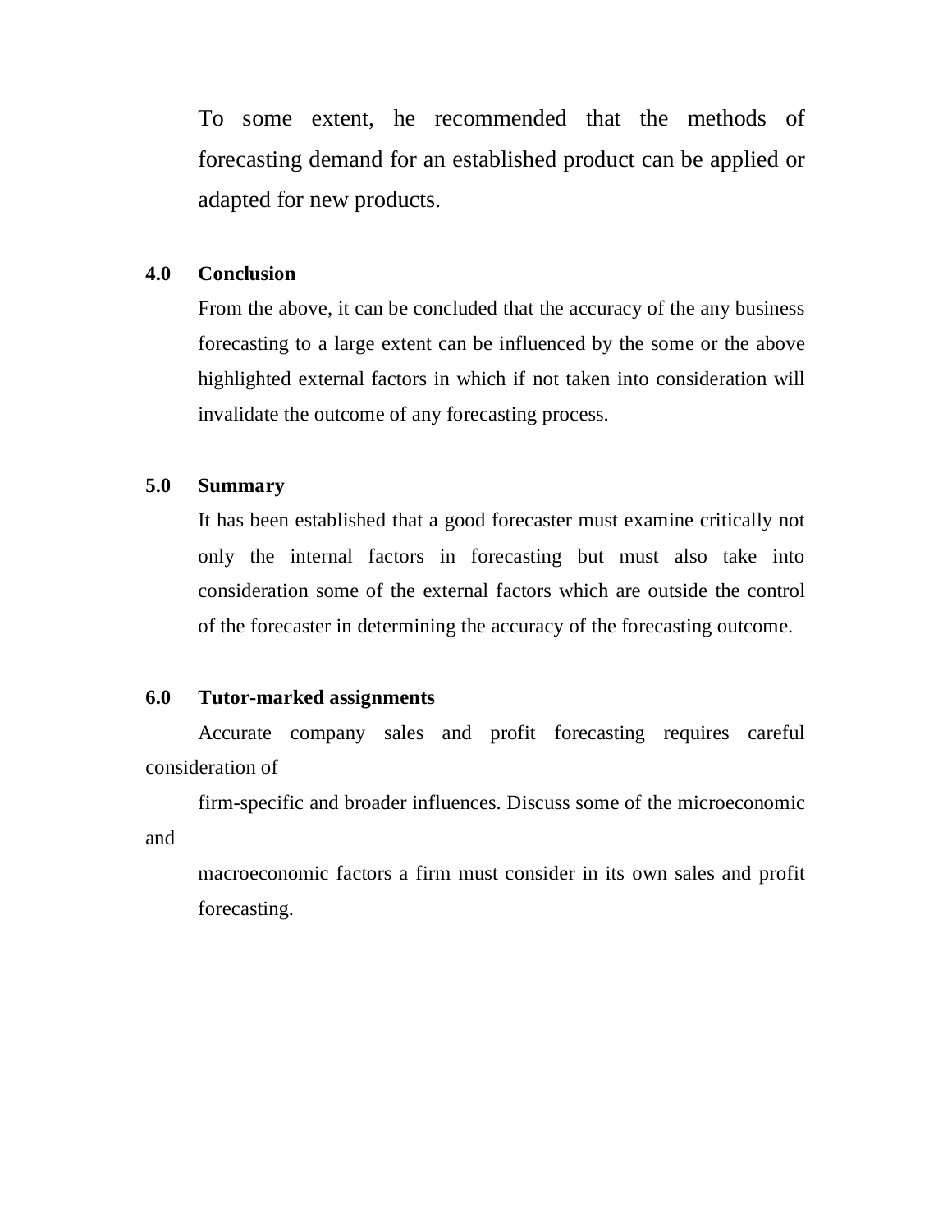To some extent, he recommended that the methods of forecasting demand for an established product can be applied or adapted for new products.

## 4.0 Conclusion

From the above, it can be concluded that the accuracy of the any business forecasting to a large extent can be influenced by the some or the above highlighted external factors in which if not taken into consideration will invalidate the outcome of any forecasting process.

## 5.0 Summary

It has been established that a good forecaster must examine critically not only the internal factors in forecasting but must also take into consideration some of the external factors which are outside the control of the forecaster in determining the accuracy of the forecasting outcome.

## 6.0 Tutor-marked assignments

Accurate company sales and profit forecasting requires careful consideration of firm-specific and broader influences. Discuss some of the microeconomic and macroeconomic factors a firm must consider in its own sales and profit forecasting.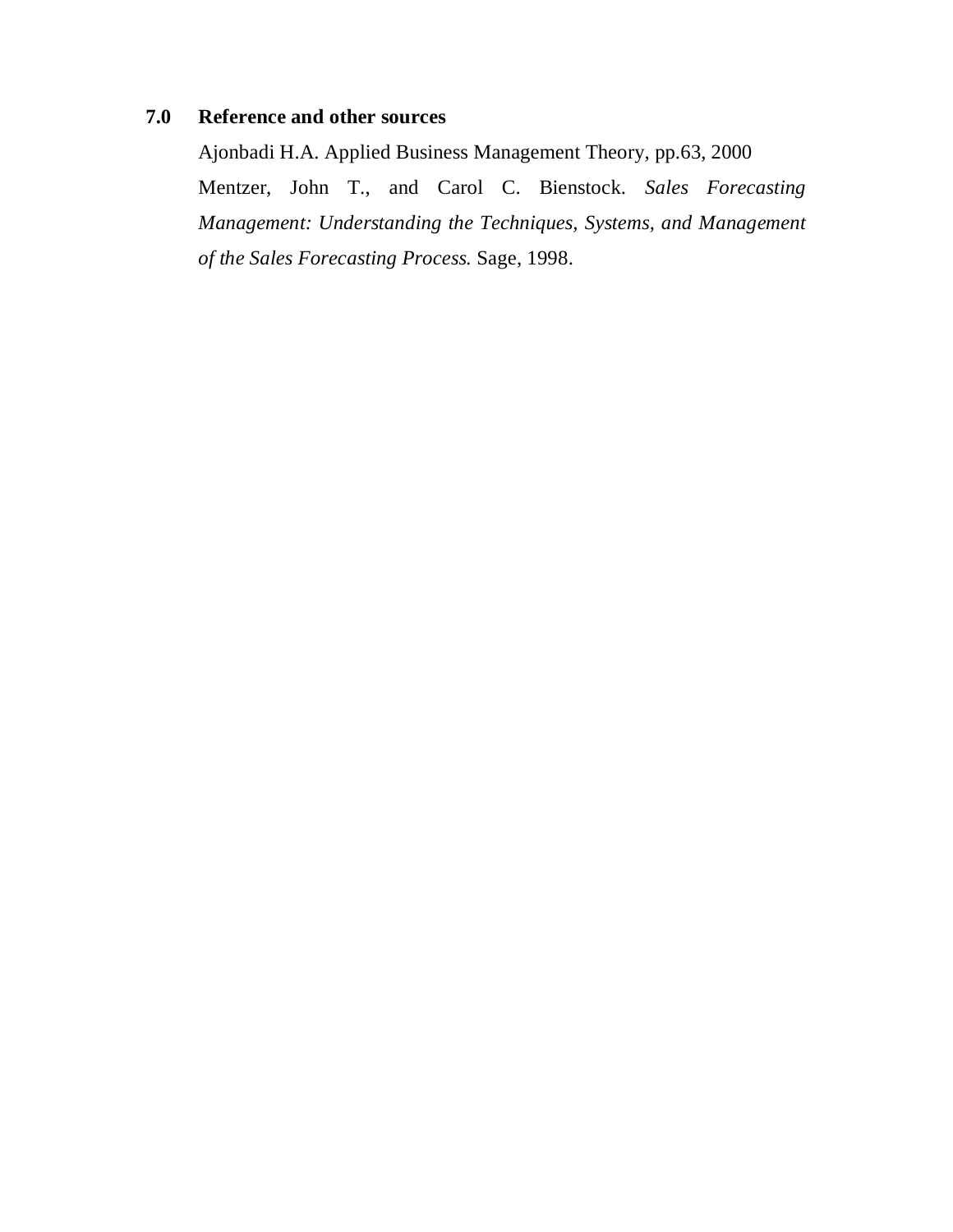## 7.0 Reference and other sources

Ajonbadi H.A. Applied Business Management Theory, pp.63, 2000

Mentzer, John T., and Carol C. Bienstock. *Sales Forecasting Management: Understanding the Techniques, Systems, and Management of the Sales Forecasting Process.* Sage, 1998.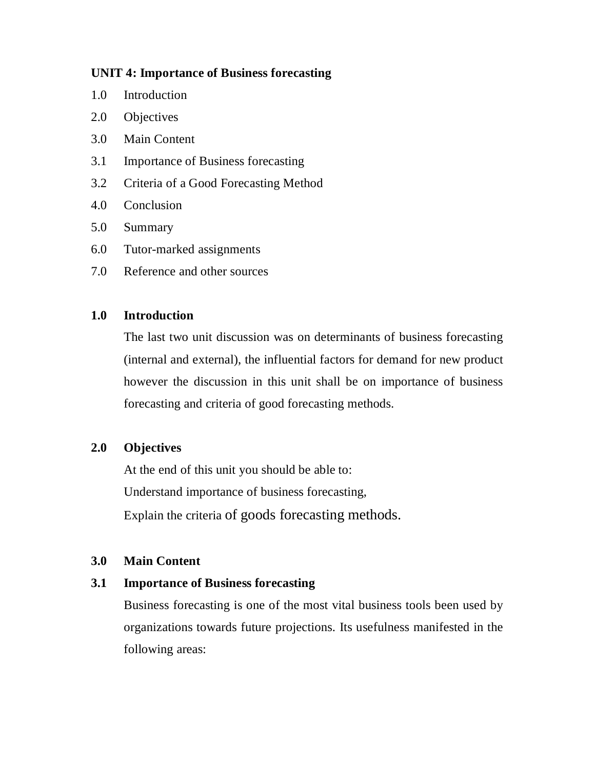**UNIT 4: Importance of Business forecasting**

1.0 Introduction
2.0 Objectives
3.0 Main Content
3.1 Importance of Business forecasting
3.2 Criteria of a Good Forecasting Method
4.0 Conclusion
5.0 Summary
6.0 Tutor-marked assignments
7.0 Reference and other sources

## 1.0 Introduction

The last two unit discussion was on determinants of business forecasting (internal and external), the influential factors for demand for new product however the discussion in this unit shall be on importance of business forecasting and criteria of good forecasting methods.

## 2.0 Objectives

At the end of this unit you should be able to:

Understand importance of business forecasting,

Explain the criteria of goods forecasting methods.

## 3.0 Main Content

### 3.1 Importance of Business forecasting

Business forecasting is one of the most vital business tools been used by organizations towards future projections. Its usefulness manifested in the following areas: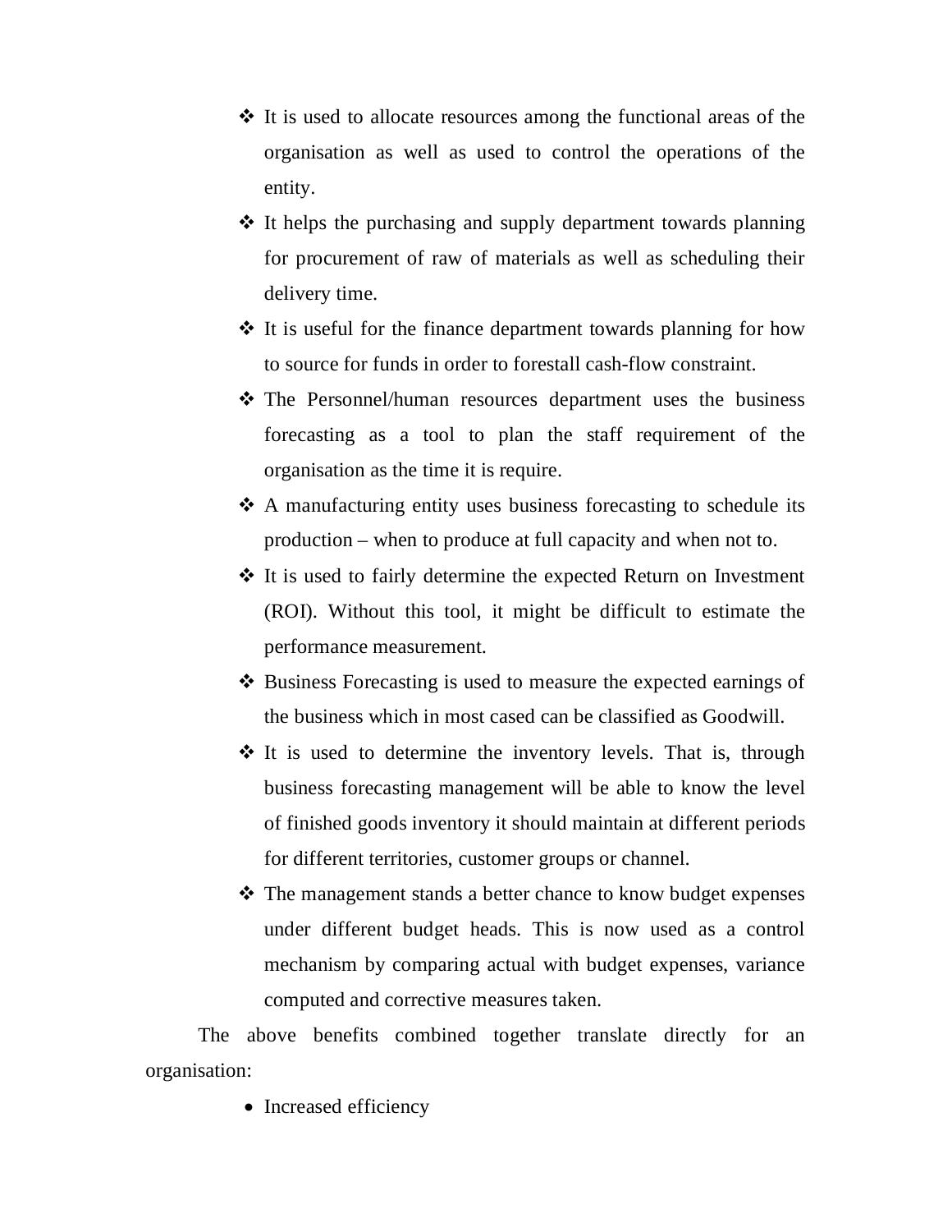- It is used to allocate resources among the functional areas of the organisation as well as used to control the operations of the entity.
- It helps the purchasing and supply department towards planning for procurement of raw of materials as well as scheduling their delivery time.
- It is useful for the finance department towards planning for how to source for funds in order to forestall cash-flow constraint.
- The Personnel/human resources department uses the business forecasting as a tool to plan the staff requirement of the organisation as the time it is require.
- A manufacturing entity uses business forecasting to schedule its production – when to produce at full capacity and when not to.
- It is used to fairly determine the expected Return on Investment (ROI). Without this tool, it might be difficult to estimate the performance measurement.
- Business Forecasting is used to measure the expected earnings of the business which in most cased can be classified as Goodwill.
- It is used to determine the inventory levels. That is, through business forecasting management will be able to know the level of finished goods inventory it should maintain at different periods for different territories, customer groups or channel.
- The management stands a better chance to know budget expenses under different budget heads. This is now used as a control mechanism by comparing actual with budget expenses, variance computed and corrective measures taken.

The above benefits combined together translate directly for an organisation:

- Increased efficiency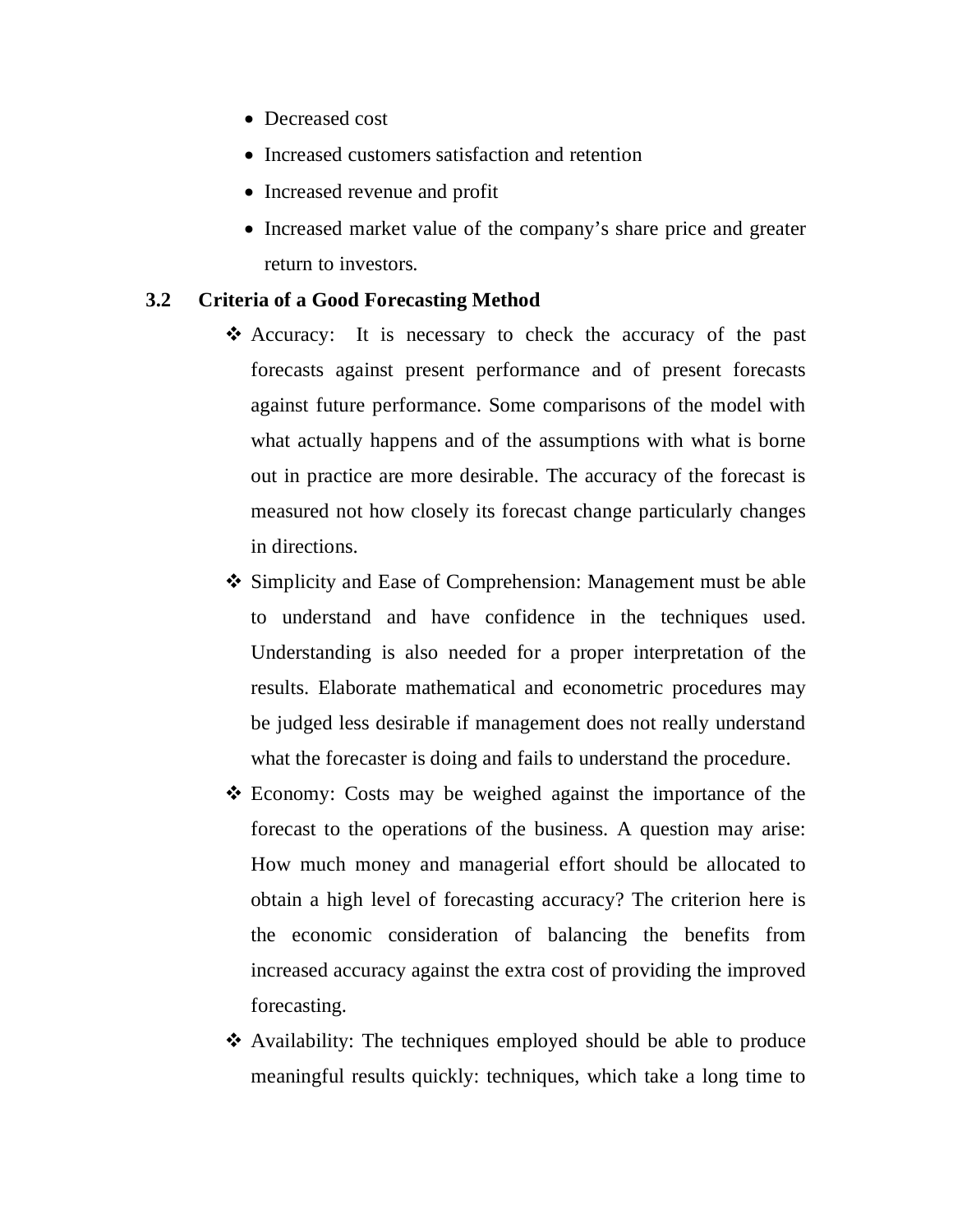- Decreased cost
- Increased customers satisfaction and retention
- Increased revenue and profit
- Increased market value of the company's share price and greater return to investors.

## 3.2 Criteria of a Good Forecasting Method

- Accuracy: It is necessary to check the accuracy of the past forecasts against present performance and of present forecasts against future performance. Some comparisons of the model with what actually happens and of the assumptions with what is borne out in practice are more desirable. The accuracy of the forecast is measured not how closely its forecast change particularly changes in directions.
- Simplicity and Ease of Comprehension: Management must be able to understand and have confidence in the techniques used. Understanding is also needed for a proper interpretation of the results. Elaborate mathematical and econometric procedures may be judged less desirable if management does not really understand what the forecaster is doing and fails to understand the procedure.
- Economy: Costs may be weighed against the importance of the forecast to the operations of the business. A question may arise: How much money and managerial effort should be allocated to obtain a high level of forecasting accuracy? The criterion here is the economic consideration of balancing the benefits from increased accuracy against the extra cost of providing the improved forecasting.
- Availability: The techniques employed should be able to produce meaningful results quickly: techniques, which take a long time to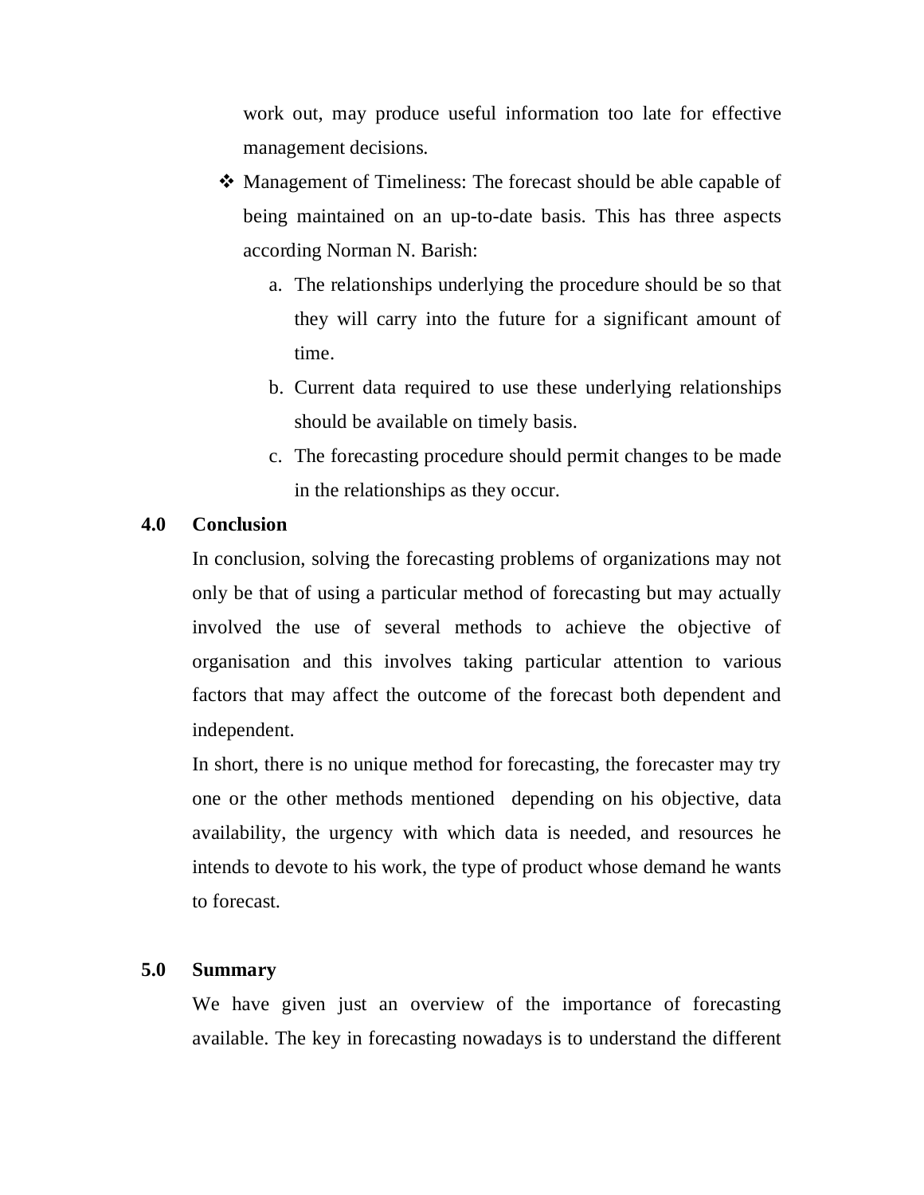work out, may produce useful information too late for effective management decisions.

- Management of Timeliness: The forecast should be able capable of being maintained on an up-to-date basis. This has three aspects according Norman N. Barish:
    a. The relationships underlying the procedure should be so that they will carry into the future for a significant amount of time.
    b. Current data required to use these underlying relationships should be available on timely basis.
    c. The forecasting procedure should permit changes to be made in the relationships as they occur.

## 4.0 Conclusion

In conclusion, solving the forecasting problems of organizations may not only be that of using a particular method of forecasting but may actually involved the use of several methods to achieve the objective of organisation and this involves taking particular attention to various factors that may affect the outcome of the forecast both dependent and independent.

In short, there is no unique method for forecasting, the forecaster may try one or the other methods mentioned depending on his objective, data availability, the urgency with which data is needed, and resources he intends to devote to his work, the type of product whose demand he wants to forecast.

## 5.0 Summary

We have given just an overview of the importance of forecasting available. The key in forecasting nowadays is to understand the different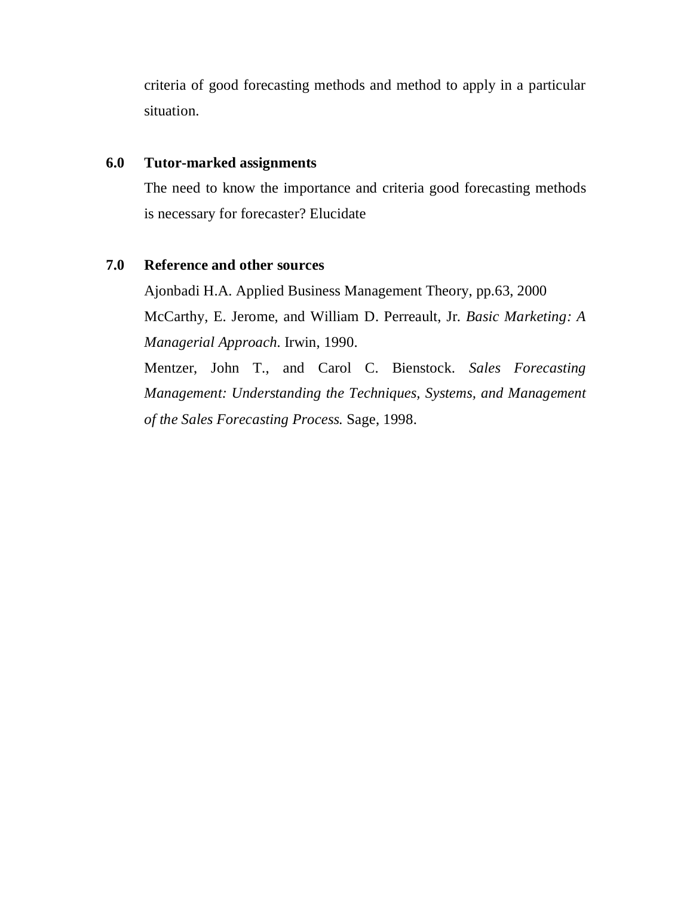criteria of good forecasting methods and method to apply in a particular situation.

## 6.0 Tutor-marked assignments

The need to know the importance and criteria good forecasting methods is necessary for forecaster? Elucidate

## 7.0 Reference and other sources

Ajonbadi H.A. Applied Business Management Theory, pp.63, 2000

McCarthy, E. Jerome, and William D. Perreault, Jr. *Basic Marketing: A Managerial Approach.* Irwin, 1990.

Mentzer, John T., and Carol C. Bienstock. *Sales Forecasting Management: Understanding the Techniques, Systems, and Management of the Sales Forecasting Process.* Sage, 1998.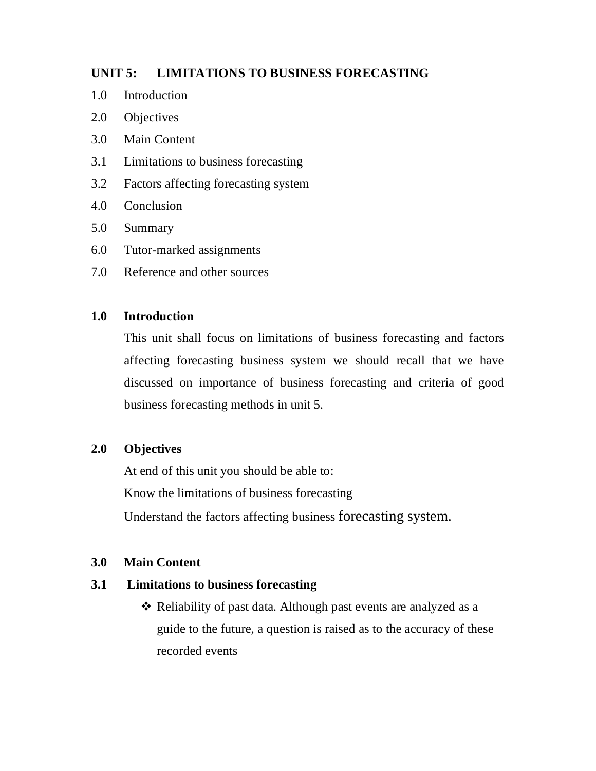# UNIT 5: LIMITATIONS TO BUSINESS FORECASTING

1.0 Introduction

2.0 Objectives

3.0 Main Content

3.1 Limitations to business forecasting

3.2 Factors affecting forecasting system

4.0 Conclusion

5.0 Summary

6.0 Tutor-marked assignments

7.0 Reference and other sources

## 1.0 Introduction

This unit shall focus on limitations of business forecasting and factors affecting forecasting business system we should recall that we have discussed on importance of business forecasting and criteria of good business forecasting methods in unit 5.

## 2.0 Objectives

At end of this unit you should be able to:

Know the limitations of business forecasting

Understand the factors affecting business forecasting system.

## 3.0 Main Content

### 3.1 Limitations to business forecasting

- Reliability of past data. Although past events are analyzed as a guide to the future, a question is raised as to the accuracy of these recorded events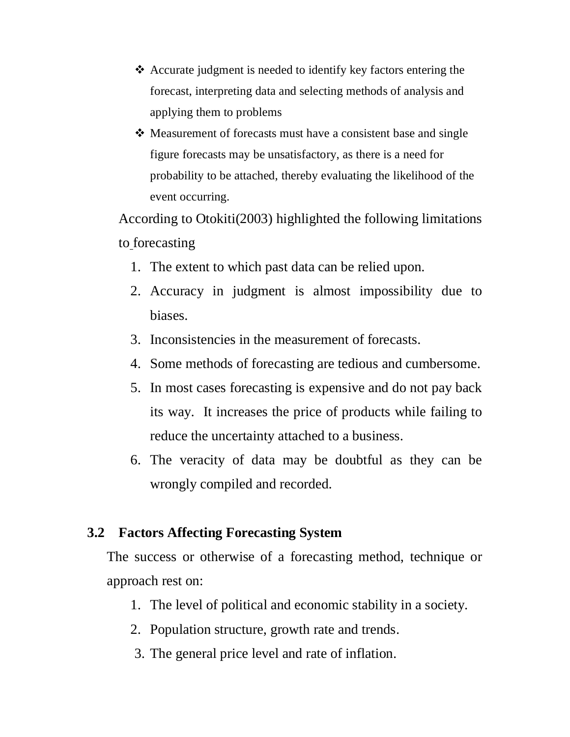- Accurate judgment is needed to identify key factors entering the forecast, interpreting data and selecting methods of analysis and applying them to problems
- Measurement of forecasts must have a consistent base and single figure forecasts may be unsatisfactory, as there is a need for probability to be attached, thereby evaluating the likelihood of the event occurring.

According to Otokiti(2003) highlighted the following limitations to forecasting

1. The extent to which past data can be relied upon.
2. Accuracy in judgment is almost impossibility due to biases.
3. Inconsistencies in the measurement of forecasts.
4. Some methods of forecasting are tedious and cumbersome.
5. In most cases forecasting is expensive and do not pay back its way. It increases the price of products while failing to reduce the uncertainty attached to a business.
6. The veracity of data may be doubtful as they can be wrongly compiled and recorded.

## 3.2 Factors Affecting Forecasting System

The success or otherwise of a forecasting method, technique or approach rest on:

1. The level of political and economic stability in a society.
2. Population structure, growth rate and trends.
3. The general price level and rate of inflation.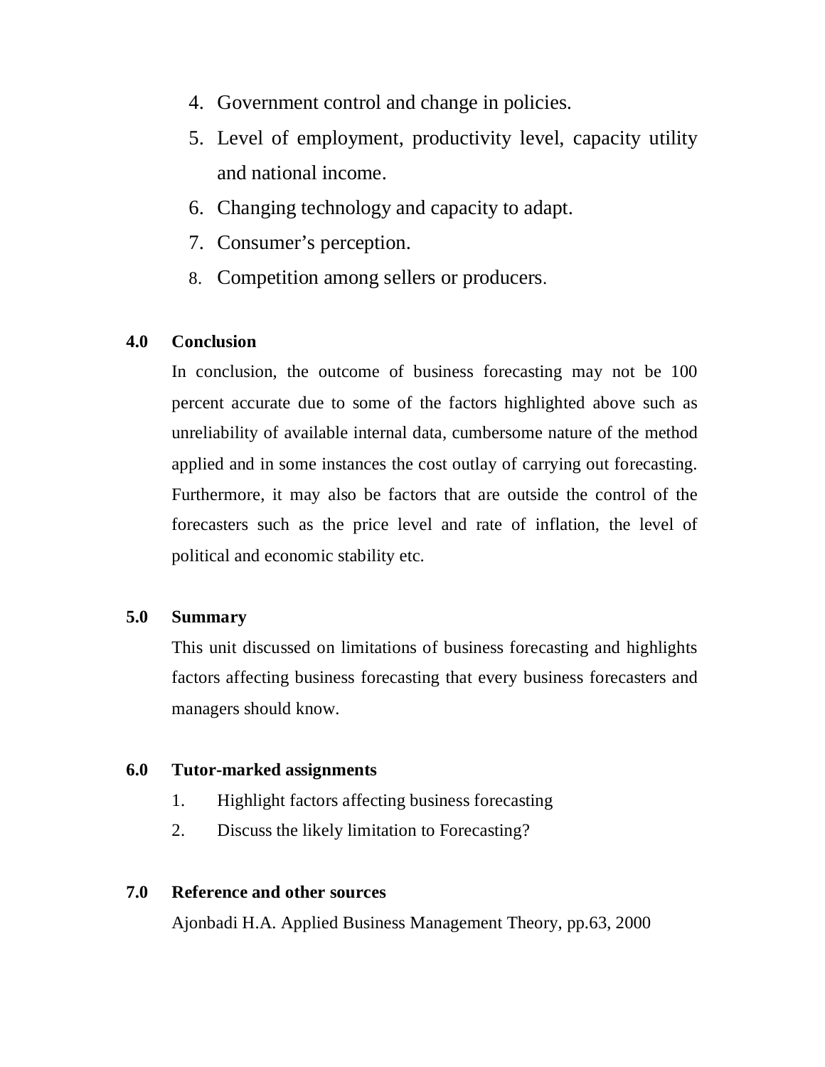4. Government control and change in policies.
5. Level of employment, productivity level, capacity utility and national income.
6. Changing technology and capacity to adapt.
7. Consumer's perception.
8. Competition among sellers or producers.

## 4.0 Conclusion

In conclusion, the outcome of business forecasting may not be 100 percent accurate due to some of the factors highlighted above such as unreliability of available internal data, cumbersome nature of the method applied and in some instances the cost outlay of carrying out forecasting. Furthermore, it may also be factors that are outside the control of the forecasters such as the price level and rate of inflation, the level of political and economic stability etc.

## 5.0 Summary

This unit discussed on limitations of business forecasting and highlights factors affecting business forecasting that every business forecasters and managers should know.

## 6.0 Tutor-marked assignments

1. Highlight factors affecting business forecasting
2. Discuss the likely limitation to Forecasting?

## 7.0 Reference and other sources

Ajonbadi H.A. Applied Business Management Theory, pp.63, 2000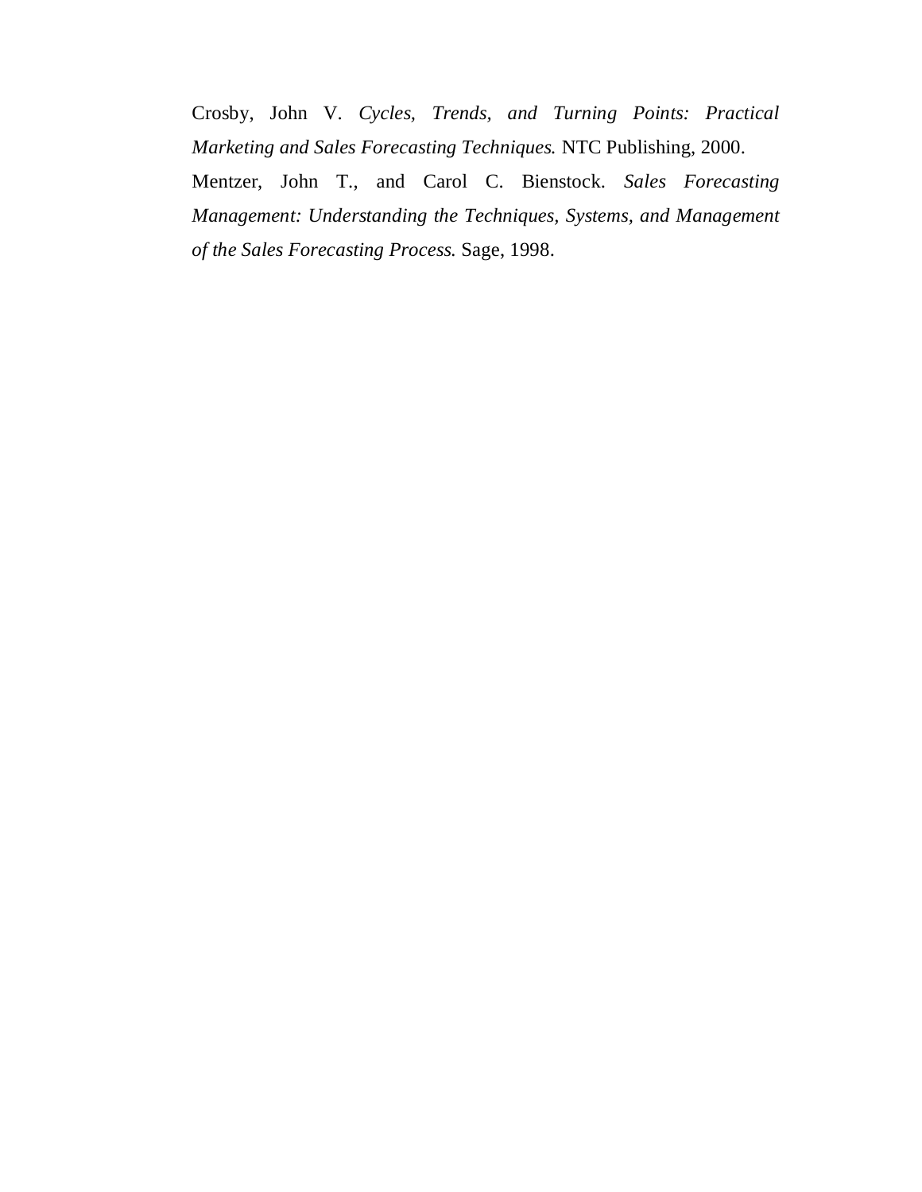Crosby, John V. *Cycles, Trends, and Turning Points: Practical Marketing and Sales Forecasting Techniques.* NTC Publishing, 2000.

Mentzer, John T., and Carol C. Bienstock. *Sales Forecasting Management: Understanding the Techniques, Systems, and Management of the Sales Forecasting Process.* Sage, 1998.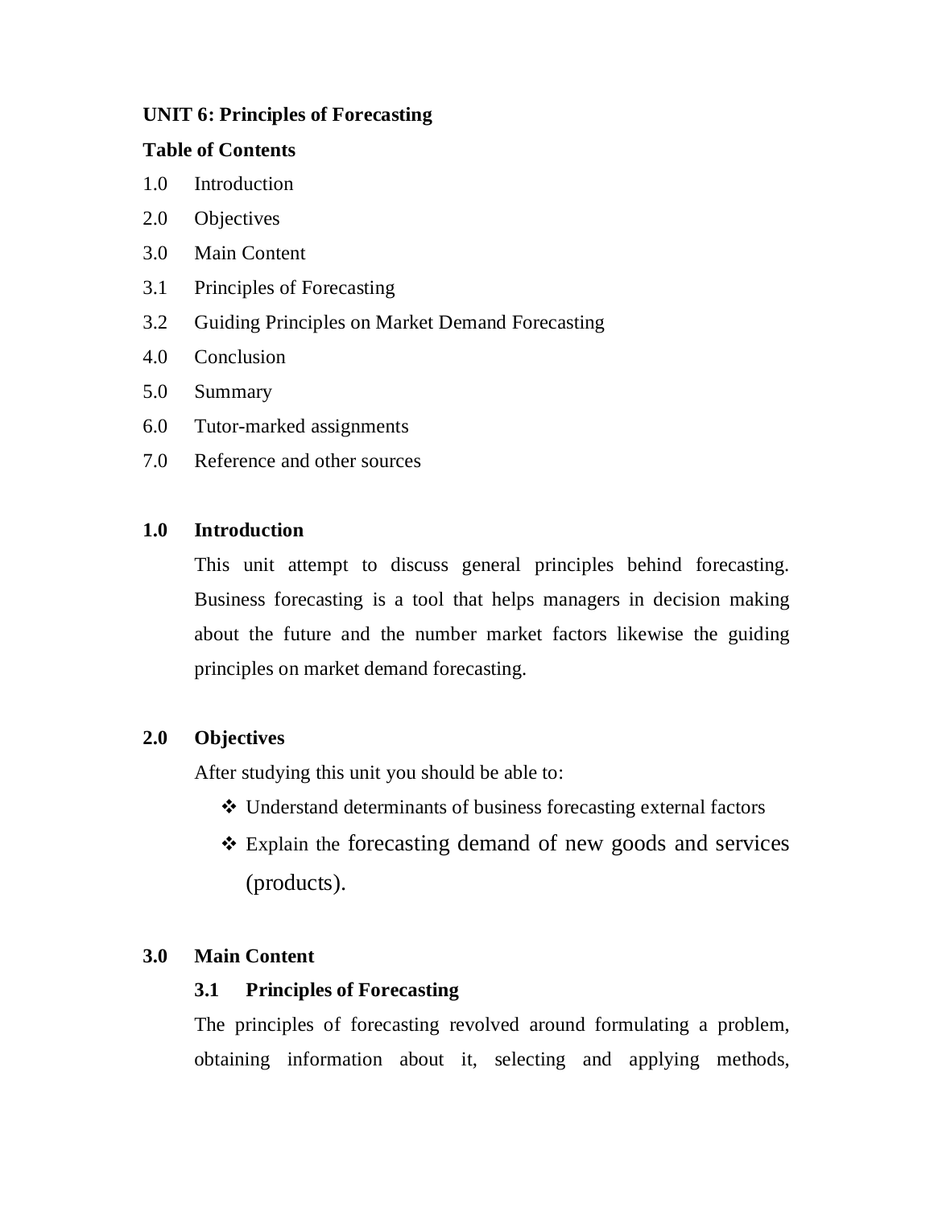**UNIT 6: Principles of Forecasting**

**Table of Contents**

1.0 Introduction

2.0 Objectives

3.0 Main Content

3.1 Principles of Forecasting

3.2 Guiding Principles on Market Demand Forecasting

4.0 Conclusion

5.0 Summary

6.0 Tutor-marked assignments

7.0 Reference and other sources

## 1.0 Introduction

This unit attempt to discuss general principles behind forecasting. Business forecasting is a tool that helps managers in decision making about the future and the number market factors likewise the guiding principles on market demand forecasting.

## 2.0 Objectives

After studying this unit you should be able to:

- Understand determinants of business forecasting external factors
- Explain the forecasting demand of new goods and services (products).

## 3.0 Main Content

### 3.1 Principles of Forecasting

The principles of forecasting revolved around formulating a problem, obtaining information about it, selecting and applying methods,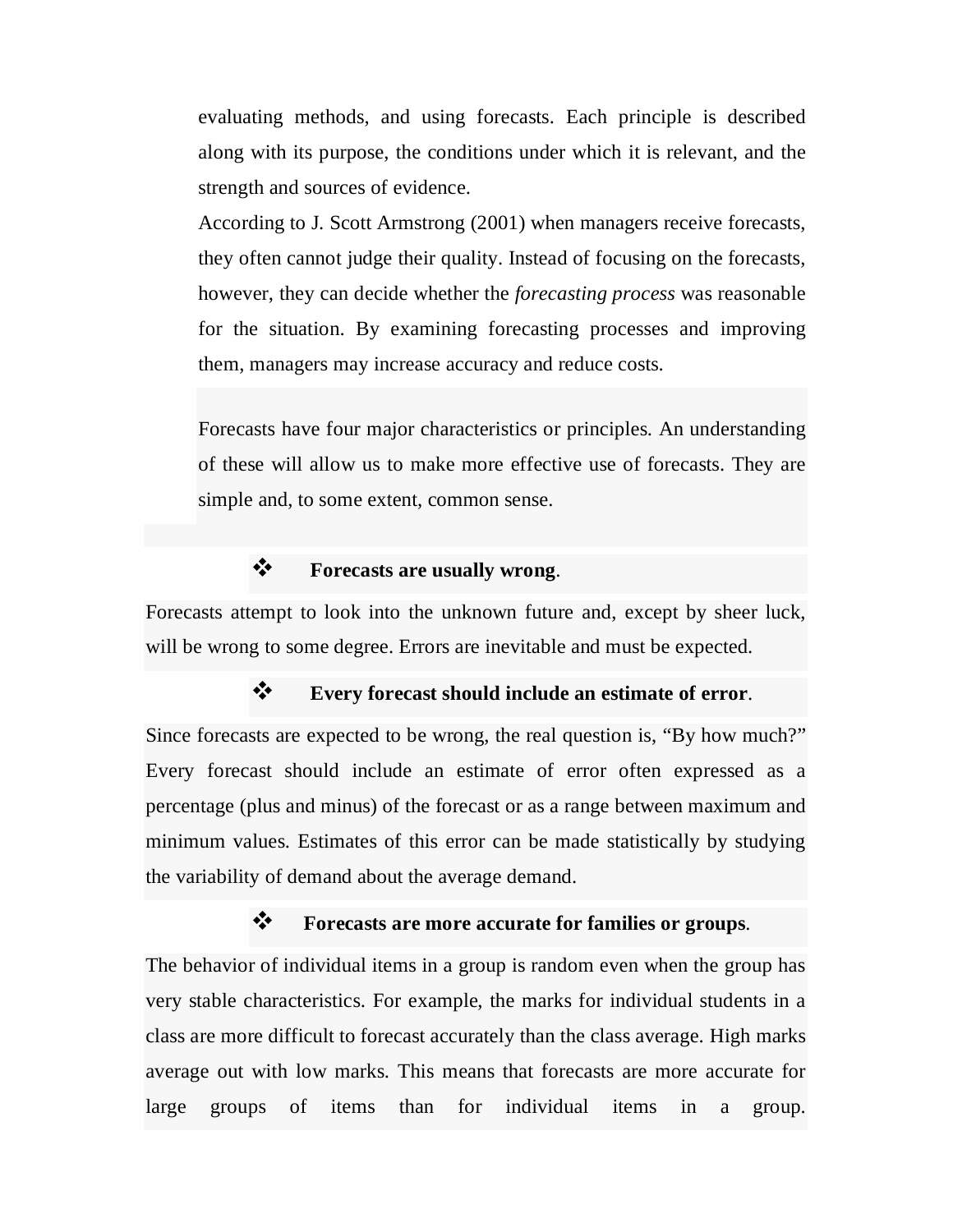evaluating methods, and using forecasts. Each principle is described along with its purpose, the conditions under which it is relevant, and the strength and sources of evidence.

According to J. Scott Armstrong (2001) when managers receive forecasts, they often cannot judge their quality. Instead of focusing on the forecasts, however, they can decide whether the *forecasting process* was reasonable for the situation. By examining forecasting processes and improving them, managers may increase accuracy and reduce costs.

Forecasts have four major characteristics or principles. An understanding of these will allow us to make more effective use of forecasts. They are simple and, to some extent, common sense.

- **Forecasts are usually wrong**.

Forecasts attempt to look into the unknown future and, except by sheer luck, will be wrong to some degree. Errors are inevitable and must be expected.

- **Every forecast should include an estimate of error**.

Since forecasts are expected to be wrong, the real question is, "By how much?" Every forecast should include an estimate of error often expressed as a percentage (plus and minus) of the forecast or as a range between maximum and minimum values. Estimates of this error can be made statistically by studying the variability of demand about the average demand.

- **Forecasts are more accurate for families or groups**.

The behavior of individual items in a group is random even when the group has very stable characteristics. For example, the marks for individual students in a class are more difficult to forecast accurately than the class average. High marks average out with low marks. This means that forecasts are more accurate for large groups of items than for individual items in a group.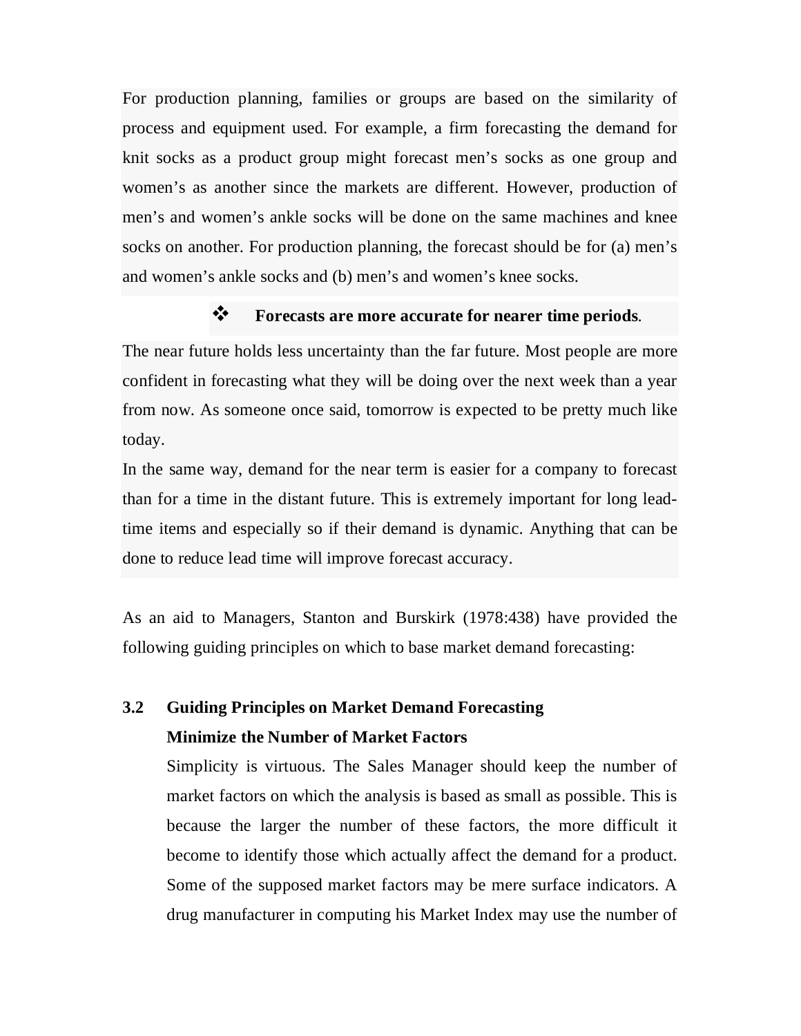For production planning, families or groups are based on the similarity of process and equipment used. For example, a firm forecasting the demand for knit socks as a product group might forecast men's socks as one group and women's as another since the markets are different. However, production of men's and women's ankle socks will be done on the same machines and knee socks on another. For production planning, the forecast should be for (a) men's and women's ankle socks and (b) men's and women's knee socks.

❖ **Forecasts are more accurate for nearer time periods**.

The near future holds less uncertainty than the far future. Most people are more confident in forecasting what they will be doing over the next week than a year from now. As someone once said, tomorrow is expected to be pretty much like today.

In the same way, demand for the near term is easier for a company to forecast than for a time in the distant future. This is extremely important for long lead-time items and especially so if their demand is dynamic. Anything that can be done to reduce lead time will improve forecast accuracy.

As an aid to Managers, Stanton and Burskirk (1978:438) have provided the following guiding principles on which to base market demand forecasting:

## 3.2 Guiding Principles on Market Demand Forecasting

**Minimize the Number of Market Factors**

Simplicity is virtuous. The Sales Manager should keep the number of market factors on which the analysis is based as small as possible. This is because the larger the number of these factors, the more difficult it become to identify those which actually affect the demand for a product. Some of the supposed market factors may be mere surface indicators. A drug manufacturer in computing his Market Index may use the number of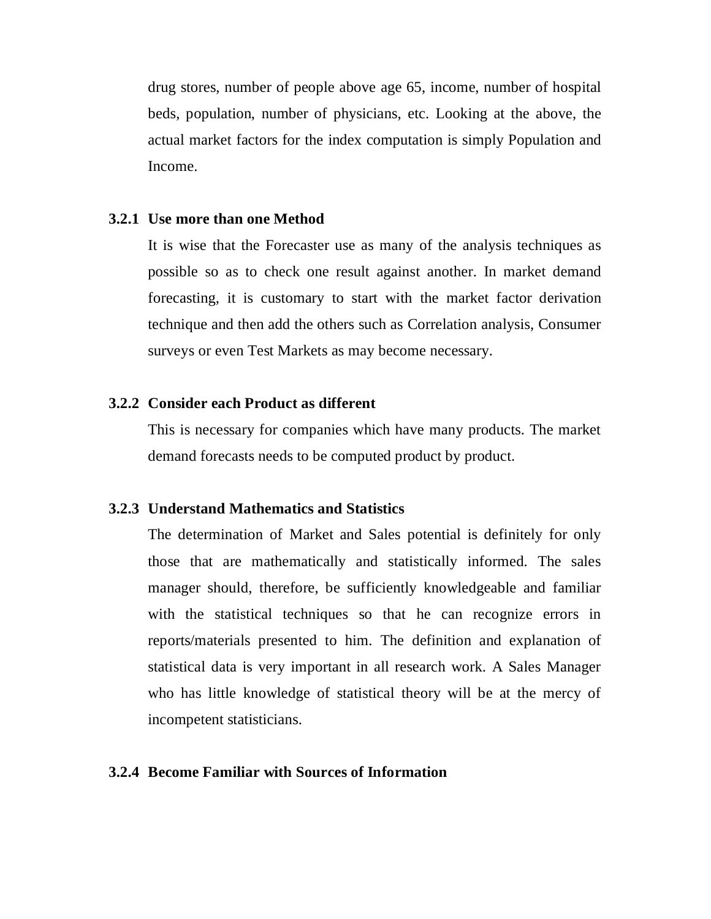drug stores, number of people above age 65, income, number of hospital beds, population, number of physicians, etc. Looking at the above, the actual market factors for the index computation is simply Population and Income.

### 3.2.1 Use more than one Method

It is wise that the Forecaster use as many of the analysis techniques as possible so as to check one result against another. In market demand forecasting, it is customary to start with the market factor derivation technique and then add the others such as Correlation analysis, Consumer surveys or even Test Markets as may become necessary.

### 3.2.2 Consider each Product as different

This is necessary for companies which have many products. The market demand forecasts needs to be computed product by product.

### 3.2.3 Understand Mathematics and Statistics

The determination of Market and Sales potential is definitely for only those that are mathematically and statistically informed. The sales manager should, therefore, be sufficiently knowledgeable and familiar with the statistical techniques so that he can recognize errors in reports/materials presented to him. The definition and explanation of statistical data is very important in all research work. A Sales Manager who has little knowledge of statistical theory will be at the mercy of incompetent statisticians.

### 3.2.4 Become Familiar with Sources of Information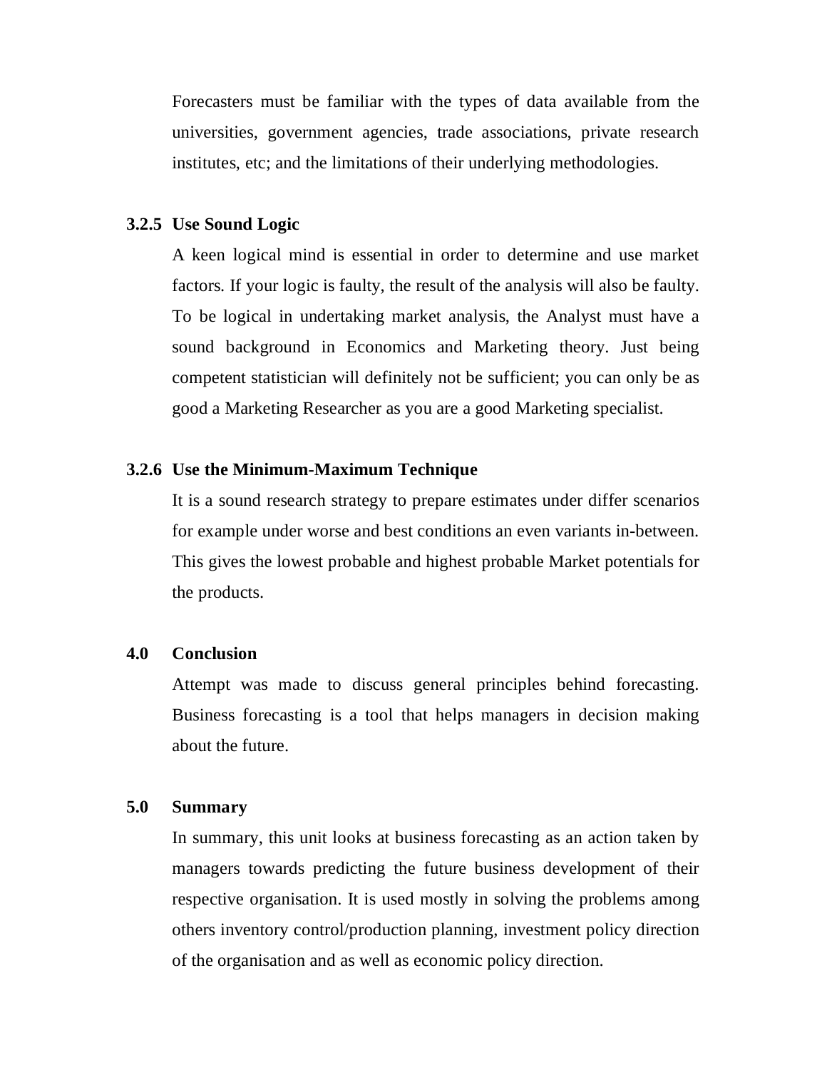Forecasters must be familiar with the types of data available from the universities, government agencies, trade associations, private research institutes, etc; and the limitations of their underlying methodologies.

### 3.2.5 Use Sound Logic

A keen logical mind is essential in order to determine and use market factors. If your logic is faulty, the result of the analysis will also be faulty. To be logical in undertaking market analysis, the Analyst must have a sound background in Economics and Marketing theory. Just being competent statistician will definitely not be sufficient; you can only be as good a Marketing Researcher as you are a good Marketing specialist.

### 3.2.6 Use the Minimum-Maximum Technique

It is a sound research strategy to prepare estimates under differ scenarios for example under worse and best conditions an even variants in-between. This gives the lowest probable and highest probable Market potentials for the products.

## 4.0 Conclusion

Attempt was made to discuss general principles behind forecasting. Business forecasting is a tool that helps managers in decision making about the future.

## 5.0 Summary

In summary, this unit looks at business forecasting as an action taken by managers towards predicting the future business development of their respective organisation. It is used mostly in solving the problems among others inventory control/production planning, investment policy direction of the organisation and as well as economic policy direction.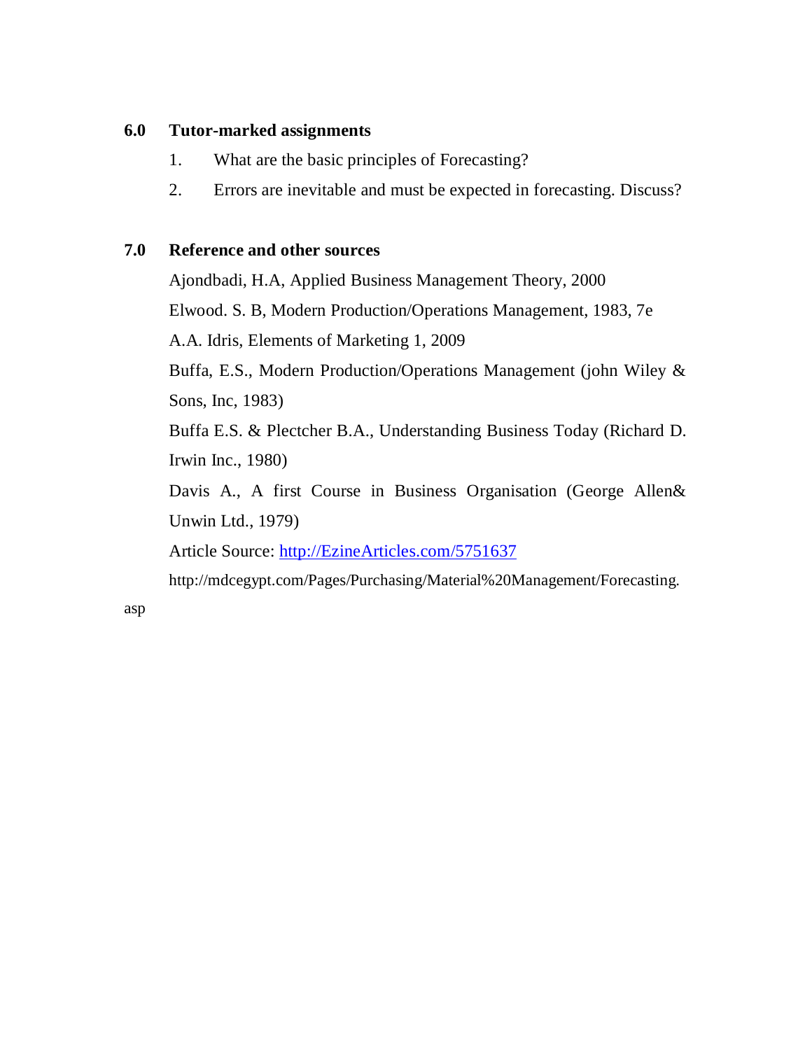## 6.0 Tutor-marked assignments

1. What are the basic principles of Forecasting?
2. Errors are inevitable and must be expected in forecasting. Discuss?

## 7.0 Reference and other sources

Ajondbadi, H.A, Applied Business Management Theory, 2000

Elwood. S. B, Modern Production/Operations Management, 1983, 7e

A.A. Idris, Elements of Marketing 1, 2009

Buffa, E.S., Modern Production/Operations Management (john Wiley & Sons, Inc, 1983)

Buffa E.S. & Plectcher B.A., Understanding Business Today (Richard D. Irwin Inc., 1980)

Davis A., A first Course in Business Organisation (George Allen& Unwin Ltd., 1979)

Article Source: http://EzineArticles.com/5751637

http://mdcegypt.com/Pages/Purchasing/Material%20Management/Forecasting.asp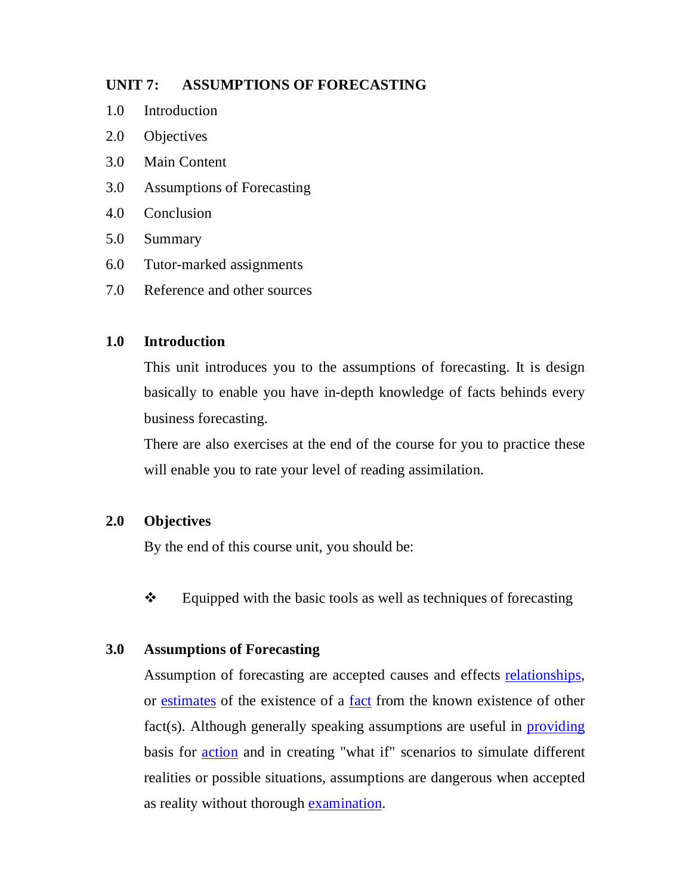## UNIT 7: ASSUMPTIONS OF FORECASTING

1.0 Introduction

2.0 Objectives

3.0 Main Content

3.0 Assumptions of Forecasting

4.0 Conclusion

5.0 Summary

6.0 Tutor-marked assignments

7.0 Reference and other sources

### 1.0 Introduction

This unit introduces you to the assumptions of forecasting. It is design basically to enable you have in-depth knowledge of facts behinds every business forecasting.

There are also exercises at the end of the course for you to practice these will enable you to rate your level of reading assimilation.

### 2.0 Objectives

By the end of this course unit, you should be:

❖ Equipped with the basic tools as well as techniques of forecasting

### 3.0 Assumptions of Forecasting

Assumption of forecasting are accepted causes and effects relationships, or estimates of the existence of a fact from the known existence of other fact(s). Although generally speaking assumptions are useful in providing basis for action and in creating "what if" scenarios to simulate different realities or possible situations, assumptions are dangerous when accepted as reality without thorough examination.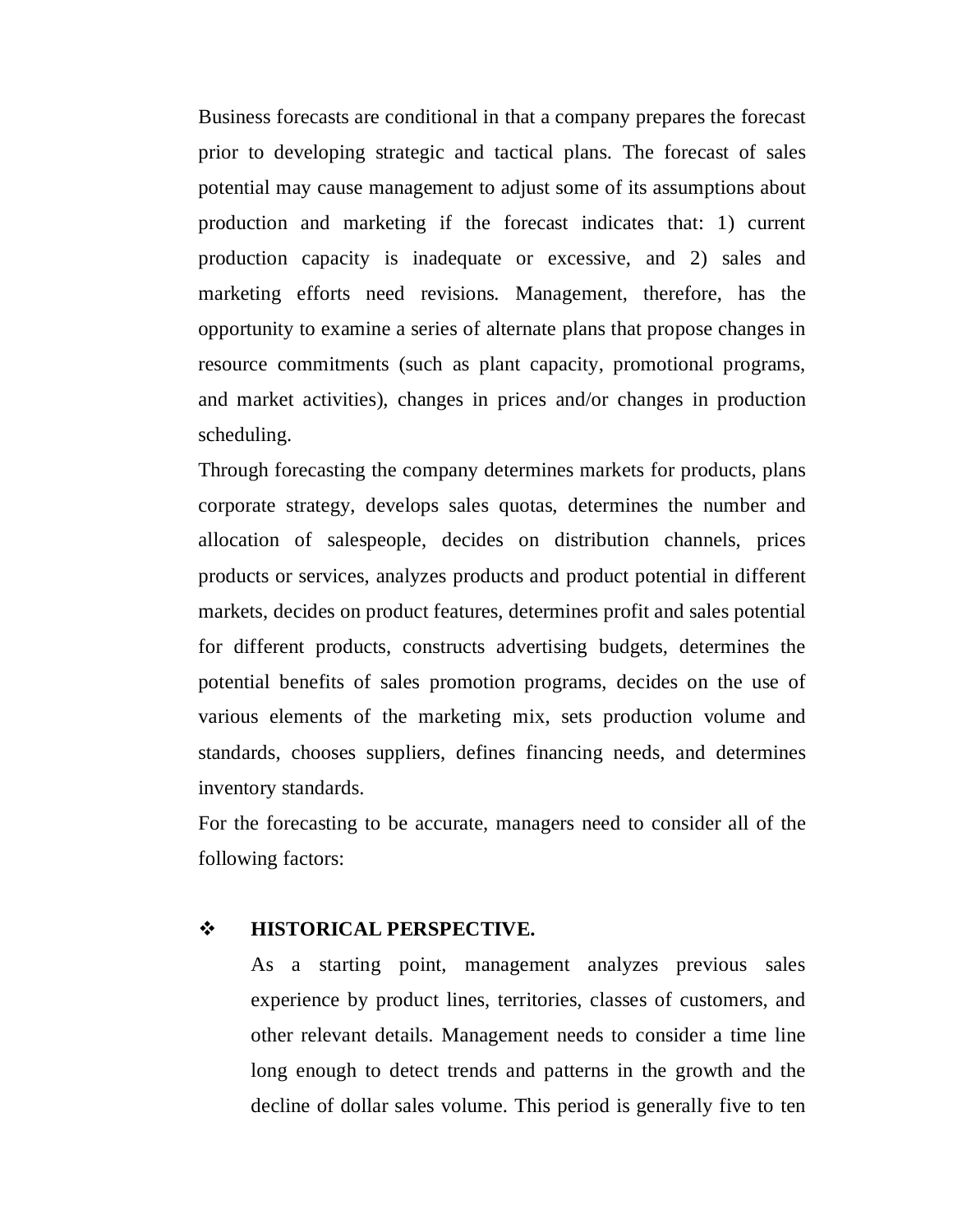Business forecasts are conditional in that a company prepares the forecast prior to developing strategic and tactical plans. The forecast of sales potential may cause management to adjust some of its assumptions about production and marketing if the forecast indicates that: 1) current production capacity is inadequate or excessive, and 2) sales and marketing efforts need revisions. Management, therefore, has the opportunity to examine a series of alternate plans that propose changes in resource commitments (such as plant capacity, promotional programs, and market activities), changes in prices and/or changes in production scheduling.

Through forecasting the company determines markets for products, plans corporate strategy, develops sales quotas, determines the number and allocation of salespeople, decides on distribution channels, prices products or services, analyzes products and product potential in different markets, decides on product features, determines profit and sales potential for different products, constructs advertising budgets, determines the potential benefits of sales promotion programs, decides on the use of various elements of the marketing mix, sets production volume and standards, chooses suppliers, defines financing needs, and determines inventory standards.

For the forecasting to be accurate, managers need to consider all of the following factors:

- **HISTORICAL PERSPECTIVE.**

  As a starting point, management analyzes previous sales experience by product lines, territories, classes of customers, and other relevant details. Management needs to consider a time line long enough to detect trends and patterns in the growth and the decline of dollar sales volume. This period is generally five to ten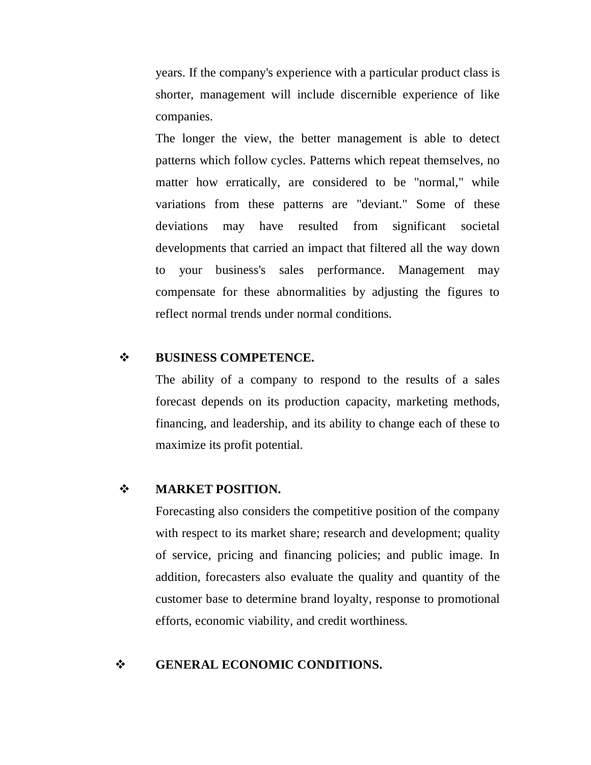years. If the company's experience with a particular product class is shorter, management will include discernible experience of like companies.

The longer the view, the better management is able to detect patterns which follow cycles. Patterns which repeat themselves, no matter how erratically, are considered to be "normal," while variations from these patterns are "deviant." Some of these deviations may have resulted from significant societal developments that carried an impact that filtered all the way down to your business's sales performance. Management may compensate for these abnormalities by adjusting the figures to reflect normal trends under normal conditions.

- **BUSINESS COMPETENCE.**

  The ability of a company to respond to the results of a sales forecast depends on its production capacity, marketing methods, financing, and leadership, and its ability to change each of these to maximize its profit potential.

- **MARKET POSITION.**

  Forecasting also considers the competitive position of the company with respect to its market share; research and development; quality of service, pricing and financing policies; and public image. In addition, forecasters also evaluate the quality and quantity of the customer base to determine brand loyalty, response to promotional efforts, economic viability, and credit worthiness.

- **GENERAL ECONOMIC CONDITIONS.**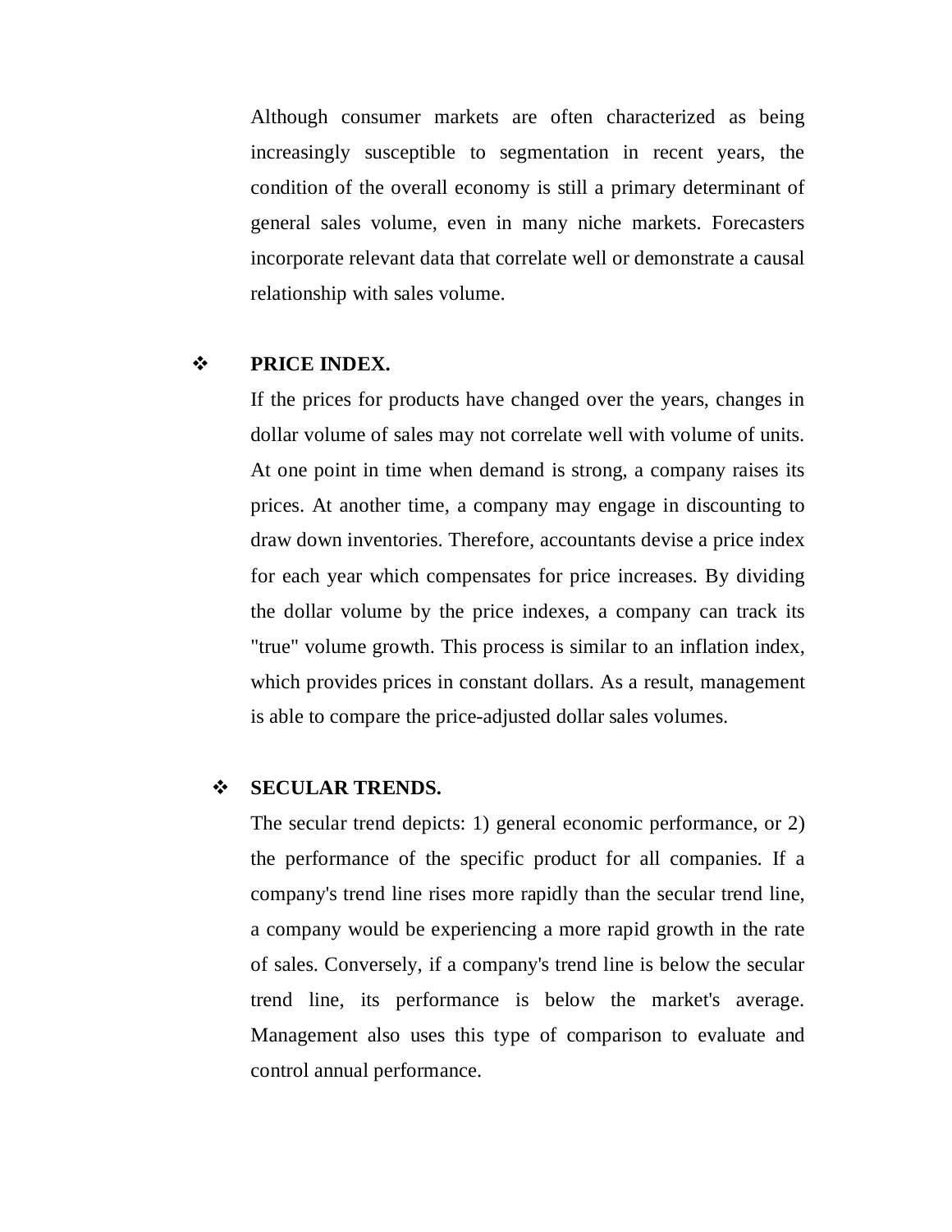Although consumer markets are often characterized as being increasingly susceptible to segmentation in recent years, the condition of the overall economy is still a primary determinant of general sales volume, even in many niche markets. Forecasters incorporate relevant data that correlate well or demonstrate a causal relationship with sales volume.

- **PRICE INDEX.**

  If the prices for products have changed over the years, changes in dollar volume of sales may not correlate well with volume of units. At one point in time when demand is strong, a company raises its prices. At another time, a company may engage in discounting to draw down inventories. Therefore, accountants devise a price index for each year which compensates for price increases. By dividing the dollar volume by the price indexes, a company can track its "true" volume growth. This process is similar to an inflation index, which provides prices in constant dollars. As a result, management is able to compare the price-adjusted dollar sales volumes.

- **SECULAR TRENDS.**

  The secular trend depicts: 1) general economic performance, or 2) the performance of the specific product for all companies. If a company's trend line rises more rapidly than the secular trend line, a company would be experiencing a more rapid growth in the rate of sales. Conversely, if a company's trend line is below the secular trend line, its performance is below the market's average. Management also uses this type of comparison to evaluate and control annual performance.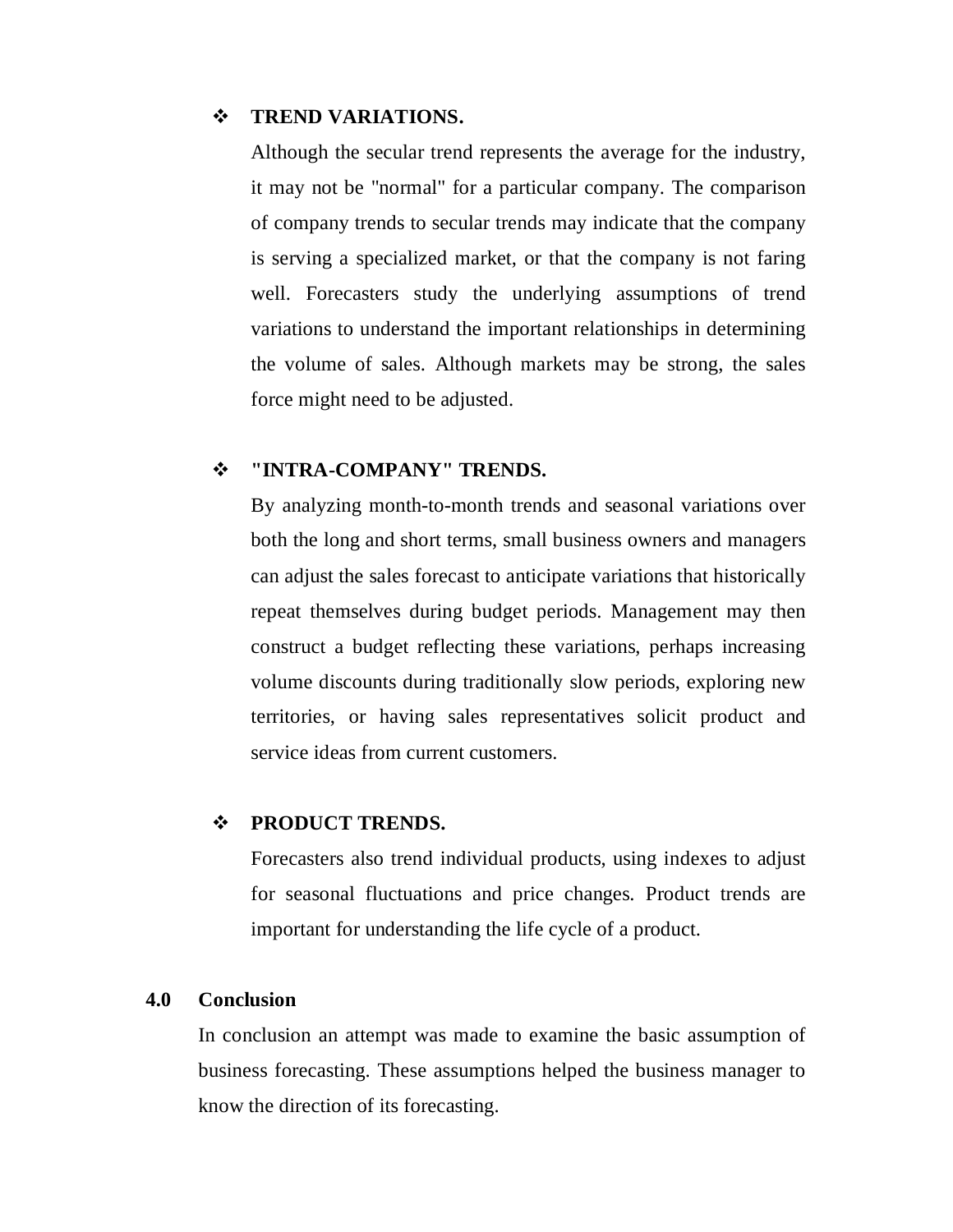- **TREND VARIATIONS.**

  Although the secular trend represents the average for the industry, it may not be "normal" for a particular company. The comparison of company trends to secular trends may indicate that the company is serving a specialized market, or that the company is not faring well. Forecasters study the underlying assumptions of trend variations to understand the important relationships in determining the volume of sales. Although markets may be strong, the sales force might need to be adjusted.

- **"INTRA-COMPANY" TRENDS.**

  By analyzing month-to-month trends and seasonal variations over both the long and short terms, small business owners and managers can adjust the sales forecast to anticipate variations that historically repeat themselves during budget periods. Management may then construct a budget reflecting these variations, perhaps increasing volume discounts during traditionally slow periods, exploring new territories, or having sales representatives solicit product and service ideas from current customers.

- **PRODUCT TRENDS.**

  Forecasters also trend individual products, using indexes to adjust for seasonal fluctuations and price changes. Product trends are important for understanding the life cycle of a product.

## 4.0 Conclusion

In conclusion an attempt was made to examine the basic assumption of business forecasting. These assumptions helped the business manager to know the direction of its forecasting.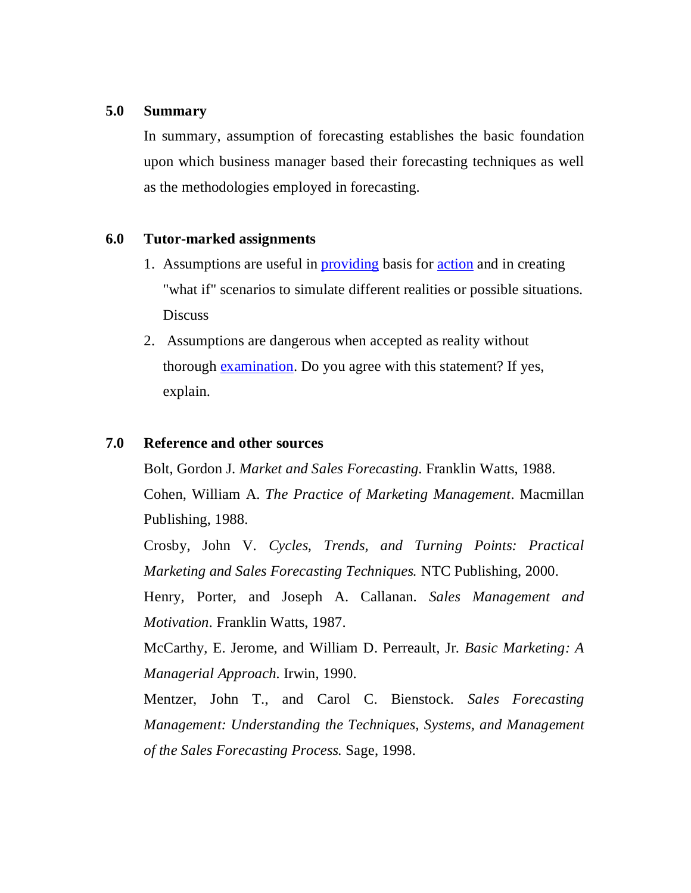## 5.0 Summary

In summary, assumption of forecasting establishes the basic foundation upon which business manager based their forecasting techniques as well as the methodologies employed in forecasting.

## 6.0 Tutor-marked assignments

1. Assumptions are useful in providing basis for action and in creating "what if" scenarios to simulate different realities or possible situations. Discuss
2. Assumptions are dangerous when accepted as reality without thorough examination. Do you agree with this statement? If yes, explain.

## 7.0 Reference and other sources

Bolt, Gordon J. *Market and Sales Forecasting.* Franklin Watts, 1988.

Cohen, William A. *The Practice of Marketing Management*. Macmillan Publishing, 1988.

Crosby, John V. *Cycles, Trends, and Turning Points: Practical Marketing and Sales Forecasting Techniques.* NTC Publishing, 2000.

Henry, Porter, and Joseph A. Callanan. *Sales Management and Motivation*. Franklin Watts, 1987.

McCarthy, E. Jerome, and William D. Perreault, Jr. *Basic Marketing: A Managerial Approach.* Irwin, 1990.

Mentzer, John T., and Carol C. Bienstock. *Sales Forecasting Management: Understanding the Techniques, Systems, and Management of the Sales Forecasting Process.* Sage, 1998.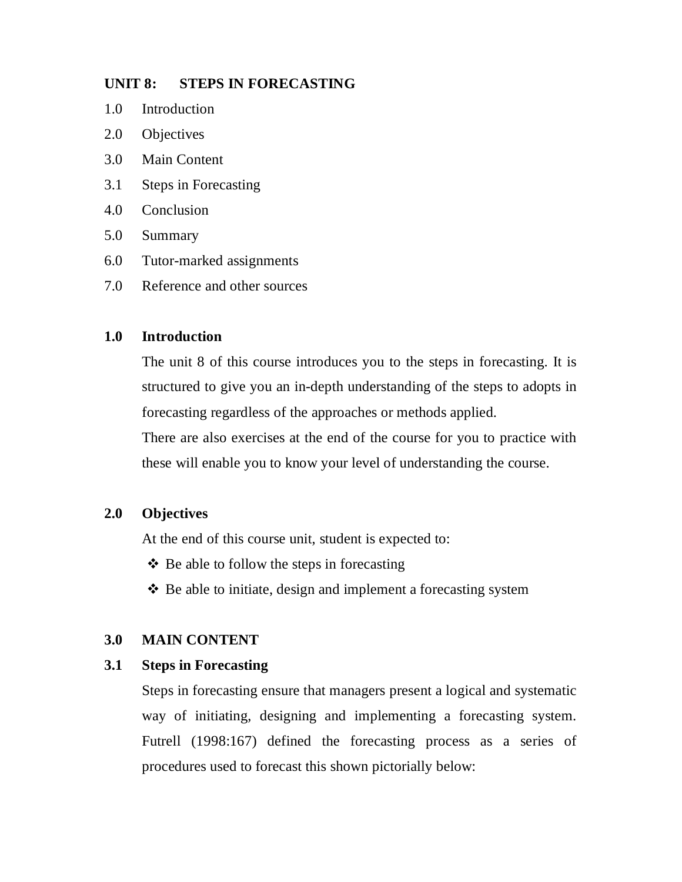## UNIT 8: STEPS IN FORECASTING

1.0 Introduction
2.0 Objectives
3.0 Main Content
3.1 Steps in Forecasting
4.0 Conclusion
5.0 Summary
6.0 Tutor-marked assignments
7.0 Reference and other sources

### 1.0 Introduction

The unit 8 of this course introduces you to the steps in forecasting. It is structured to give you an in-depth understanding of the steps to adopts in forecasting regardless of the approaches or methods applied.

There are also exercises at the end of the course for you to practice with these will enable you to know your level of understanding the course.

### 2.0 Objectives

At the end of this course unit, student is expected to:

- Be able to follow the steps in forecasting
- Be able to initiate, design and implement a forecasting system

### 3.0 MAIN CONTENT

### 3.1 Steps in Forecasting

Steps in forecasting ensure that managers present a logical and systematic way of initiating, designing and implementing a forecasting system. Futrell (1998:167) defined the forecasting process as a series of procedures used to forecast this shown pictorially below: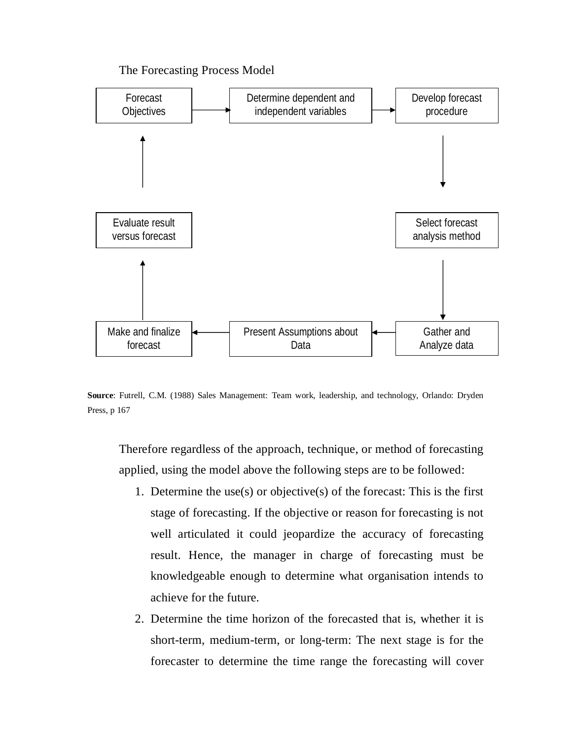The Forecasting Process Model

Forecast Objectives → Determine dependent and independent variables → Develop forecast procedure → Select forecast analysis method → Gather and Analyze data → Present Assumptions about Data → Make and finalize forecast → Evaluate result versus forecast → Forecast Objectives

**Source**: Futrell, C.M. (1988) Sales Management: Team work, leadership, and technology, Orlando: Dryden Press, p 167

Therefore regardless of the approach, technique, or method of forecasting applied, using the model above the following steps are to be followed:

1. Determine the use(s) or objective(s) of the forecast: This is the first stage of forecasting. If the objective or reason for forecasting is not well articulated it could jeopardize the accuracy of forecasting result. Hence, the manager in charge of forecasting must be knowledgeable enough to determine what organisation intends to achieve for the future.
2. Determine the time horizon of the forecasted that is, whether it is short-term, medium-term, or long-term: The next stage is for the forecaster to determine the time range the forecasting will cover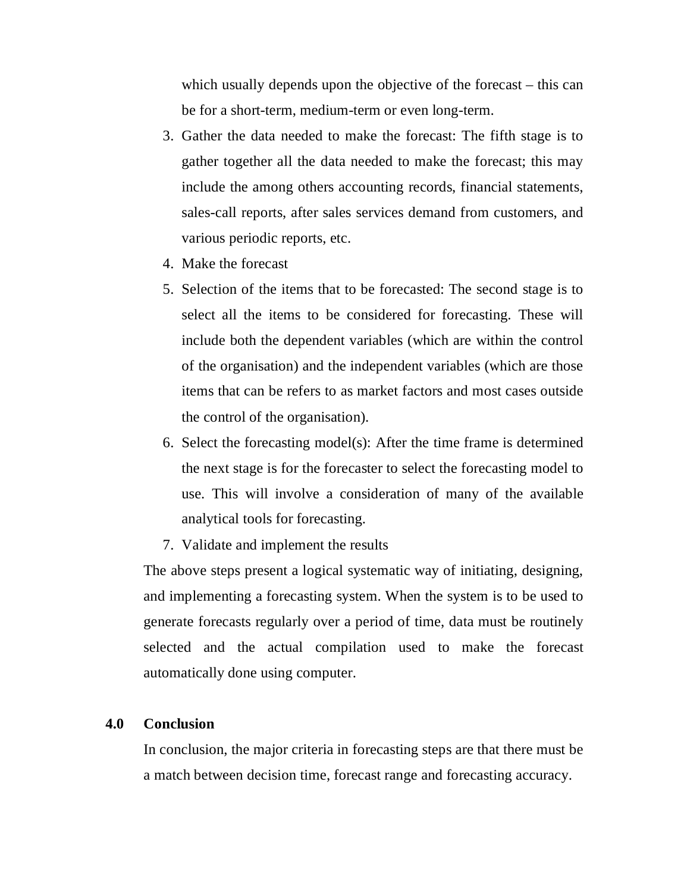which usually depends upon the objective of the forecast – this can be for a short-term, medium-term or even long-term.

3. Gather the data needed to make the forecast: The fifth stage is to gather together all the data needed to make the forecast; this may include the among others accounting records, financial statements, sales-call reports, after sales services demand from customers, and various periodic reports, etc.
4. Make the forecast
5. Selection of the items that to be forecasted: The second stage is to select all the items to be considered for forecasting. These will include both the dependent variables (which are within the control of the organisation) and the independent variables (which are those items that can be refers to as market factors and most cases outside the control of the organisation).
6. Select the forecasting model(s): After the time frame is determined the next stage is for the forecaster to select the forecasting model to use. This will involve a consideration of many of the available analytical tools for forecasting.
7. Validate and implement the results

The above steps present a logical systematic way of initiating, designing, and implementing a forecasting system. When the system is to be used to generate forecasts regularly over a period of time, data must be routinely selected and the actual compilation used to make the forecast automatically done using computer.

## 4.0 Conclusion

In conclusion, the major criteria in forecasting steps are that there must be a match between decision time, forecast range and forecasting accuracy.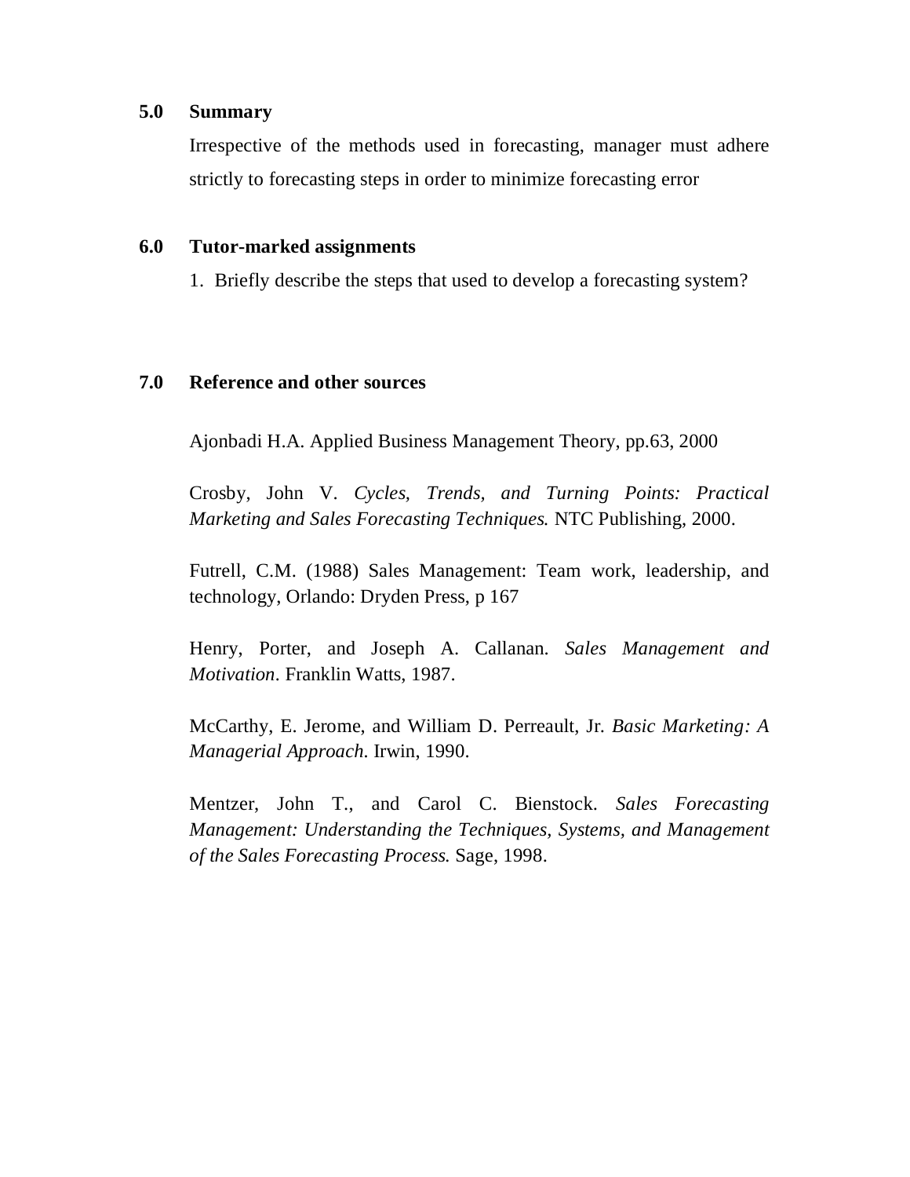## 5.0 Summary

Irrespective of the methods used in forecasting, manager must adhere strictly to forecasting steps in order to minimize forecasting error

## 6.0 Tutor-marked assignments

1. Briefly describe the steps that used to develop a forecasting system?

## 7.0 Reference and other sources

Ajonbadi H.A. Applied Business Management Theory, pp.63, 2000

Crosby, John V. *Cycles, Trends, and Turning Points: Practical Marketing and Sales Forecasting Techniques.* NTC Publishing, 2000.

Futrell, C.M. (1988) Sales Management: Team work, leadership, and technology, Orlando: Dryden Press, p 167

Henry, Porter, and Joseph A. Callanan. *Sales Management and Motivation*. Franklin Watts, 1987.

McCarthy, E. Jerome, and William D. Perreault, Jr. *Basic Marketing: A Managerial Approach.* Irwin, 1990.

Mentzer, John T., and Carol C. Bienstock. *Sales Forecasting Management: Understanding the Techniques, Systems, and Management of the Sales Forecasting Process.* Sage, 1998.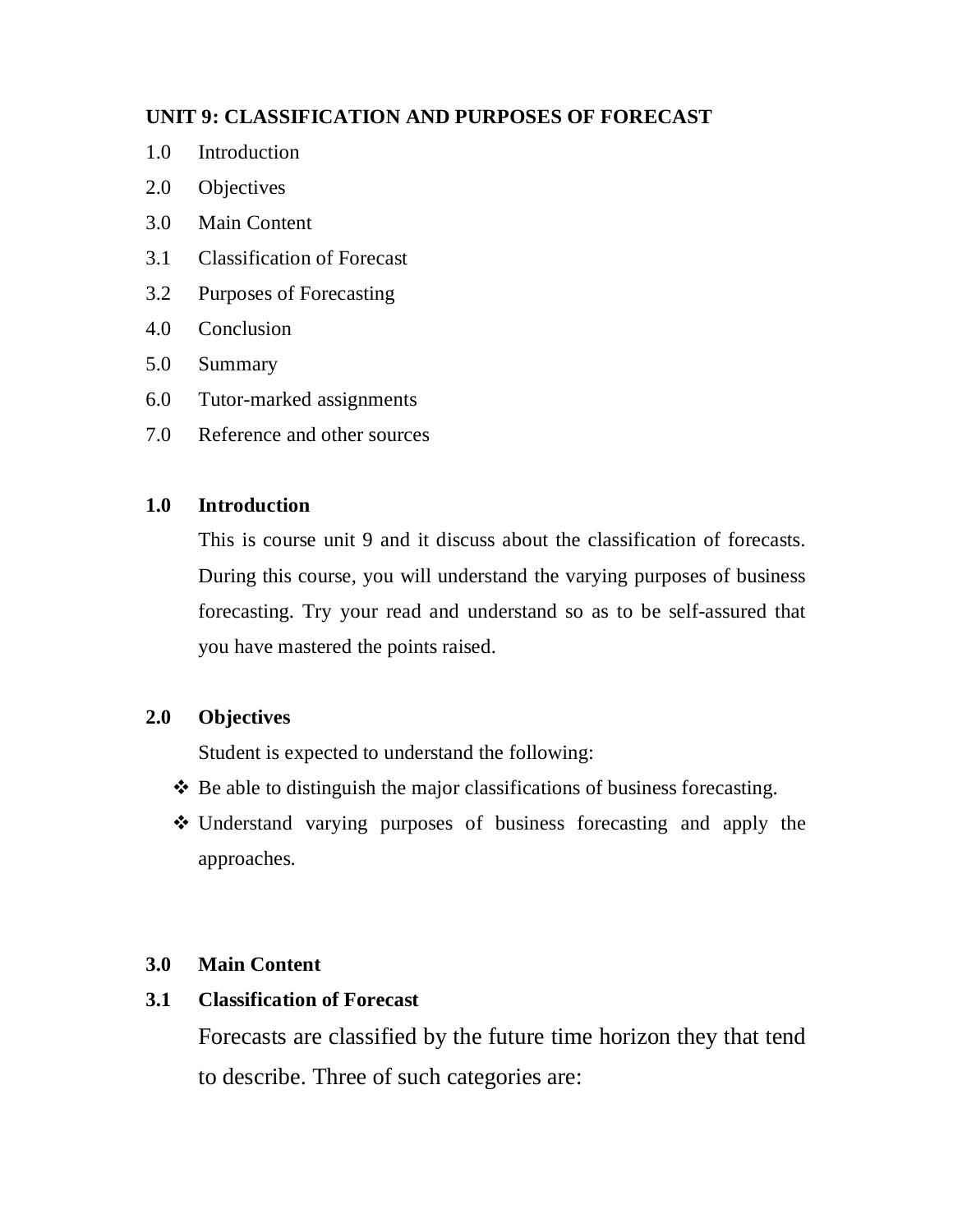**UNIT 9: CLASSIFICATION AND PURPOSES OF FORECAST**

1.0 Introduction

2.0 Objectives

3.0 Main Content

3.1 Classification of Forecast

3.2 Purposes of Forecasting

4.0 Conclusion

5.0 Summary

6.0 Tutor-marked assignments

7.0 Reference and other sources

**1.0 Introduction**

This is course unit 9 and it discuss about the classification of forecasts. During this course, you will understand the varying purposes of business forecasting. Try your read and understand so as to be self-assured that you have mastered the points raised.

**2.0 Objectives**

Student is expected to understand the following:

- Be able to distinguish the major classifications of business forecasting.
- Understand varying purposes of business forecasting and apply the approaches.

**3.0 Main Content**

**3.1 Classification of Forecast**

Forecasts are classified by the future time horizon they that tend to describe. Three of such categories are: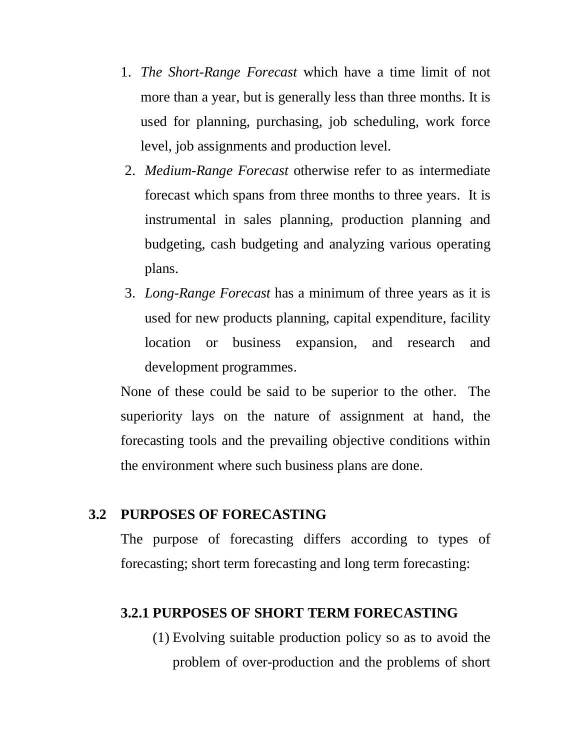1. *The Short-Range Forecast* which have a time limit of not more than a year, but is generally less than three months. It is used for planning, purchasing, job scheduling, work force level, job assignments and production level.
2. *Medium-Range Forecast* otherwise refer to as intermediate forecast which spans from three months to three years. It is instrumental in sales planning, production planning and budgeting, cash budgeting and analyzing various operating plans.
3. *Long-Range Forecast* has a minimum of three years as it is used for new products planning, capital expenditure, facility location or business expansion, and research and development programmes.

None of these could be said to be superior to the other. The superiority lays on the nature of assignment at hand, the forecasting tools and the prevailing objective conditions within the environment where such business plans are done.

## 3.2 PURPOSES OF FORECASTING

The purpose of forecasting differs according to types of forecasting; short term forecasting and long term forecasting:

### 3.2.1 PURPOSES OF SHORT TERM FORECASTING

(1) Evolving suitable production policy so as to avoid the problem of over-production and the problems of short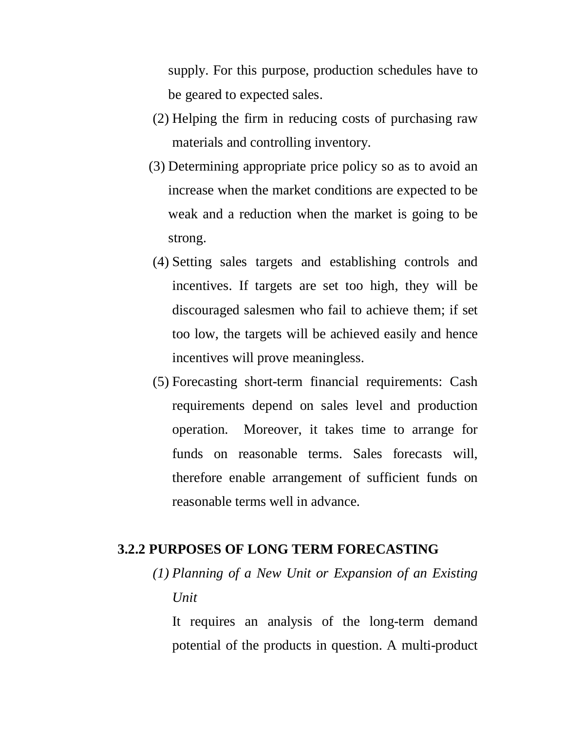supply. For this purpose, production schedules have to be geared to expected sales.

(2) Helping the firm in reducing costs of purchasing raw materials and controlling inventory.

(3) Determining appropriate price policy so as to avoid an increase when the market conditions are expected to be weak and a reduction when the market is going to be strong.

(4) Setting sales targets and establishing controls and incentives. If targets are set too high, they will be discouraged salesmen who fail to achieve them; if set too low, the targets will be achieved easily and hence incentives will prove meaningless.

(5) Forecasting short-term financial requirements: Cash requirements depend on sales level and production operation. Moreover, it takes time to arrange for funds on reasonable terms. Sales forecasts will, therefore enable arrangement of sufficient funds on reasonable terms well in advance.

### 3.2.2 PURPOSES OF LONG TERM FORECASTING

*(1) Planning of a New Unit or Expansion of an Existing Unit*

It requires an analysis of the long-term demand potential of the products in question. A multi-product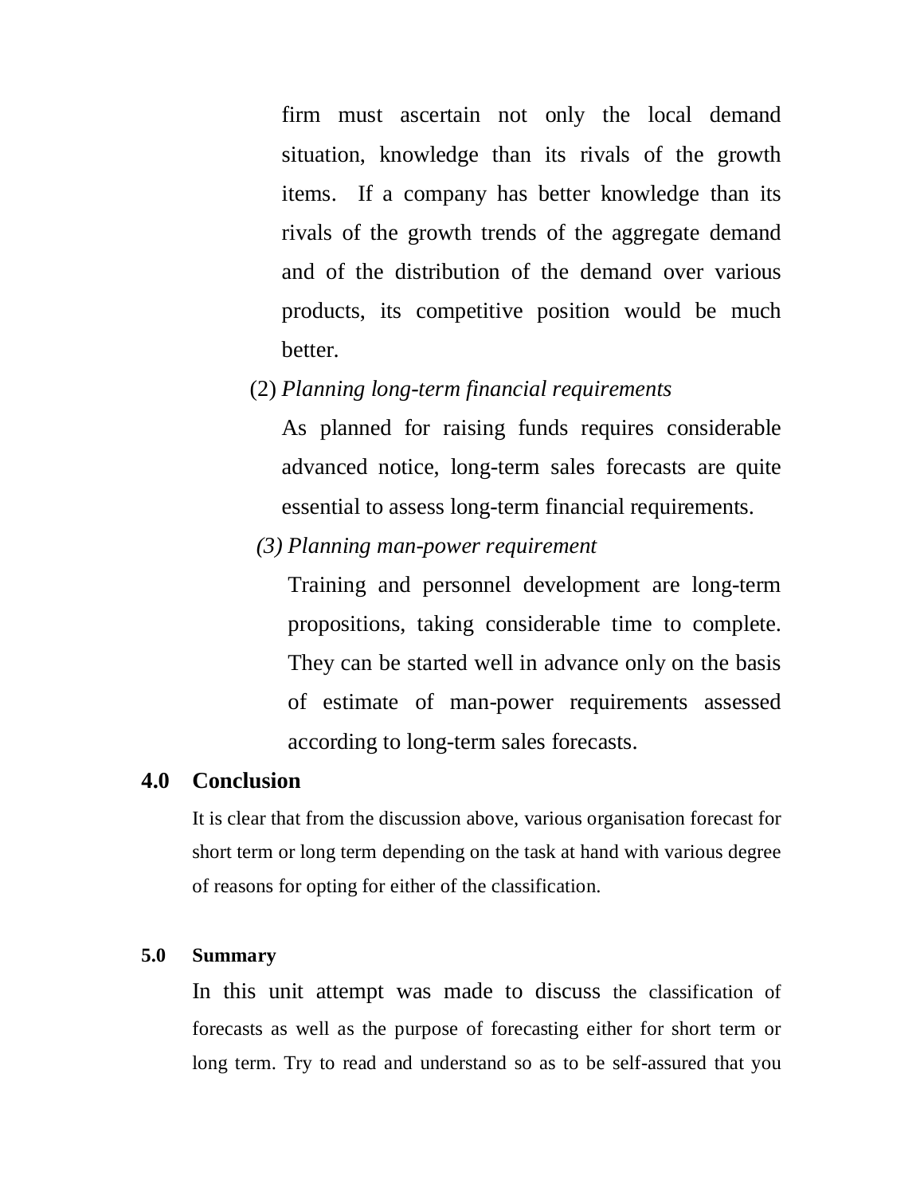firm must ascertain not only the local demand situation, knowledge than its rivals of the growth items. If a company has better knowledge than its rivals of the growth trends of the aggregate demand and of the distribution of the demand over various products, its competitive position would be much better.

(2) *Planning long-term financial requirements*

As planned for raising funds requires considerable advanced notice, long-term sales forecasts are quite essential to assess long-term financial requirements.

*(3) Planning man-power requirement*

Training and personnel development are long-term propositions, taking considerable time to complete. They can be started well in advance only on the basis of estimate of man-power requirements assessed according to long-term sales forecasts.

## 4.0 Conclusion

It is clear that from the discussion above, various organisation forecast for short term or long term depending on the task at hand with various degree of reasons for opting for either of the classification.

## 5.0 Summary

In this unit attempt was made to discuss the classification of forecasts as well as the purpose of forecasting either for short term or long term. Try to read and understand so as to be self-assured that you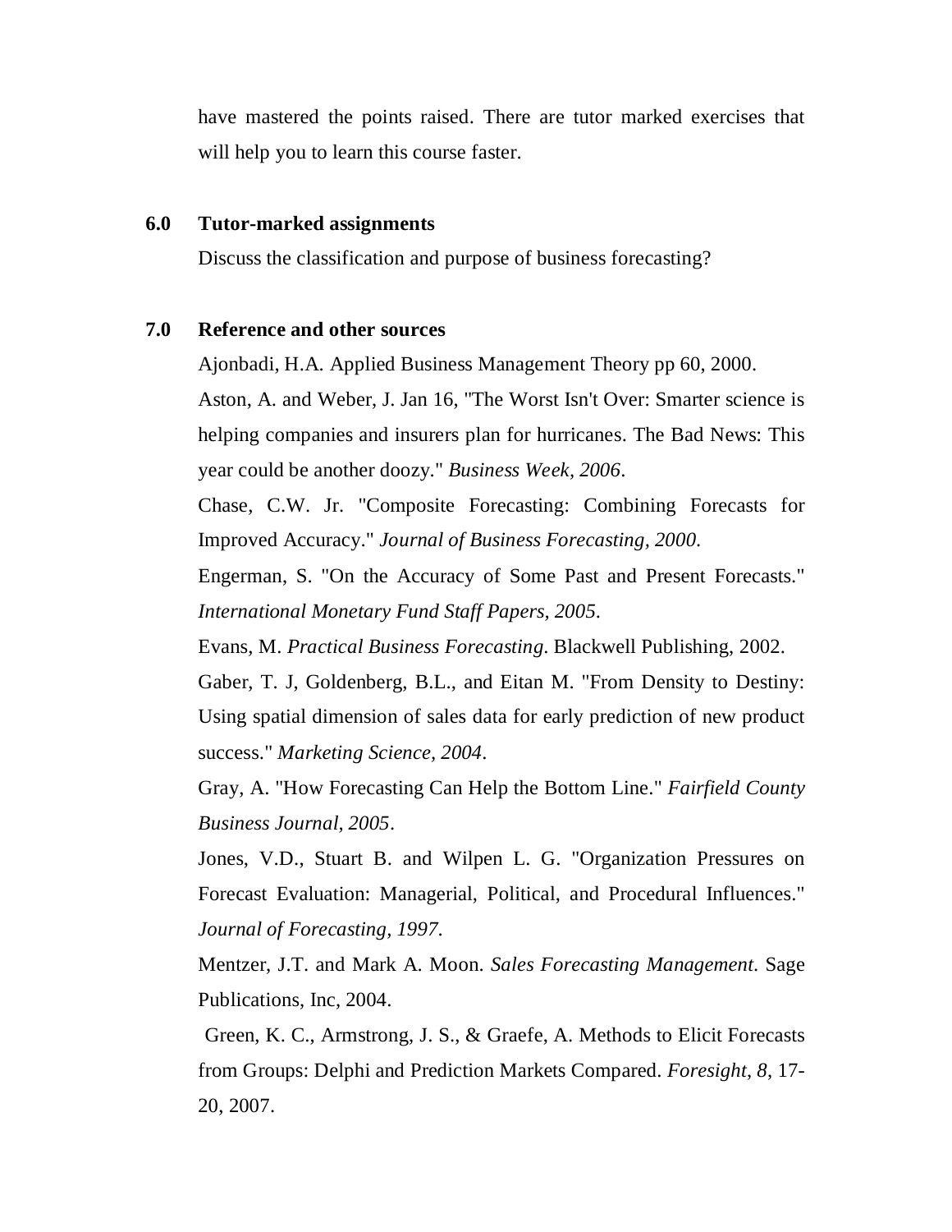have mastered the points raised. There are tutor marked exercises that will help you to learn this course faster.

## 6.0 Tutor-marked assignments

Discuss the classification and purpose of business forecasting?

## 7.0 Reference and other sources

Ajonbadi, H.A. Applied Business Management Theory pp 60, 2000.

Aston, A. and Weber, J. Jan 16, "The Worst Isn't Over: Smarter science is helping companies and insurers plan for hurricanes. The Bad News: This year could be another doozy." *Business Week, 2006*.

Chase, C.W. Jr. "Composite Forecasting: Combining Forecasts for Improved Accuracy." *Journal of Business Forecasting, 2000*.

Engerman, S. "On the Accuracy of Some Past and Present Forecasts." *International Monetary Fund Staff Papers, 2005*.

Evans, M. *Practical Business Forecasting*. Blackwell Publishing, 2002.

Gaber, T. J, Goldenberg, B.L., and Eitan M. "From Density to Destiny: Using spatial dimension of sales data for early prediction of new product success." *Marketing Science, 2004*.

Gray, A. "How Forecasting Can Help the Bottom Line." *Fairfield County Business Journal, 2005*.

Jones, V.D., Stuart B. and Wilpen L. G. "Organization Pressures on Forecast Evaluation: Managerial, Political, and Procedural Influences." *Journal of Forecasting, 1997*.

Mentzer, J.T. and Mark A. Moon. *Sales Forecasting Management*. Sage Publications, Inc, 2004.

Green, K. C., Armstrong, J. S., & Graefe, A. Methods to Elicit Forecasts from Groups: Delphi and Prediction Markets Compared. *Foresight*, *8*, 17-20, 2007.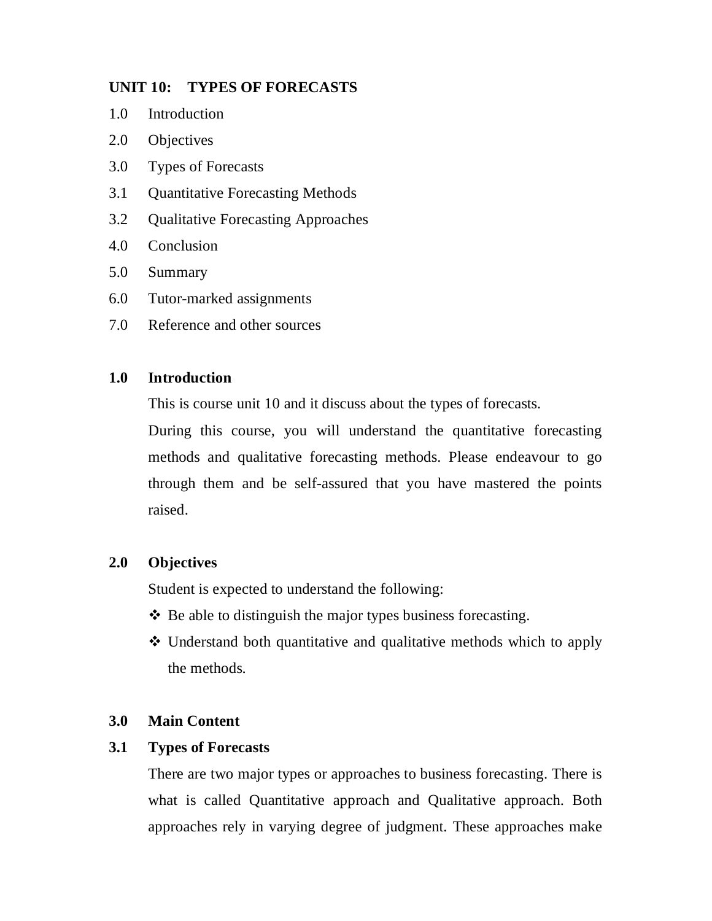## UNIT 10: TYPES OF FORECASTS

1.0 Introduction

2.0 Objectives

3.0 Types of Forecasts

3.1 Quantitative Forecasting Methods

3.2 Qualitative Forecasting Approaches

4.0 Conclusion

5.0 Summary

6.0 Tutor-marked assignments

7.0 Reference and other sources

### 1.0 Introduction

This is course unit 10 and it discuss about the types of forecasts.

During this course, you will understand the quantitative forecasting methods and qualitative forecasting methods. Please endeavour to go through them and be self-assured that you have mastered the points raised.

### 2.0 Objectives

Student is expected to understand the following:

- ❖ Be able to distinguish the major types business forecasting.
- ❖ Understand both quantitative and qualitative methods which to apply the methods.

### 3.0 Main Content

### 3.1 Types of Forecasts

There are two major types or approaches to business forecasting. There is what is called Quantitative approach and Qualitative approach. Both approaches rely in varying degree of judgment. These approaches make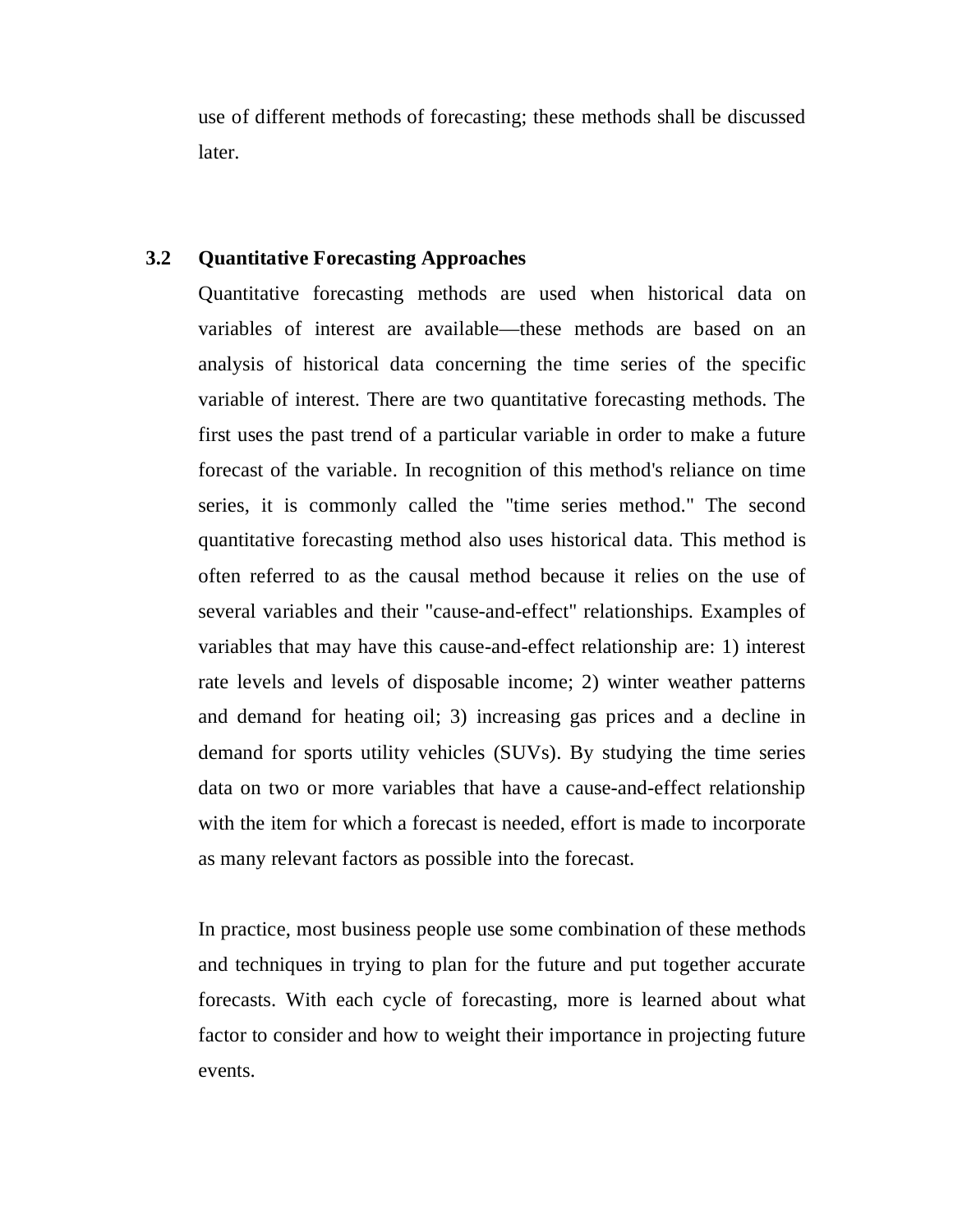use of different methods of forecasting; these methods shall be discussed later.

### 3.2 Quantitative Forecasting Approaches

Quantitative forecasting methods are used when historical data on variables of interest are available—these methods are based on an analysis of historical data concerning the time series of the specific variable of interest. There are two quantitative forecasting methods. The first uses the past trend of a particular variable in order to make a future forecast of the variable. In recognition of this method's reliance on time series, it is commonly called the "time series method." The second quantitative forecasting method also uses historical data. This method is often referred to as the causal method because it relies on the use of several variables and their "cause-and-effect" relationships. Examples of variables that may have this cause-and-effect relationship are: 1) interest rate levels and levels of disposable income; 2) winter weather patterns and demand for heating oil; 3) increasing gas prices and a decline in demand for sports utility vehicles (SUVs). By studying the time series data on two or more variables that have a cause-and-effect relationship with the item for which a forecast is needed, effort is made to incorporate as many relevant factors as possible into the forecast.

In practice, most business people use some combination of these methods and techniques in trying to plan for the future and put together accurate forecasts. With each cycle of forecasting, more is learned about what factor to consider and how to weight their importance in projecting future events.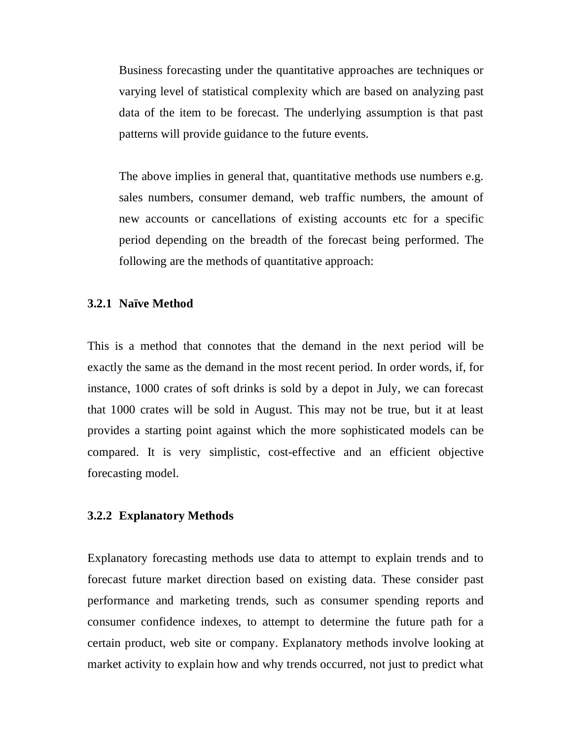Business forecasting under the quantitative approaches are techniques or varying level of statistical complexity which are based on analyzing past data of the item to be forecast. The underlying assumption is that past patterns will provide guidance to the future events.

The above implies in general that, quantitative methods use numbers e.g. sales numbers, consumer demand, web traffic numbers, the amount of new accounts or cancellations of existing accounts etc for a specific period depending on the breadth of the forecast being performed. The following are the methods of quantitative approach:

### 3.2.1 Naïve Method

This is a method that connotes that the demand in the next period will be exactly the same as the demand in the most recent period. In order words, if, for instance, 1000 crates of soft drinks is sold by a depot in July, we can forecast that 1000 crates will be sold in August. This may not be true, but it at least provides a starting point against which the more sophisticated models can be compared. It is very simplistic, cost-effective and an efficient objective forecasting model.

### 3.2.2 Explanatory Methods

Explanatory forecasting methods use data to attempt to explain trends and to forecast future market direction based on existing data. These consider past performance and marketing trends, such as consumer spending reports and consumer confidence indexes, to attempt to determine the future path for a certain product, web site or company. Explanatory methods involve looking at market activity to explain how and why trends occurred, not just to predict what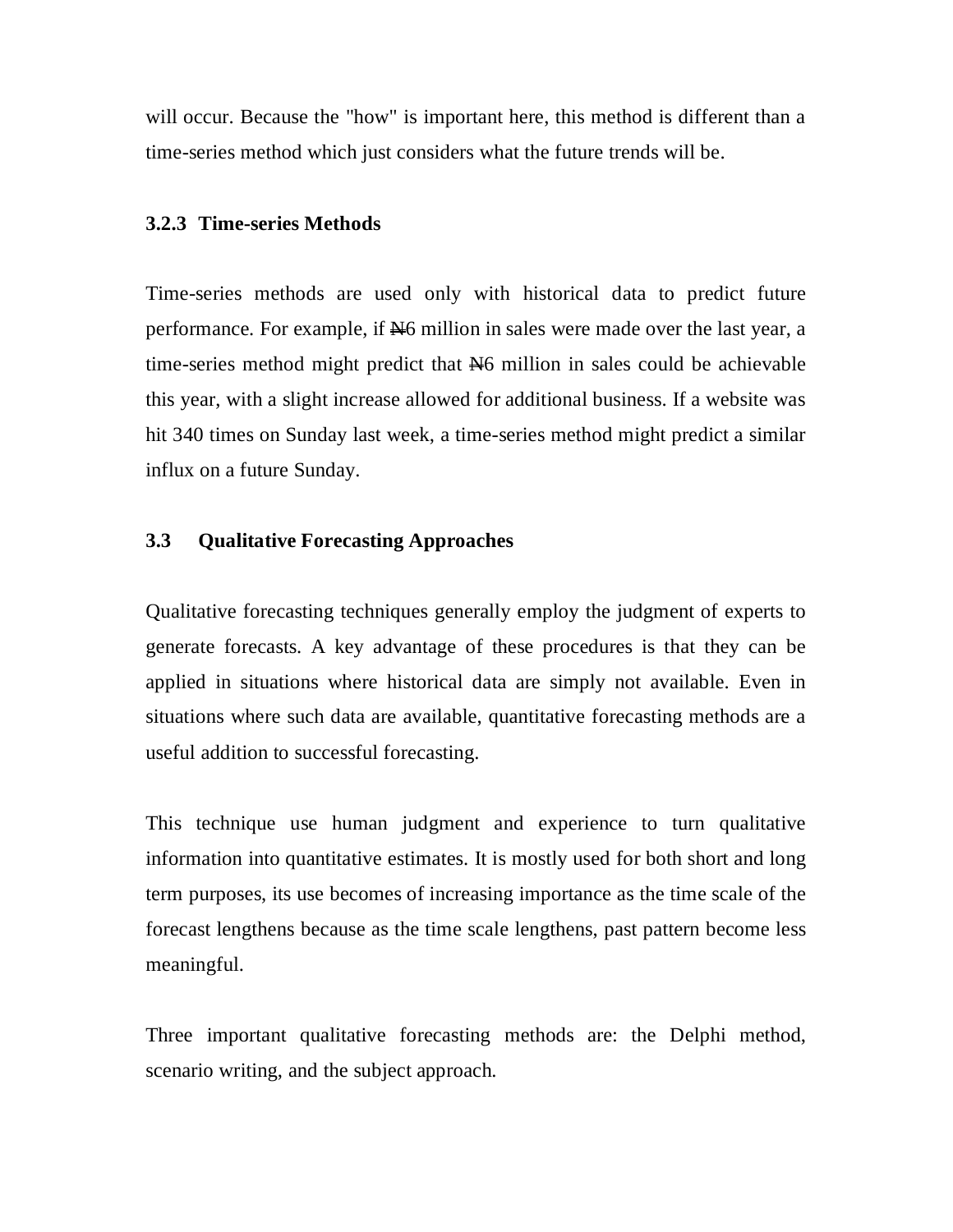will occur. Because the "how" is important here, this method is different than a time-series method which just considers what the future trends will be.

### 3.2.3 Time-series Methods

Time-series methods are used only with historical data to predict future performance. For example, if ₦6 million in sales were made over the last year, a time-series method might predict that ₦6 million in sales could be achievable this year, with a slight increase allowed for additional business. If a website was hit 340 times on Sunday last week, a time-series method might predict a similar influx on a future Sunday.

## 3.3 Qualitative Forecasting Approaches

Qualitative forecasting techniques generally employ the judgment of experts to generate forecasts. A key advantage of these procedures is that they can be applied in situations where historical data are simply not available. Even in situations where such data are available, quantitative forecasting methods are a useful addition to successful forecasting.

This technique use human judgment and experience to turn qualitative information into quantitative estimates. It is mostly used for both short and long term purposes, its use becomes of increasing importance as the time scale of the forecast lengthens because as the time scale lengthens, past pattern become less meaningful.

Three important qualitative forecasting methods are: the Delphi method, scenario writing, and the subject approach.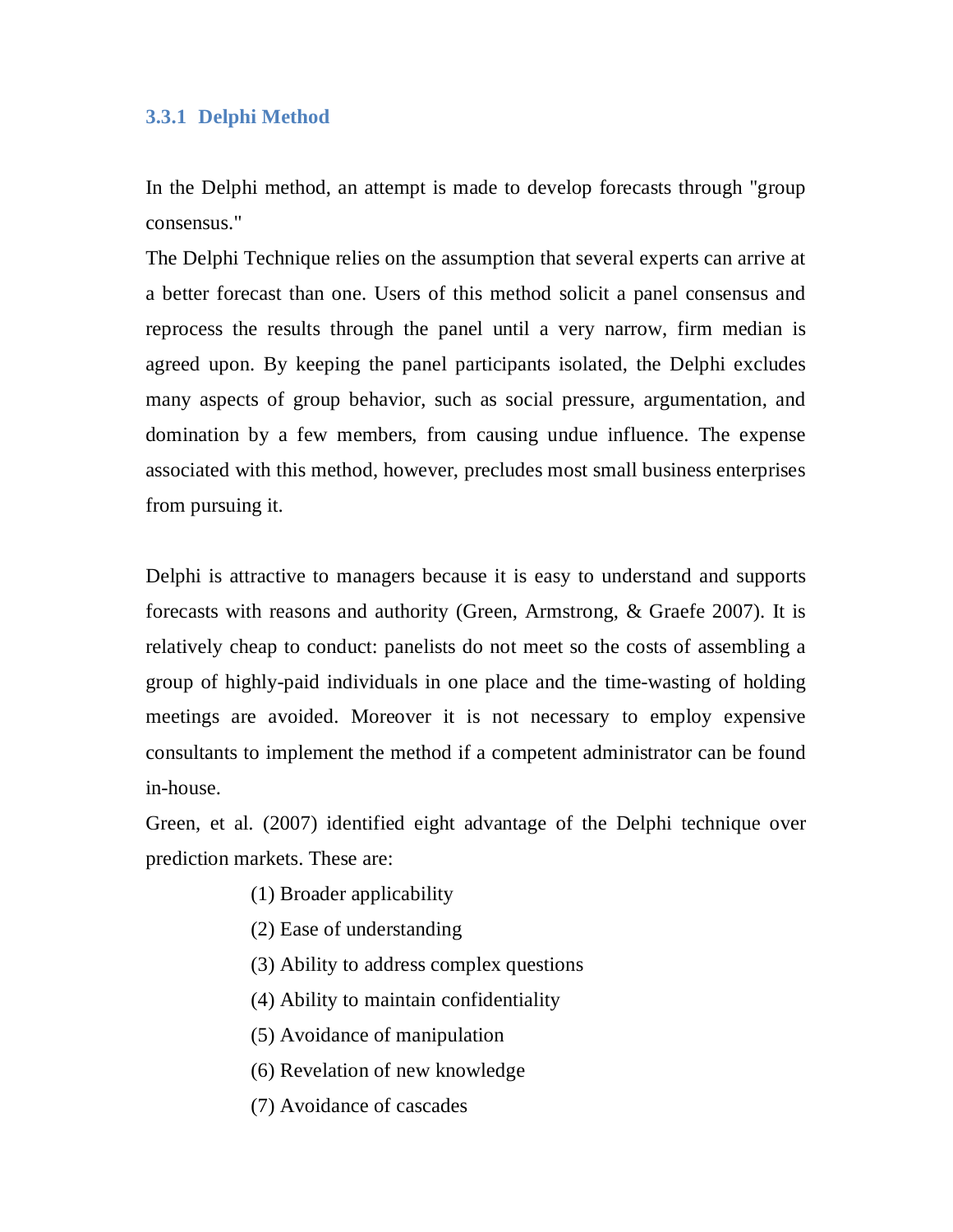### 3.3.1 Delphi Method

In the Delphi method, an attempt is made to develop forecasts through "group consensus."

The Delphi Technique relies on the assumption that several experts can arrive at a better forecast than one. Users of this method solicit a panel consensus and reprocess the results through the panel until a very narrow, firm median is agreed upon. By keeping the panel participants isolated, the Delphi excludes many aspects of group behavior, such as social pressure, argumentation, and domination by a few members, from causing undue influence. The expense associated with this method, however, precludes most small business enterprises from pursuing it.

Delphi is attractive to managers because it is easy to understand and supports forecasts with reasons and authority (Green, Armstrong, & Graefe 2007). It is relatively cheap to conduct: panelists do not meet so the costs of assembling a group of highly-paid individuals in one place and the time-wasting of holding meetings are avoided. Moreover it is not necessary to employ expensive consultants to implement the method if a competent administrator can be found in-house.

Green, et al. (2007) identified eight advantage of the Delphi technique over prediction markets. These are:

(1) Broader applicability

(2) Ease of understanding

(3) Ability to address complex questions

(4) Ability to maintain confidentiality

(5) Avoidance of manipulation

(6) Revelation of new knowledge

(7) Avoidance of cascades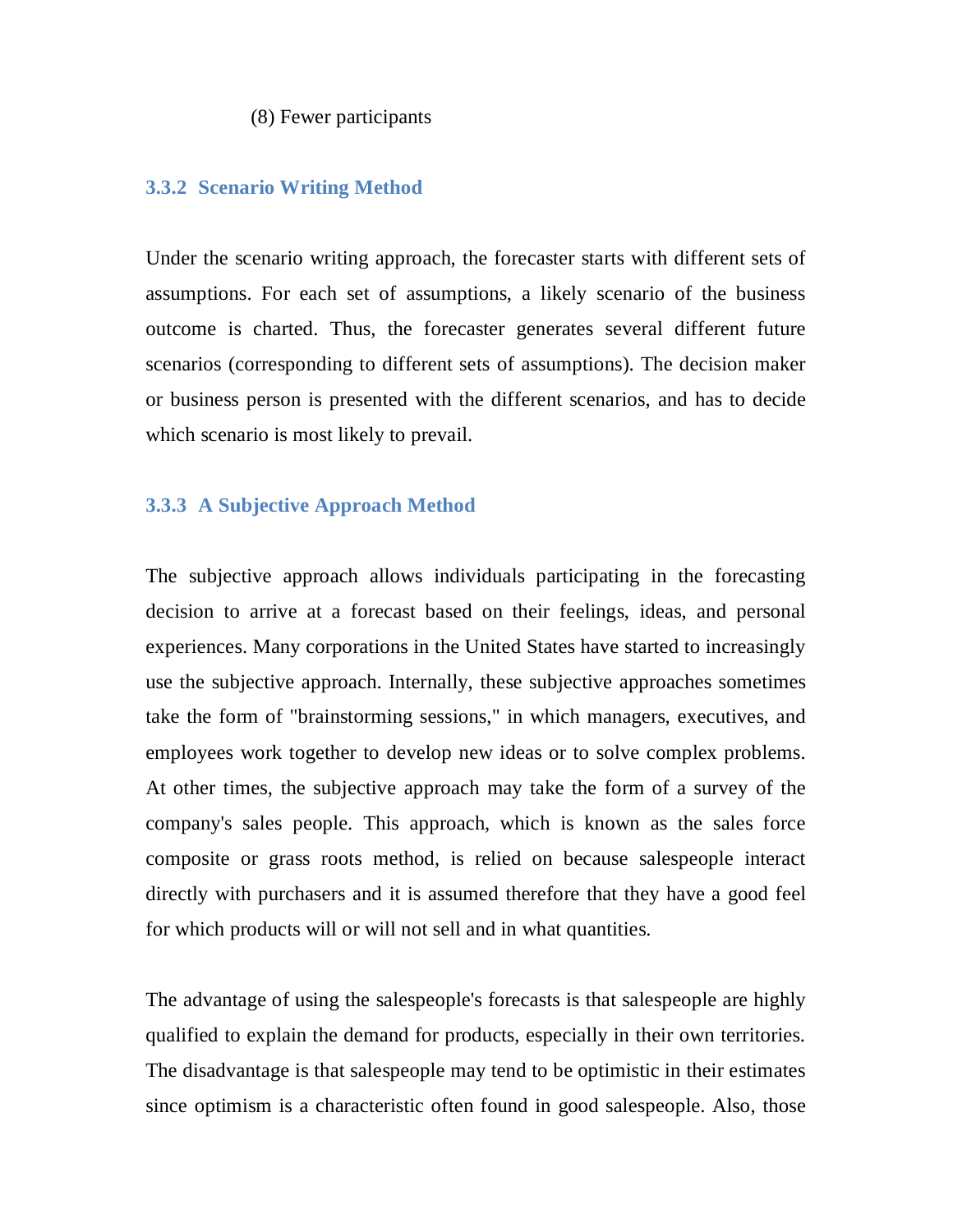(8) Fewer participants

### 3.3.2 Scenario Writing Method

Under the scenario writing approach, the forecaster starts with different sets of assumptions. For each set of assumptions, a likely scenario of the business outcome is charted. Thus, the forecaster generates several different future scenarios (corresponding to different sets of assumptions). The decision maker or business person is presented with the different scenarios, and has to decide which scenario is most likely to prevail.

### 3.3.3 A Subjective Approach Method

The subjective approach allows individuals participating in the forecasting decision to arrive at a forecast based on their feelings, ideas, and personal experiences. Many corporations in the United States have started to increasingly use the subjective approach. Internally, these subjective approaches sometimes take the form of "brainstorming sessions," in which managers, executives, and employees work together to develop new ideas or to solve complex problems. At other times, the subjective approach may take the form of a survey of the company's sales people. This approach, which is known as the sales force composite or grass roots method, is relied on because salespeople interact directly with purchasers and it is assumed therefore that they have a good feel for which products will or will not sell and in what quantities.

The advantage of using the salespeople's forecasts is that salespeople are highly qualified to explain the demand for products, especially in their own territories. The disadvantage is that salespeople may tend to be optimistic in their estimates since optimism is a characteristic often found in good salespeople. Also, those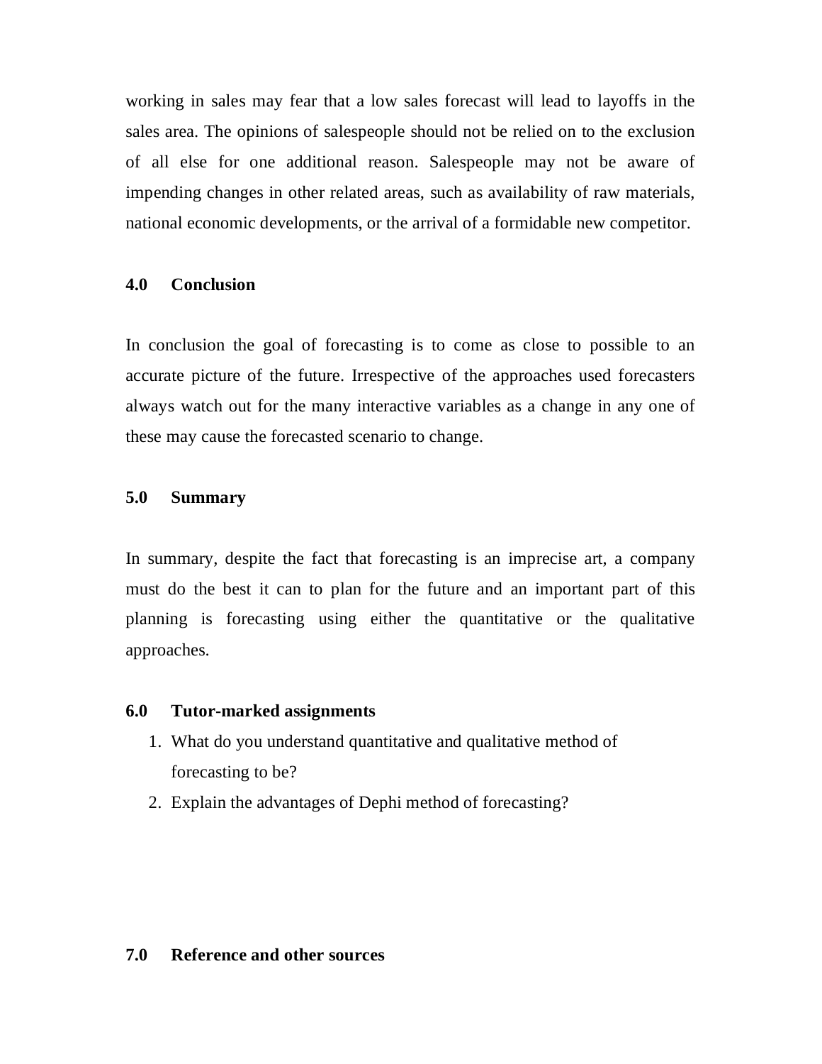working in sales may fear that a low sales forecast will lead to layoffs in the sales area. The opinions of salespeople should not be relied on to the exclusion of all else for one additional reason. Salespeople may not be aware of impending changes in other related areas, such as availability of raw materials, national economic developments, or the arrival of a formidable new competitor.

## 4.0 Conclusion

In conclusion the goal of forecasting is to come as close to possible to an accurate picture of the future. Irrespective of the approaches used forecasters always watch out for the many interactive variables as a change in any one of these may cause the forecasted scenario to change.

## 5.0 Summary

In summary, despite the fact that forecasting is an imprecise art, a company must do the best it can to plan for the future and an important part of this planning is forecasting using either the quantitative or the qualitative approaches.

## 6.0 Tutor-marked assignments

1. What do you understand quantitative and qualitative method of forecasting to be?
2. Explain the advantages of Dephi method of forecasting?

## 7.0 Reference and other sources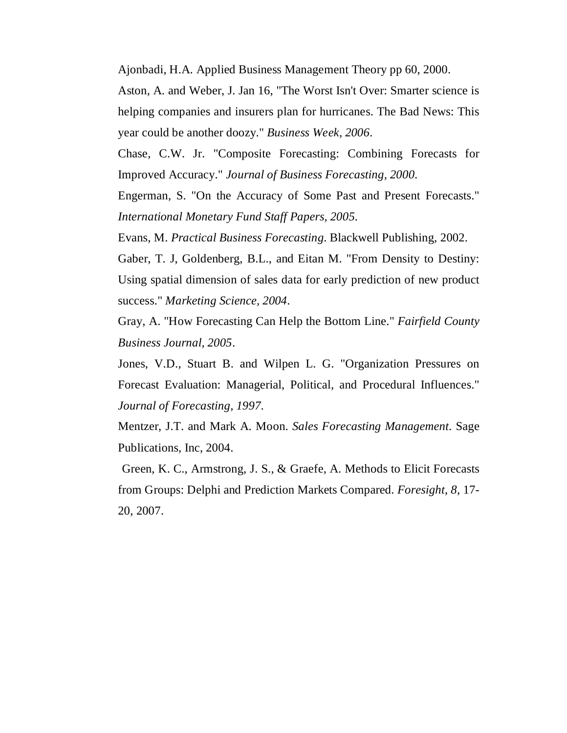Ajonbadi, H.A. Applied Business Management Theory pp 60, 2000.

Aston, A. and Weber, J. Jan 16, "The Worst Isn't Over: Smarter science is helping companies and insurers plan for hurricanes. The Bad News: This year could be another doozy." *Business Week, 2006*.

Chase, C.W. Jr. "Composite Forecasting: Combining Forecasts for Improved Accuracy." *Journal of Business Forecasting, 2000*.

Engerman, S. "On the Accuracy of Some Past and Present Forecasts." *International Monetary Fund Staff Papers, 2005*.

Evans, M. *Practical Business Forecasting*. Blackwell Publishing, 2002.

Gaber, T. J, Goldenberg, B.L., and Eitan M. "From Density to Destiny: Using spatial dimension of sales data for early prediction of new product success." *Marketing Science, 2004*.

Gray, A. "How Forecasting Can Help the Bottom Line." *Fairfield County Business Journal, 2005*.

Jones, V.D., Stuart B. and Wilpen L. G. "Organization Pressures on Forecast Evaluation: Managerial, Political, and Procedural Influences." *Journal of Forecasting, 1997*.

Mentzer, J.T. and Mark A. Moon. *Sales Forecasting Management*. Sage Publications, Inc, 2004.

Green, K. C., Armstrong, J. S., & Graefe, A. Methods to Elicit Forecasts from Groups: Delphi and Prediction Markets Compared. *Foresight*, *8*, 17-20, 2007.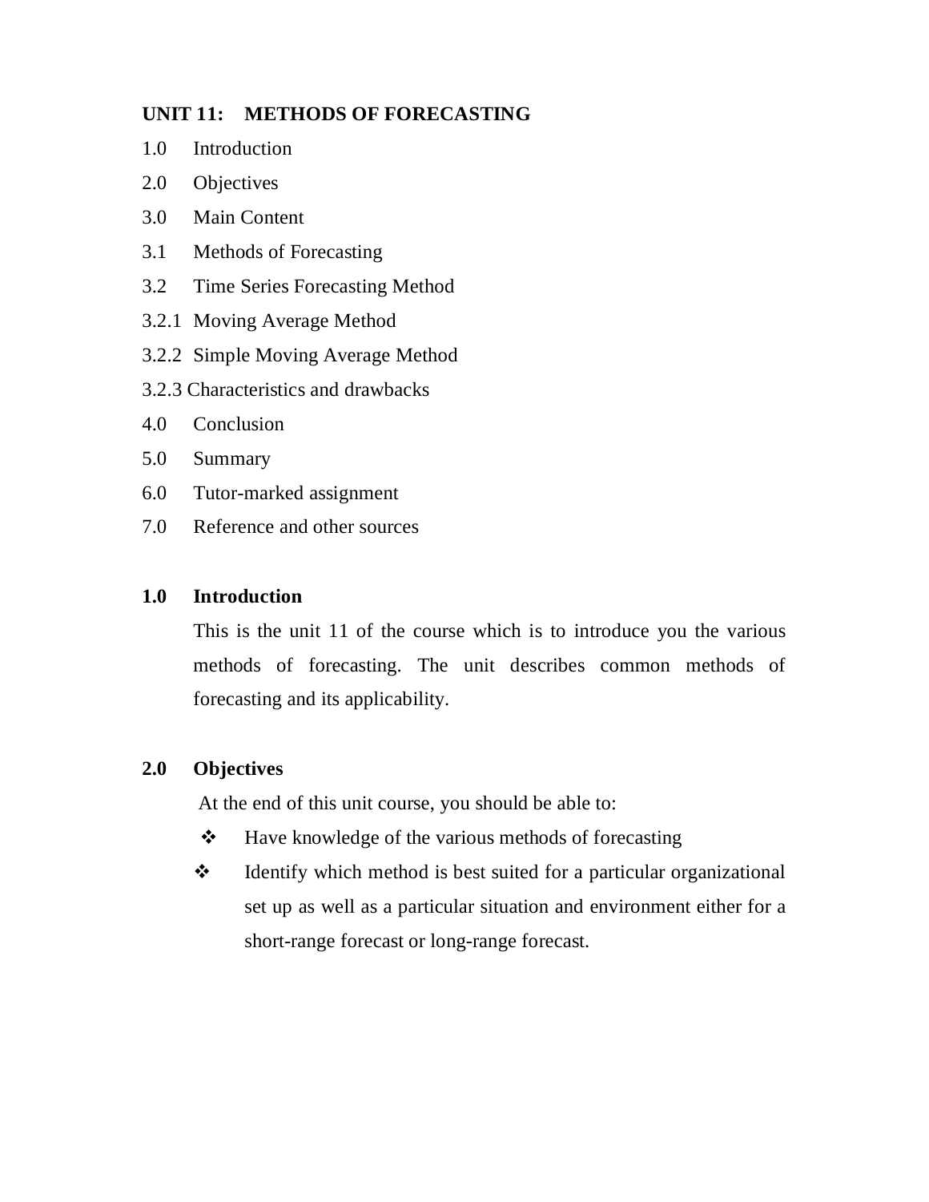## UNIT 11: METHODS OF FORECASTING

1.0 Introduction

2.0 Objectives

3.0 Main Content

3.1 Methods of Forecasting

3.2 Time Series Forecasting Method

3.2.1 Moving Average Method

3.2.2 Simple Moving Average Method

3.2.3 Characteristics and drawbacks

4.0 Conclusion

5.0 Summary

6.0 Tutor-marked assignment

7.0 Reference and other sources

### 1.0 Introduction

This is the unit 11 of the course which is to introduce you the various methods of forecasting. The unit describes common methods of forecasting and its applicability.

### 2.0 Objectives

At the end of this unit course, you should be able to:

- Have knowledge of the various methods of forecasting
- Identify which method is best suited for a particular organizational set up as well as a particular situation and environment either for a short-range forecast or long-range forecast.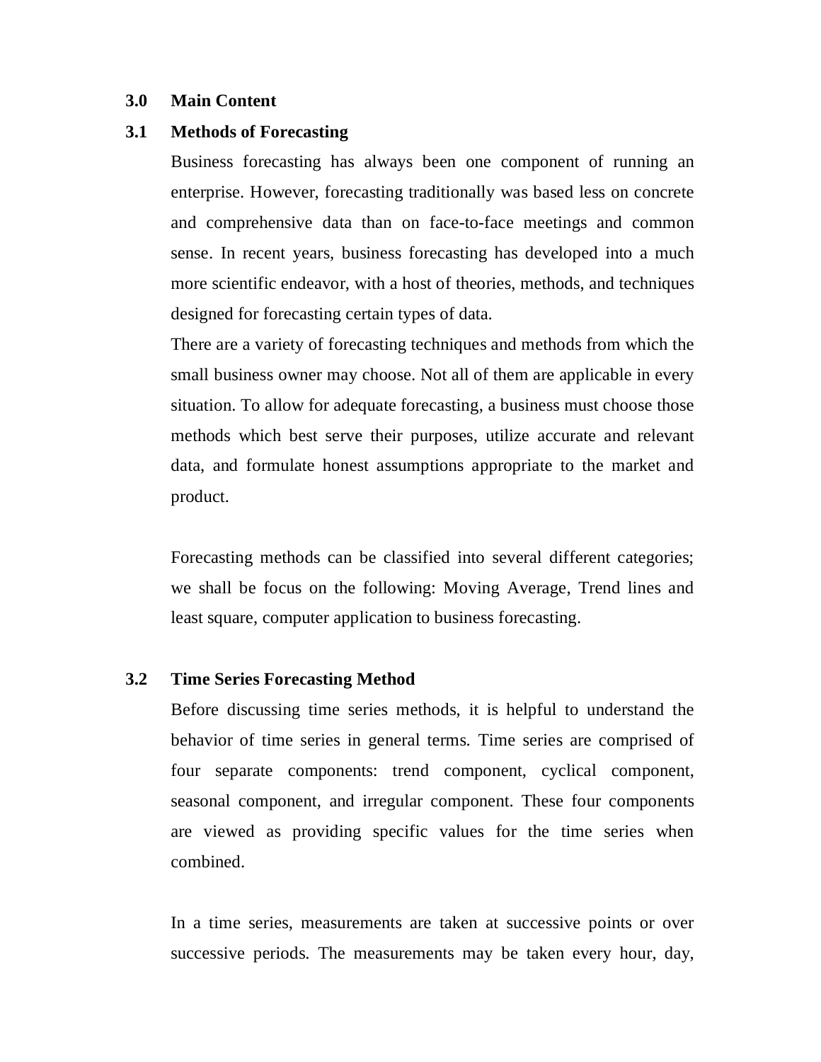## 3.0 Main Content

### 3.1 Methods of Forecasting

Business forecasting has always been one component of running an enterprise. However, forecasting traditionally was based less on concrete and comprehensive data than on face-to-face meetings and common sense. In recent years, business forecasting has developed into a much more scientific endeavor, with a host of theories, methods, and techniques designed for forecasting certain types of data.

There are a variety of forecasting techniques and methods from which the small business owner may choose. Not all of them are applicable in every situation. To allow for adequate forecasting, a business must choose those methods which best serve their purposes, utilize accurate and relevant data, and formulate honest assumptions appropriate to the market and product.

Forecasting methods can be classified into several different categories; we shall be focus on the following: Moving Average, Trend lines and least square, computer application to business forecasting.

### 3.2 Time Series Forecasting Method

Before discussing time series methods, it is helpful to understand the behavior of time series in general terms. Time series are comprised of four separate components: trend component, cyclical component, seasonal component, and irregular component. These four components are viewed as providing specific values for the time series when combined.

In a time series, measurements are taken at successive points or over successive periods. The measurements may be taken every hour, day,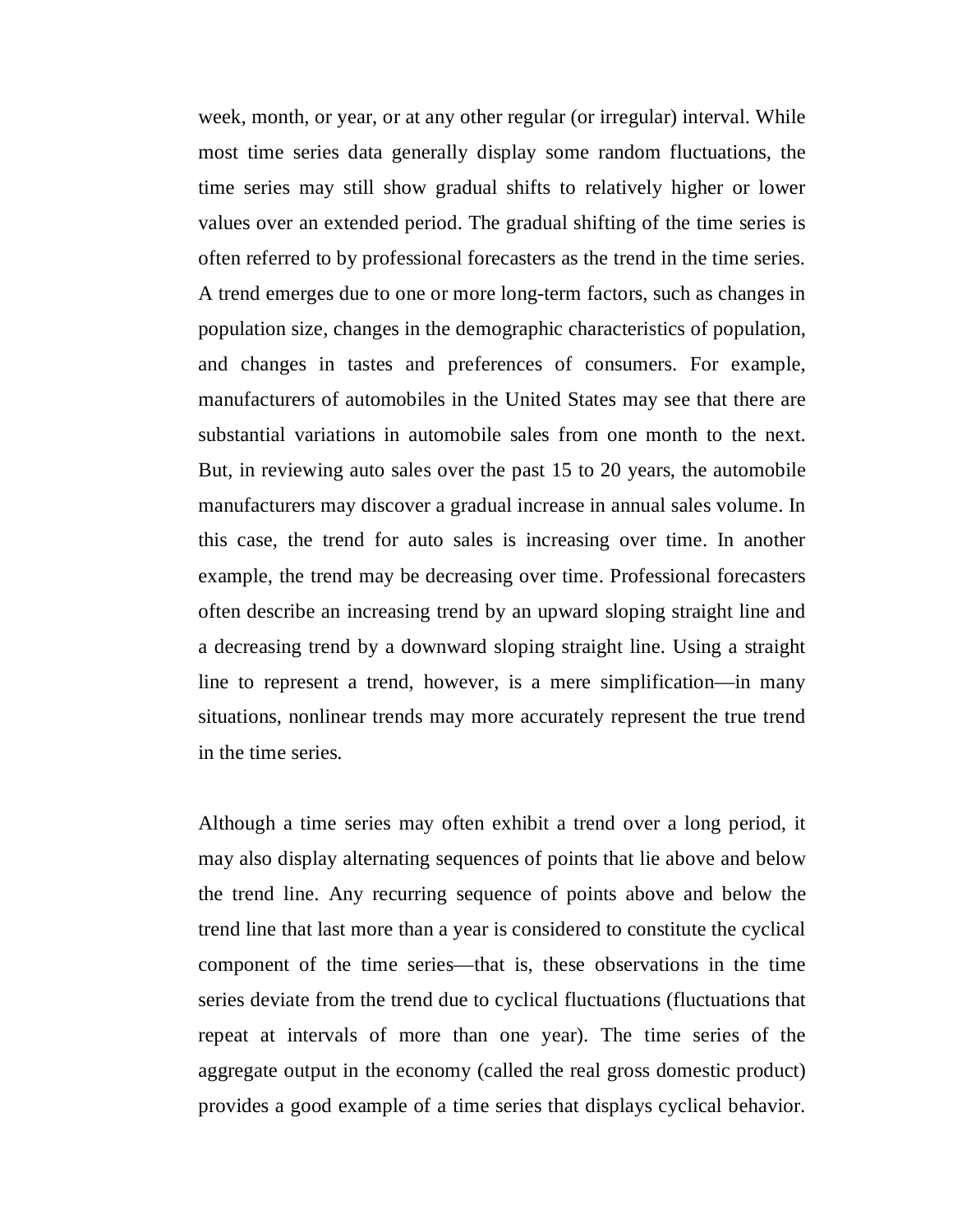week, month, or year, or at any other regular (or irregular) interval. While most time series data generally display some random fluctuations, the time series may still show gradual shifts to relatively higher or lower values over an extended period. The gradual shifting of the time series is often referred to by professional forecasters as the trend in the time series. A trend emerges due to one or more long-term factors, such as changes in population size, changes in the demographic characteristics of population, and changes in tastes and preferences of consumers. For example, manufacturers of automobiles in the United States may see that there are substantial variations in automobile sales from one month to the next. But, in reviewing auto sales over the past 15 to 20 years, the automobile manufacturers may discover a gradual increase in annual sales volume. In this case, the trend for auto sales is increasing over time. In another example, the trend may be decreasing over time. Professional forecasters often describe an increasing trend by an upward sloping straight line and a decreasing trend by a downward sloping straight line. Using a straight line to represent a trend, however, is a mere simplification—in many situations, nonlinear trends may more accurately represent the true trend in the time series.

Although a time series may often exhibit a trend over a long period, it may also display alternating sequences of points that lie above and below the trend line. Any recurring sequence of points above and below the trend line that last more than a year is considered to constitute the cyclical component of the time series—that is, these observations in the time series deviate from the trend due to cyclical fluctuations (fluctuations that repeat at intervals of more than one year). The time series of the aggregate output in the economy (called the real gross domestic product) provides a good example of a time series that displays cyclical behavior.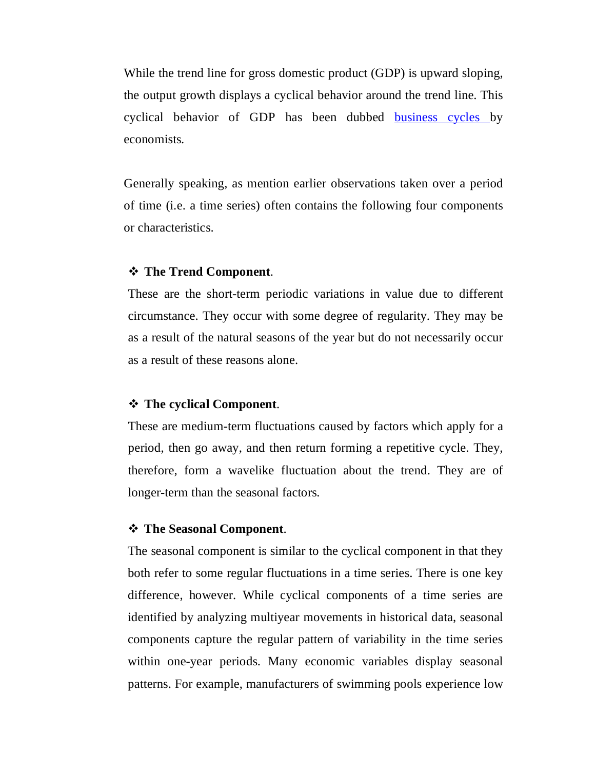While the trend line for gross domestic product (GDP) is upward sloping, the output growth displays a cyclical behavior around the trend line. This cyclical behavior of GDP has been dubbed [business cycles ]() by economists.

Generally speaking, as mention earlier observations taken over a period of time (i.e. a time series) often contains the following four components or characteristics.

- ❖ **The Trend Component**.

  These are the short-term periodic variations in value due to different circumstance. They occur with some degree of regularity. They may be as a result of the natural seasons of the year but do not necessarily occur as a result of these reasons alone.

- ❖ **The cyclical Component**.

  These are medium-term fluctuations caused by factors which apply for a period, then go away, and then return forming a repetitive cycle. They, therefore, form a wavelike fluctuation about the trend. They are of longer-term than the seasonal factors.

- ❖ **The Seasonal Component**.

  The seasonal component is similar to the cyclical component in that they both refer to some regular fluctuations in a time series. There is one key difference, however. While cyclical components of a time series are identified by analyzing multiyear movements in historical data, seasonal components capture the regular pattern of variability in the time series within one-year periods. Many economic variables display seasonal patterns. For example, manufacturers of swimming pools experience low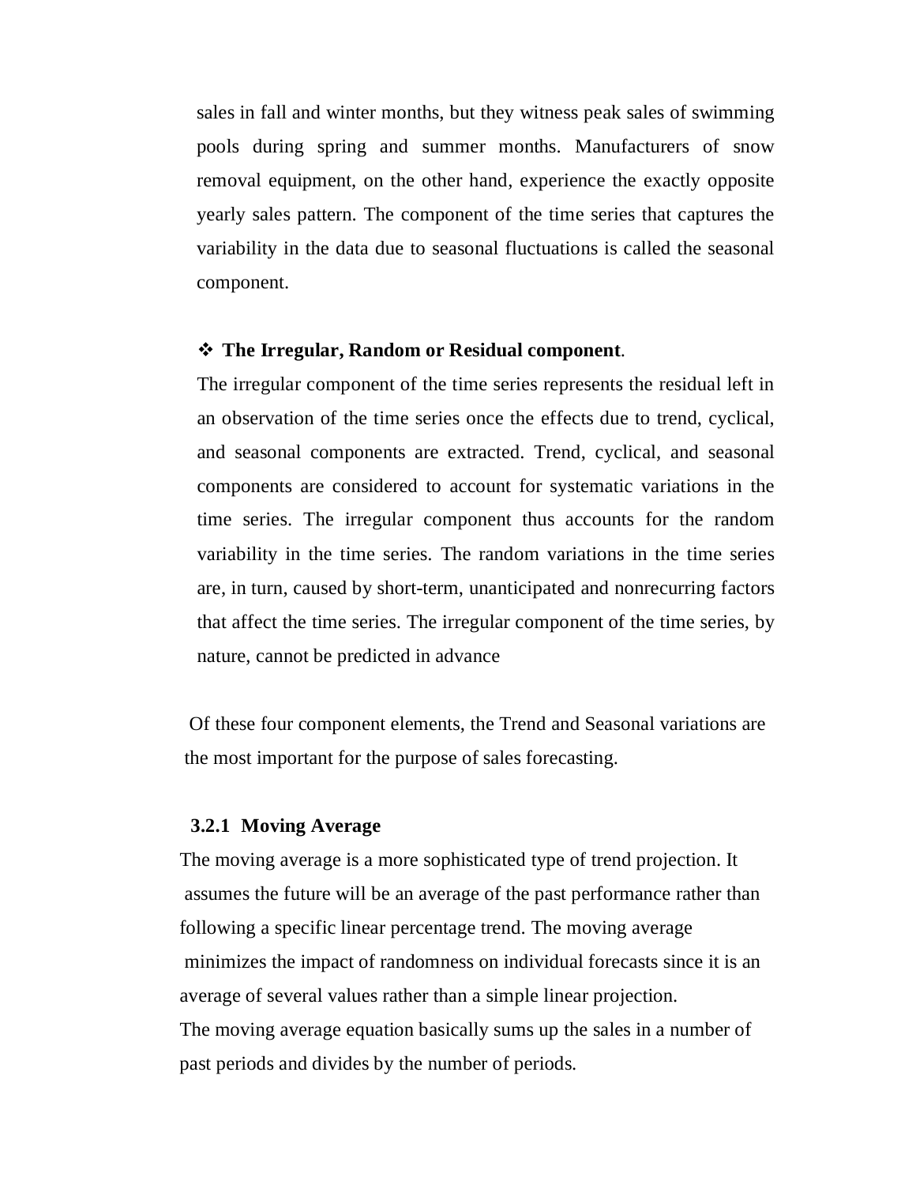sales in fall and winter months, but they witness peak sales of swimming pools during spring and summer months. Manufacturers of snow removal equipment, on the other hand, experience the exactly opposite yearly sales pattern. The component of the time series that captures the variability in the data due to seasonal fluctuations is called the seasonal component.

- **The Irregular, Random or Residual component**.

The irregular component of the time series represents the residual left in an observation of the time series once the effects due to trend, cyclical, and seasonal components are extracted. Trend, cyclical, and seasonal components are considered to account for systematic variations in the time series. The irregular component thus accounts for the random variability in the time series. The random variations in the time series are, in turn, caused by short-term, unanticipated and nonrecurring factors that affect the time series. The irregular component of the time series, by nature, cannot be predicted in advance

Of these four component elements, the Trend and Seasonal variations are the most important for the purpose of sales forecasting.

### 3.2.1 Moving Average

The moving average is a more sophisticated type of trend projection. It assumes the future will be an average of the past performance rather than following a specific linear percentage trend. The moving average minimizes the impact of randomness on individual forecasts since it is an average of several values rather than a simple linear projection.

The moving average equation basically sums up the sales in a number of past periods and divides by the number of periods.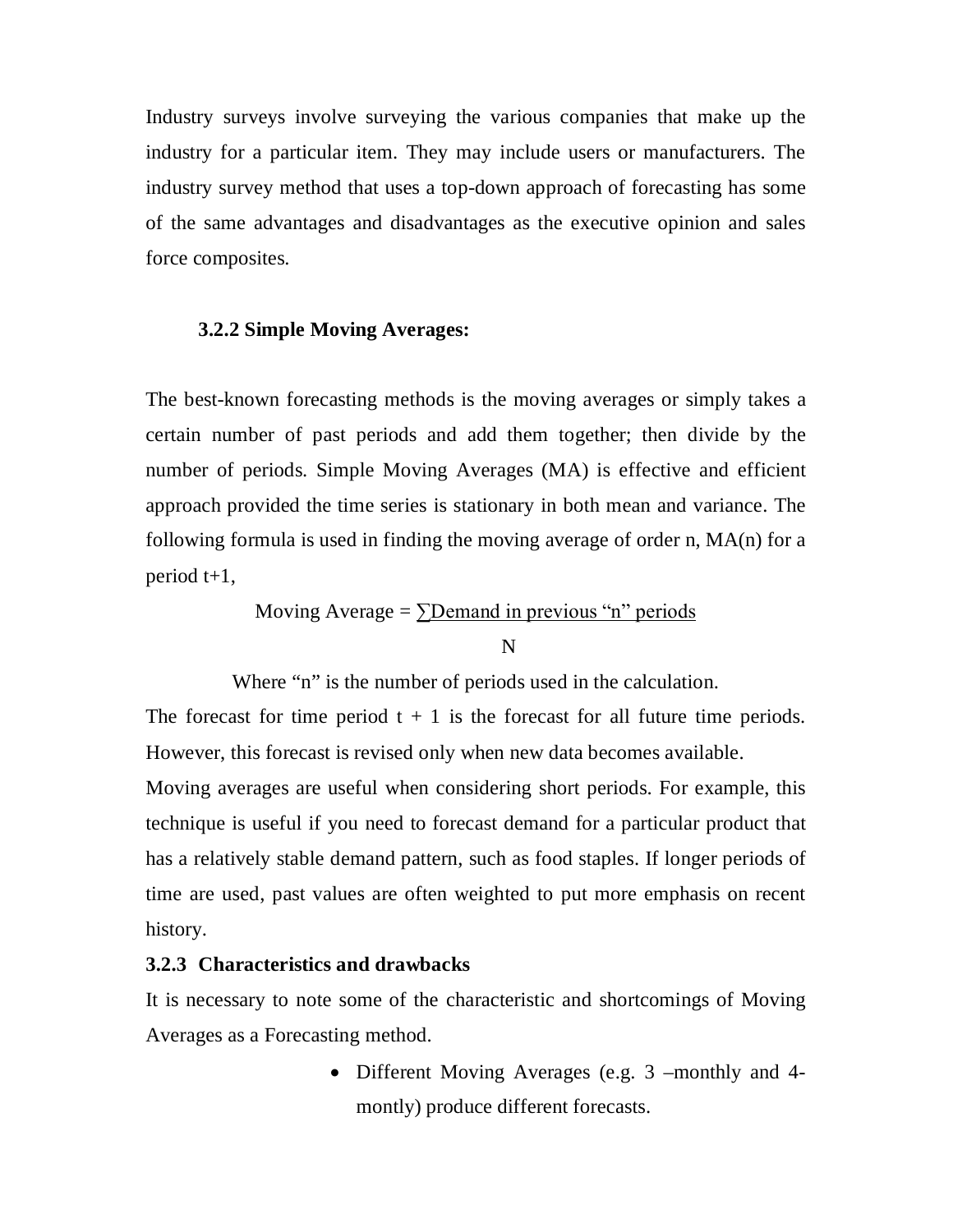Industry surveys involve surveying the various companies that make up the industry for a particular item. They may include users or manufacturers. The industry survey method that uses a top-down approach of forecasting has some of the same advantages and disadvantages as the executive opinion and sales force composites.

### 3.2.2 Simple Moving Averages:

The best-known forecasting methods is the moving averages or simply takes a certain number of past periods and add them together; then divide by the number of periods. Simple Moving Averages (MA) is effective and efficient approach provided the time series is stationary in both mean and variance. The following formula is used in finding the moving average of order n, MA(n) for a period t+1,

$$\text{Moving Average} = \frac{\sum \text{Demand in previous "n" periods}}{N}$$

Where "n" is the number of periods used in the calculation.

The forecast for time period t + 1 is the forecast for all future time periods. However, this forecast is revised only when new data becomes available.

Moving averages are useful when considering short periods. For example, this technique is useful if you need to forecast demand for a particular product that has a relatively stable demand pattern, such as food staples. If longer periods of time are used, past values are often weighted to put more emphasis on recent history.

### 3.2.3 Characteristics and drawbacks

It is necessary to note some of the characteristic and shortcomings of Moving Averages as a Forecasting method.

- Different Moving Averages (e.g. 3 –monthly and 4-montly) produce different forecasts.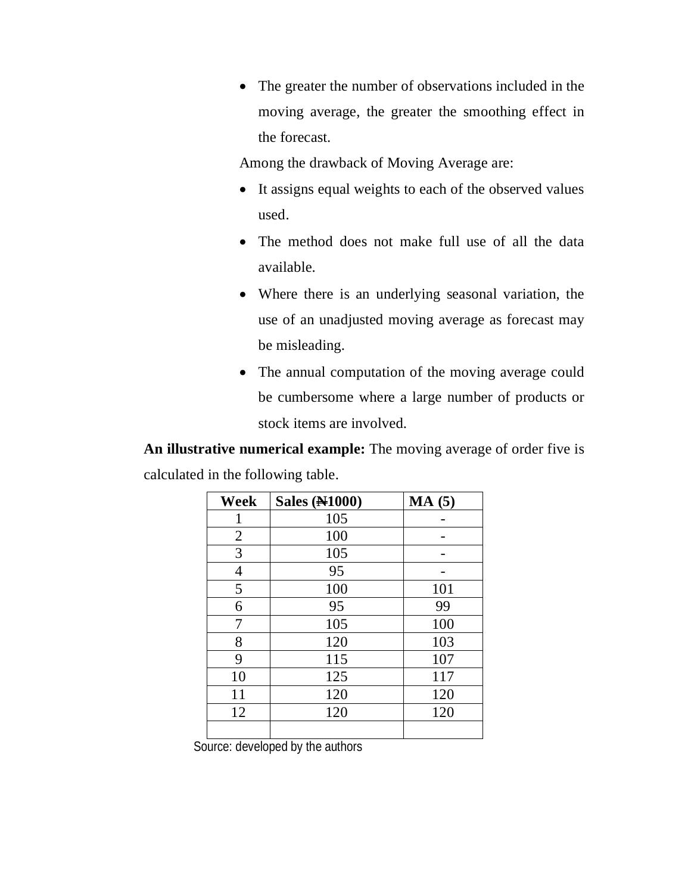- The greater the number of observations included in the moving average, the greater the smoothing effect in the forecast.

Among the drawback of Moving Average are:

- It assigns equal weights to each of the observed values used.
- The method does not make full use of all the data available.
- Where there is an underlying seasonal variation, the use of an unadjusted moving average as forecast may be misleading.
- The annual computation of the moving average could be cumbersome where a large number of products or stock items are involved.

**An illustrative numerical example:** The moving average of order five is calculated in the following table.

| Week | Sales (₦1000) | MA (5) |
|---|---|---|
| 1 | 105 | - |
| 2 | 100 | - |
| 3 | 105 | - |
| 4 | 95 | - |
| 5 | 100 | 101 |
| 6 | 95 | 99 |
| 7 | 105 | 100 |
| 8 | 120 | 103 |
| 9 | 115 | 107 |
| 10 | 125 | 117 |
| 11 | 120 | 120 |
| 12 | 120 | 120 |
| | | |

Source: developed by the authors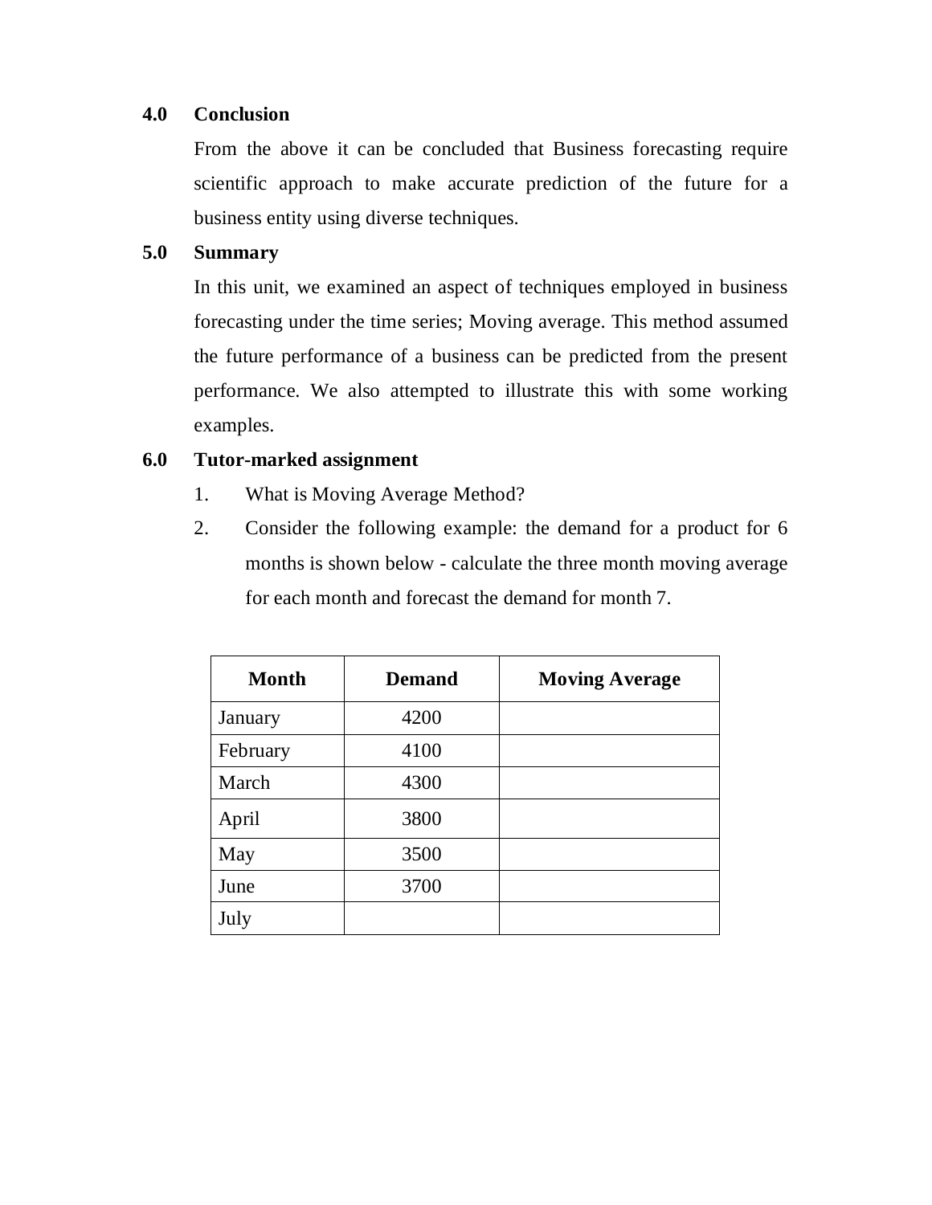## 4.0 Conclusion

From the above it can be concluded that Business forecasting require scientific approach to make accurate prediction of the future for a business entity using diverse techniques.

## 5.0 Summary

In this unit, we examined an aspect of techniques employed in business forecasting under the time series; Moving average. This method assumed the future performance of a business can be predicted from the present performance. We also attempted to illustrate this with some working examples.

## 6.0 Tutor-marked assignment

1. What is Moving Average Method?
2. Consider the following example: the demand for a product for 6 months is shown below - calculate the three month moving average for each month and forecast the demand for month 7.

| Month | Demand | Moving Average |
|---|---|---|
| January | 4200 | |
| February | 4100 | |
| March | 4300 | |
| April | 3800 | |
| May | 3500 | |
| June | 3700 | |
| July | | |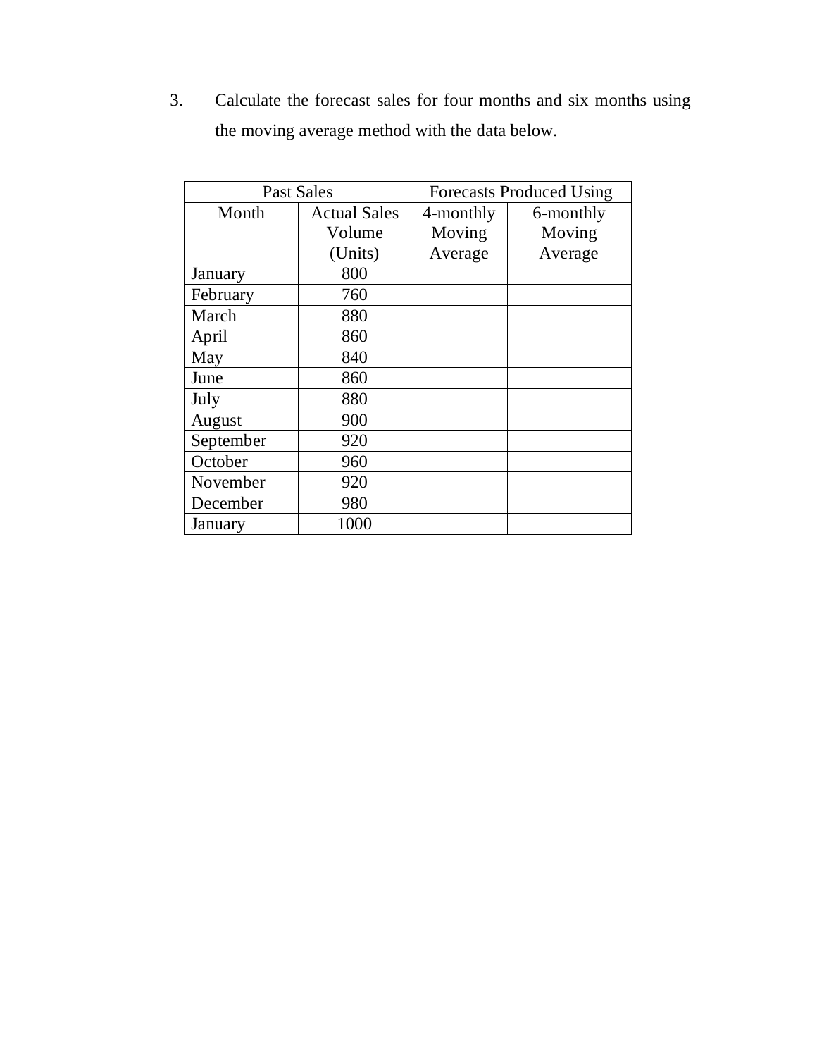3. Calculate the forecast sales for four months and six months using the moving average method with the data below.

| Past Sales | | Forecasts Produced Using | |
|---|---|---|---|
| Month | Actual Sales Volume (Units) | 4-monthly Moving Average | 6-monthly Moving Average |
| January | 800 | | |
| February | 760 | | |
| March | 880 | | |
| April | 860 | | |
| May | 840 | | |
| June | 860 | | |
| July | 880 | | |
| August | 900 | | |
| September | 920 | | |
| October | 960 | | |
| November | 920 | | |
| December | 980 | | |
| January | 1000 | | |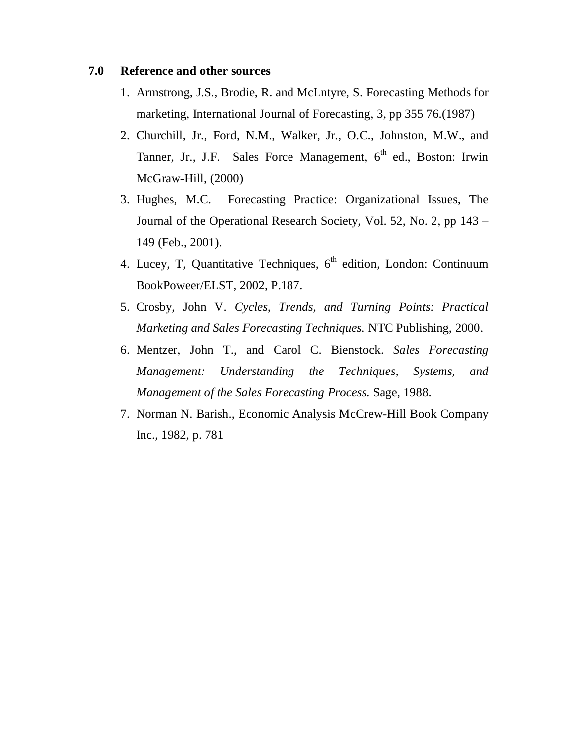## 7.0 Reference and other sources

1. Armstrong, J.S., Brodie, R. and McLntyre, S. Forecasting Methods for marketing, International Journal of Forecasting, 3, pp 355 76.(1987)
2. Churchill, Jr., Ford, N.M., Walker, Jr., O.C., Johnston, M.W., and Tanner, Jr., J.F. Sales Force Management, 6th ed., Boston: Irwin McGraw-Hill, (2000)
3. Hughes, M.C. Forecasting Practice: Organizational Issues, The Journal of the Operational Research Society, Vol. 52, No. 2, pp 143 – 149 (Feb., 2001).
4. Lucey, T, Quantitative Techniques, 6th edition, London: Continuum BookPoweer/ELST, 2002, P.187.
5. Crosby, John V. *Cycles, Trends, and Turning Points: Practical Marketing and Sales Forecasting Techniques.* NTC Publishing, 2000.
6. Mentzer, John T., and Carol C. Bienstock. *Sales Forecasting Management: Understanding the Techniques, Systems, and Management of the Sales Forecasting Process.* Sage, 1988.
7. Norman N. Barish., Economic Analysis McCrew-Hill Book Company Inc., 1982, p. 781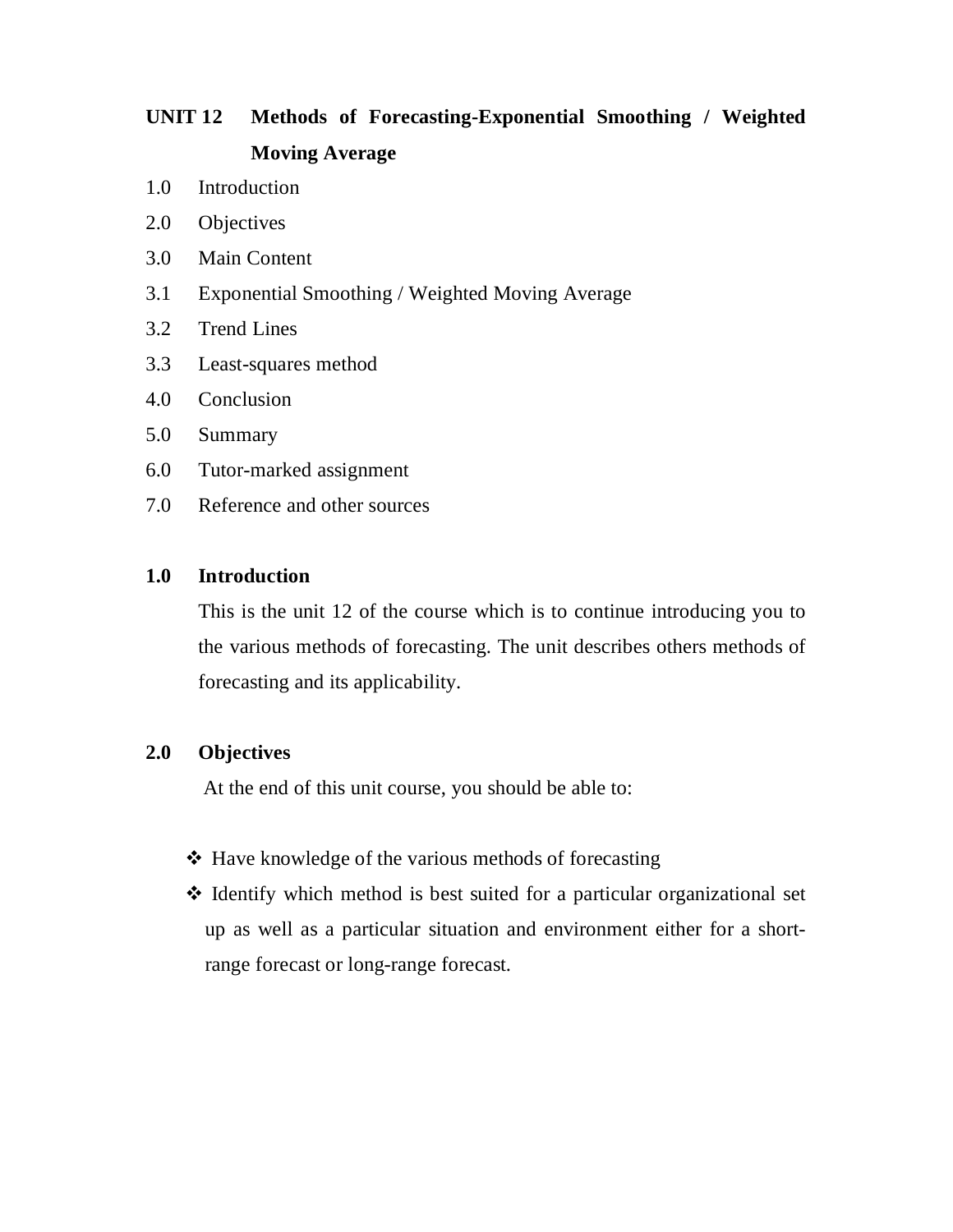# UNIT 12 Methods of Forecasting-Exponential Smoothing / Weighted Moving Average

1.0 Introduction

2.0 Objectives

3.0 Main Content

3.1 Exponential Smoothing / Weighted Moving Average

3.2 Trend Lines

3.3 Least-squares method

4.0 Conclusion

5.0 Summary

6.0 Tutor-marked assignment

7.0 Reference and other sources

## 1.0 Introduction

This is the unit 12 of the course which is to continue introducing you to the various methods of forecasting. The unit describes others methods of forecasting and its applicability.

## 2.0 Objectives

At the end of this unit course, you should be able to:

- ❖ Have knowledge of the various methods of forecasting
- ❖ Identify which method is best suited for a particular organizational set up as well as a particular situation and environment either for a short-range forecast or long-range forecast.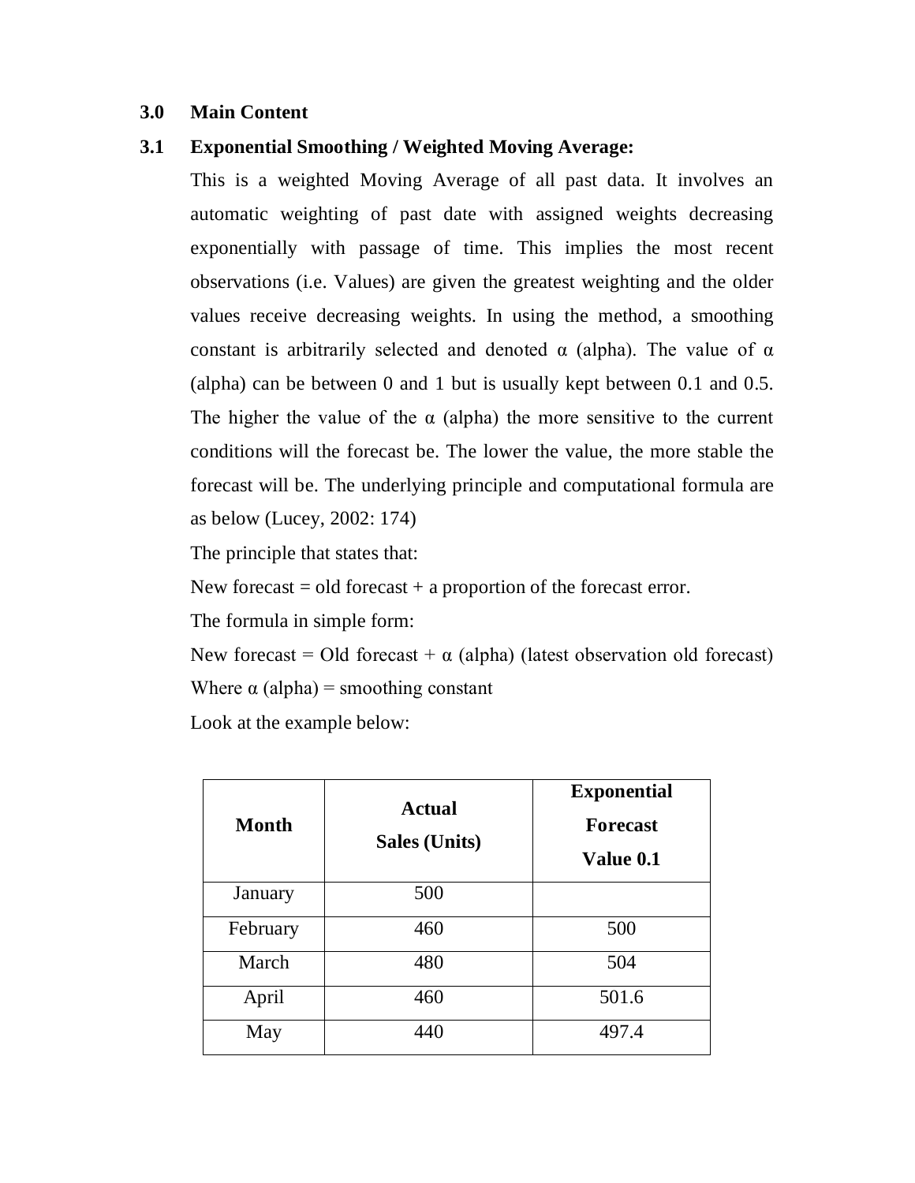## 3.0 Main Content

### 3.1 Exponential Smoothing / Weighted Moving Average:

This is a weighted Moving Average of all past data. It involves an automatic weighting of past date with assigned weights decreasing exponentially with passage of time. This implies the most recent observations (i.e. Values) are given the greatest weighting and the older values receive decreasing weights. In using the method, a smoothing constant is arbitrarily selected and denoted α (alpha). The value of α (alpha) can be between 0 and 1 but is usually kept between 0.1 and 0.5. The higher the value of the α (alpha) the more sensitive to the current conditions will the forecast be. The lower the value, the more stable the forecast will be. The underlying principle and computational formula are as below (Lucey, 2002: 174)

The principle that states that:

New forecast = old forecast + a proportion of the forecast error.

The formula in simple form:

New forecast = Old forecast + α (alpha) (latest observation old forecast)

Where α (alpha) = smoothing constant

Look at the example below:

| **Month** | **Actual Sales (Units)** | **Exponential Forecast Value 0.1** |
|---|---|---|
| January | 500 | |
| February | 460 | 500 |
| March | 480 | 504 |
| April | 460 | 501.6 |
| May | 440 | 497.4 |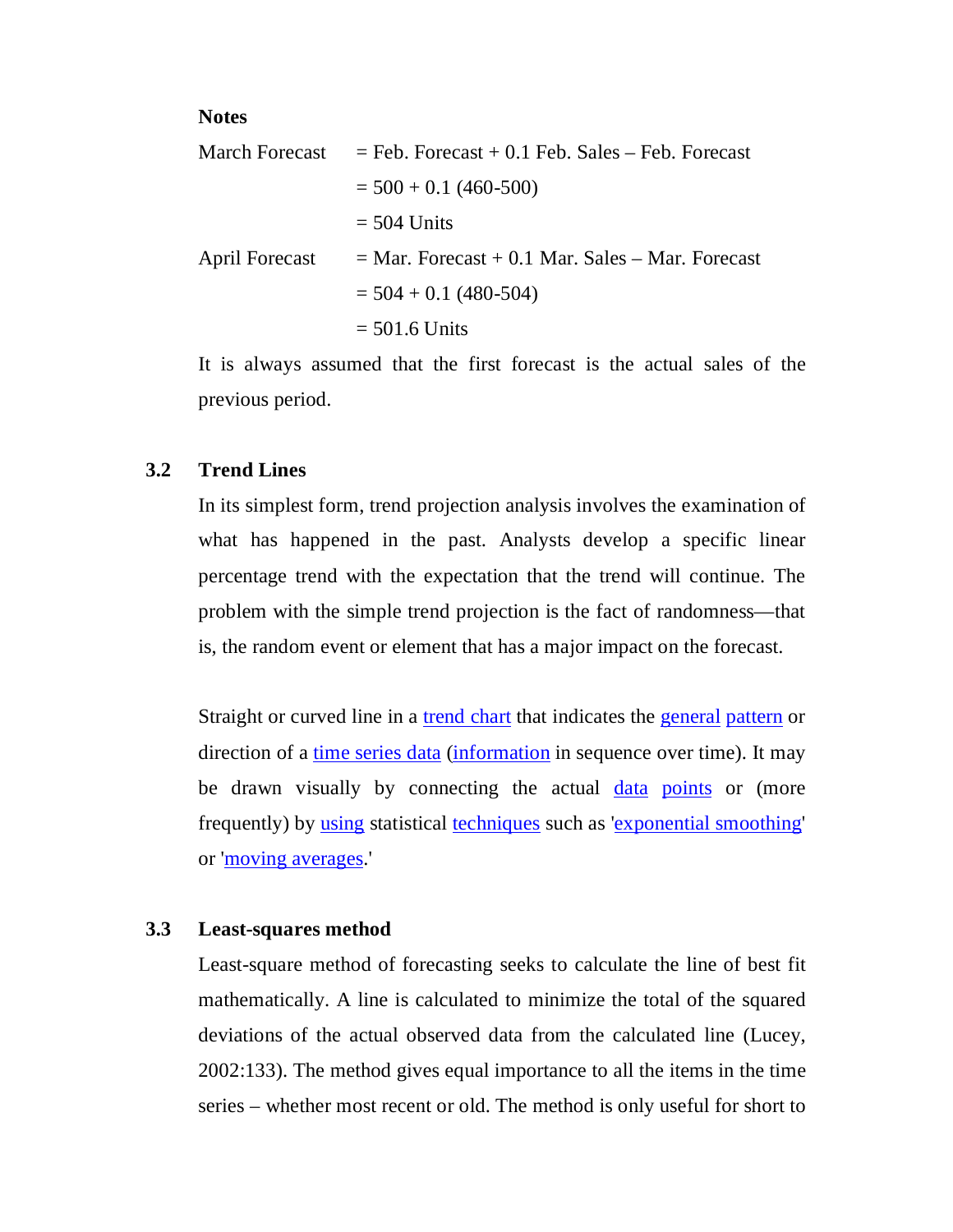**Notes**

| | |
|---|---|
| March Forecast | = Feb. Forecast + 0.1 Feb. Sales – Feb. Forecast |
| | = 500 + 0.1 (460-500) |
| | = 504 Units |
| April Forecast | = Mar. Forecast + 0.1 Mar. Sales – Mar. Forecast |
| | = 504 + 0.1 (480-504) |
| | = 501.6 Units |

It is always assumed that the first forecast is the actual sales of the previous period.

### 3.2 Trend Lines

In its simplest form, trend projection analysis involves the examination of what has happened in the past. Analysts develop a specific linear percentage trend with the expectation that the trend will continue. The problem with the simple trend projection is the fact of randomness—that is, the random event or element that has a major impact on the forecast.

Straight or curved line in a trend chart that indicates the general pattern or direction of a time series data (information in sequence over time). It may be drawn visually by connecting the actual data points or (more frequently) by using statistical techniques such as 'exponential smoothing' or 'moving averages.'

### 3.3 Least-squares method

Least-square method of forecasting seeks to calculate the line of best fit mathematically. A line is calculated to minimize the total of the squared deviations of the actual observed data from the calculated line (Lucey, 2002:133). The method gives equal importance to all the items in the time series – whether most recent or old. The method is only useful for short to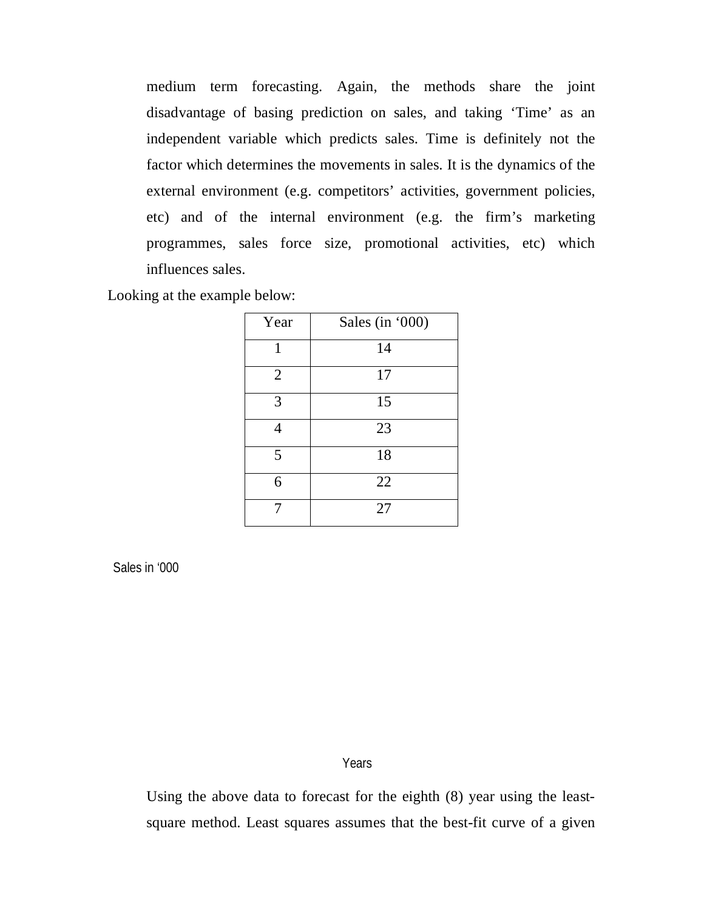medium term forecasting. Again, the methods share the joint disadvantage of basing prediction on sales, and taking 'Time' as an independent variable which predicts sales. Time is definitely not the factor which determines the movements in sales. It is the dynamics of the external environment (e.g. competitors' activities, government policies, etc) and of the internal environment (e.g. the firm's marketing programmes, sales force size, promotional activities, etc) which influences sales.

Looking at the example below:

| Year | Sales (in '000) |
|---|---|
| 1 | 14 |
| 2 | 17 |
| 3 | 15 |
| 4 | 23 |
| 5 | 18 |
| 6 | 22 |
| 7 | 27 |

Sales in '000

Years

Using the above data to forecast for the eighth (8) year using the least-square method. Least squares assumes that the best-fit curve of a given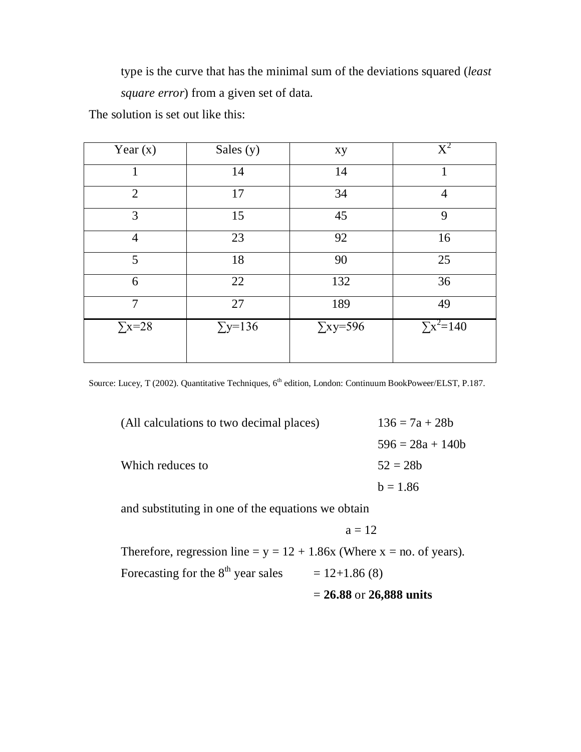type is the curve that has the minimal sum of the deviations squared (*least square error*) from a given set of data.

The solution is set out like this:

| Year (x) | Sales (y) | xy | $X^2$ |
|---|---|---|---|
| 1 | 14 | 14 | 1 |
| 2 | 17 | 34 | 4 |
| 3 | 15 | 45 | 9 |
| 4 | 23 | 92 | 16 |
| 5 | 18 | 90 | 25 |
| 6 | 22 | 132 | 36 |
| 7 | 27 | 189 | 49 |
| $\sum x=28$ | $\sum y=136$ | $\sum xy=596$ | $\sum x^2=140$ |

Source: Lucey, T (2002). Quantitative Techniques, 6th edition, London: Continuum BookPoweer/ELST, P.187.

(All calculations to two decimal places) $136 = 7a + 28b$

$596 = 28a + 140b$

Which reduces to $52 = 28b$

$b = 1.86$

and substituting in one of the equations we obtain

$a = 12$

Therefore, regression line = $y = 12 + 1.86x$ (Where x = no. of years).

Forecasting for the 8th year sales $= 12+1.86\ (8)$

$=$ **26.88** or **26,888 units**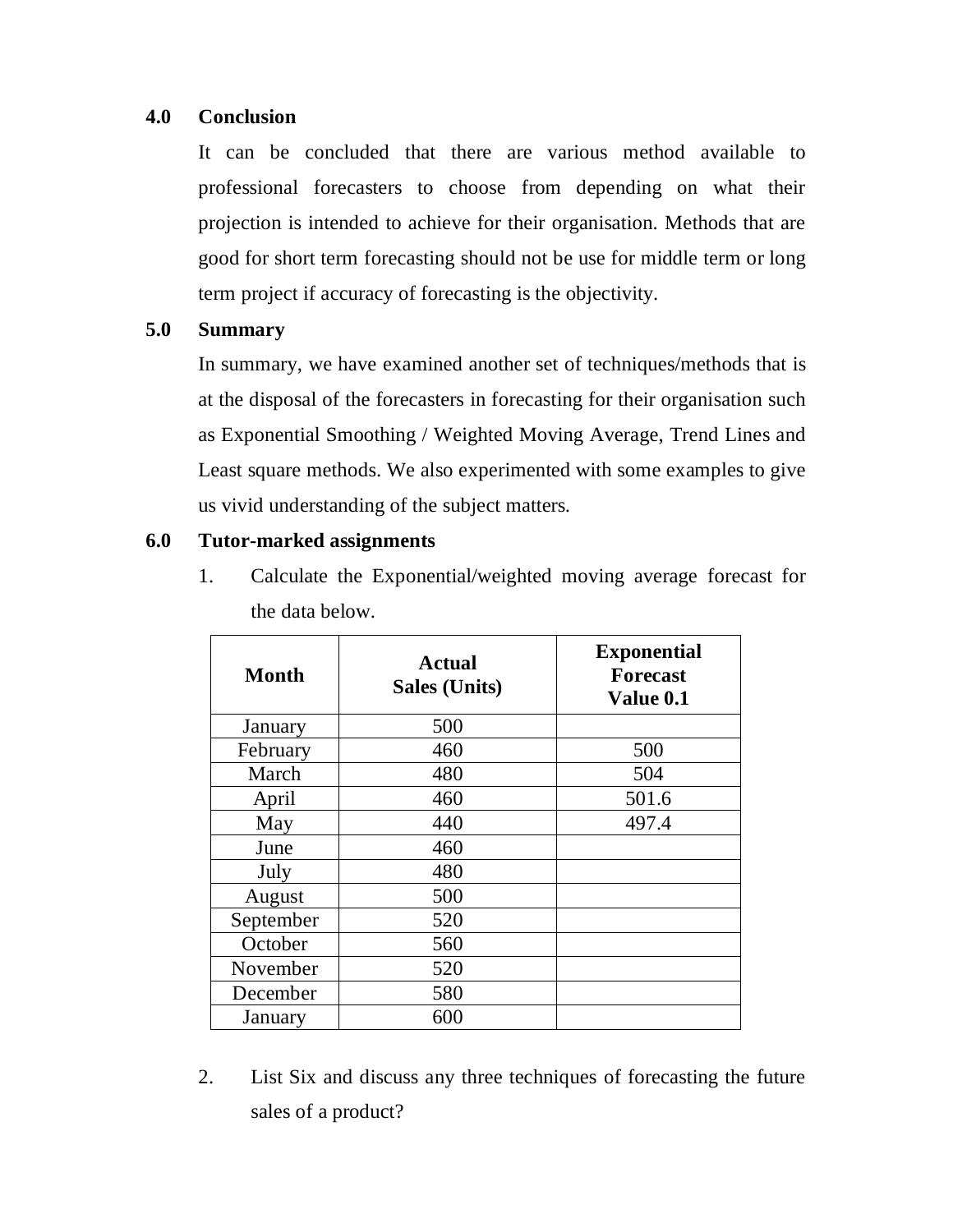## 4.0 Conclusion

It can be concluded that there are various method available to professional forecasters to choose from depending on what their projection is intended to achieve for their organisation. Methods that are good for short term forecasting should not be use for middle term or long term project if accuracy of forecasting is the objectivity.

## 5.0 Summary

In summary, we have examined another set of techniques/methods that is at the disposal of the forecasters in forecasting for their organisation such as Exponential Smoothing / Weighted Moving Average, Trend Lines and Least square methods. We also experimented with some examples to give us vivid understanding of the subject matters.

## 6.0 Tutor-marked assignments

1. Calculate the Exponential/weighted moving average forecast for the data below.

| Month | Actual Sales (Units) | Exponential Forecast Value 0.1 |
|---|---|---|
| January | 500 | |
| February | 460 | 500 |
| March | 480 | 504 |
| April | 460 | 501.6 |
| May | 440 | 497.4 |
| June | 460 | |
| July | 480 | |
| August | 500 | |
| September | 520 | |
| October | 560 | |
| November | 520 | |
| December | 580 | |
| January | 600 | |

2. List Six and discuss any three techniques of forecasting the future sales of a product?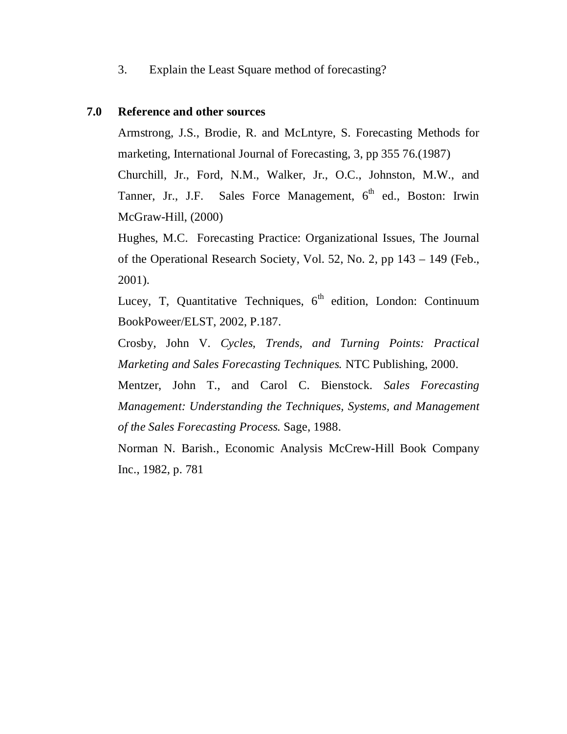3. Explain the Least Square method of forecasting?

## 7.0 Reference and other sources

Armstrong, J.S., Brodie, R. and McLntyre, S. Forecasting Methods for marketing, International Journal of Forecasting, 3, pp 355 76.(1987)

Churchill, Jr., Ford, N.M., Walker, Jr., O.C., Johnston, M.W., and Tanner, Jr., J.F. Sales Force Management, 6th ed., Boston: Irwin McGraw-Hill, (2000)

Hughes, M.C. Forecasting Practice: Organizational Issues, The Journal of the Operational Research Society, Vol. 52, No. 2, pp 143 – 149 (Feb., 2001).

Lucey, T, Quantitative Techniques, 6th edition, London: Continuum BookPoweer/ELST, 2002, P.187.

Crosby, John V. *Cycles, Trends, and Turning Points: Practical Marketing and Sales Forecasting Techniques.* NTC Publishing, 2000.

Mentzer, John T., and Carol C. Bienstock. *Sales Forecasting Management: Understanding the Techniques, Systems, and Management of the Sales Forecasting Process.* Sage, 1988.

Norman N. Barish., Economic Analysis McCrew-Hill Book Company Inc., 1982, p. 781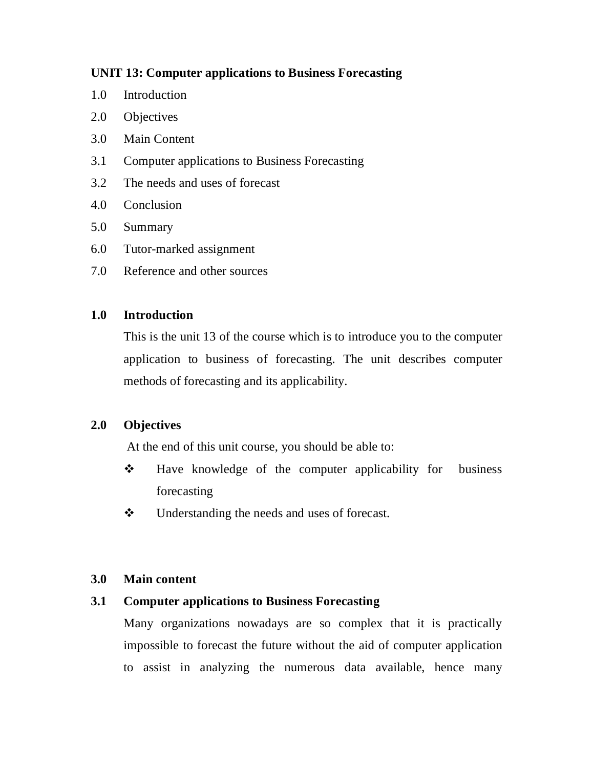**UNIT 13: Computer applications to Business Forecasting**

1.0 Introduction
2.0 Objectives
3.0 Main Content
3.1 Computer applications to Business Forecasting
3.2 The needs and uses of forecast
4.0 Conclusion
5.0 Summary
6.0 Tutor-marked assignment
7.0 Reference and other sources

## 1.0 Introduction

This is the unit 13 of the course which is to introduce you to the computer application to business of forecasting. The unit describes computer methods of forecasting and its applicability.

## 2.0 Objectives

At the end of this unit course, you should be able to:

- ❖ Have knowledge of the computer applicability for business forecasting
- ❖ Understanding the needs and uses of forecast.

## 3.0 Main content

### 3.1 Computer applications to Business Forecasting

Many organizations nowadays are so complex that it is practically impossible to forecast the future without the aid of computer application to assist in analyzing the numerous data available, hence many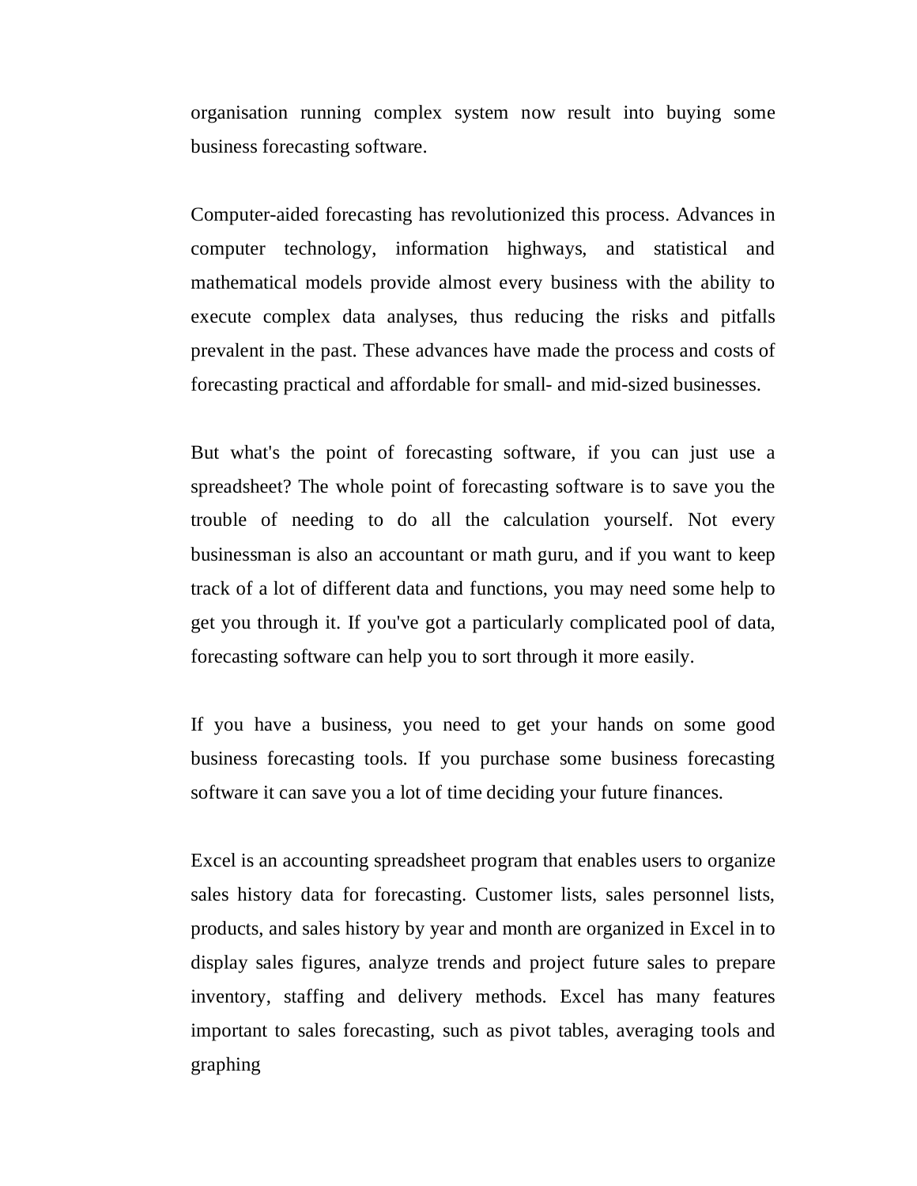organisation running complex system now result into buying some business forecasting software.

Computer-aided forecasting has revolutionized this process. Advances in computer technology, information highways, and statistical and mathematical models provide almost every business with the ability to execute complex data analyses, thus reducing the risks and pitfalls prevalent in the past. These advances have made the process and costs of forecasting practical and affordable for small- and mid-sized businesses.

But what's the point of forecasting software, if you can just use a spreadsheet? The whole point of forecasting software is to save you the trouble of needing to do all the calculation yourself. Not every businessman is also an accountant or math guru, and if you want to keep track of a lot of different data and functions, you may need some help to get you through it. If you've got a particularly complicated pool of data, forecasting software can help you to sort through it more easily.

If you have a business, you need to get your hands on some good business forecasting tools. If you purchase some business forecasting software it can save you a lot of time deciding your future finances.

Excel is an accounting spreadsheet program that enables users to organize sales history data for forecasting. Customer lists, sales personnel lists, products, and sales history by year and month are organized in Excel in to display sales figures, analyze trends and project future sales to prepare inventory, staffing and delivery methods. Excel has many features important to sales forecasting, such as pivot tables, averaging tools and graphing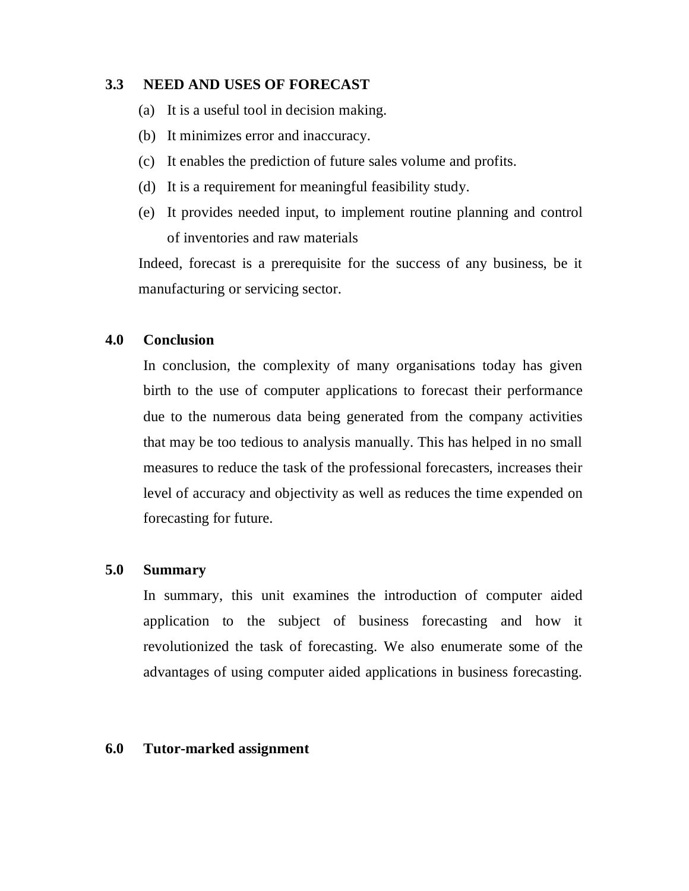## 3.3 NEED AND USES OF FORECAST

(a) It is a useful tool in decision making.

(b) It minimizes error and inaccuracy.

(c) It enables the prediction of future sales volume and profits.

(d) It is a requirement for meaningful feasibility study.

(e) It provides needed input, to implement routine planning and control of inventories and raw materials

Indeed, forecast is a prerequisite for the success of any business, be it manufacturing or servicing sector.

## 4.0 Conclusion

In conclusion, the complexity of many organisations today has given birth to the use of computer applications to forecast their performance due to the numerous data being generated from the company activities that may be too tedious to analysis manually. This has helped in no small measures to reduce the task of the professional forecasters, increases their level of accuracy and objectivity as well as reduces the time expended on forecasting for future.

## 5.0 Summary

In summary, this unit examines the introduction of computer aided application to the subject of business forecasting and how it revolutionized the task of forecasting. We also enumerate some of the advantages of using computer aided applications in business forecasting.

## 6.0 Tutor-marked assignment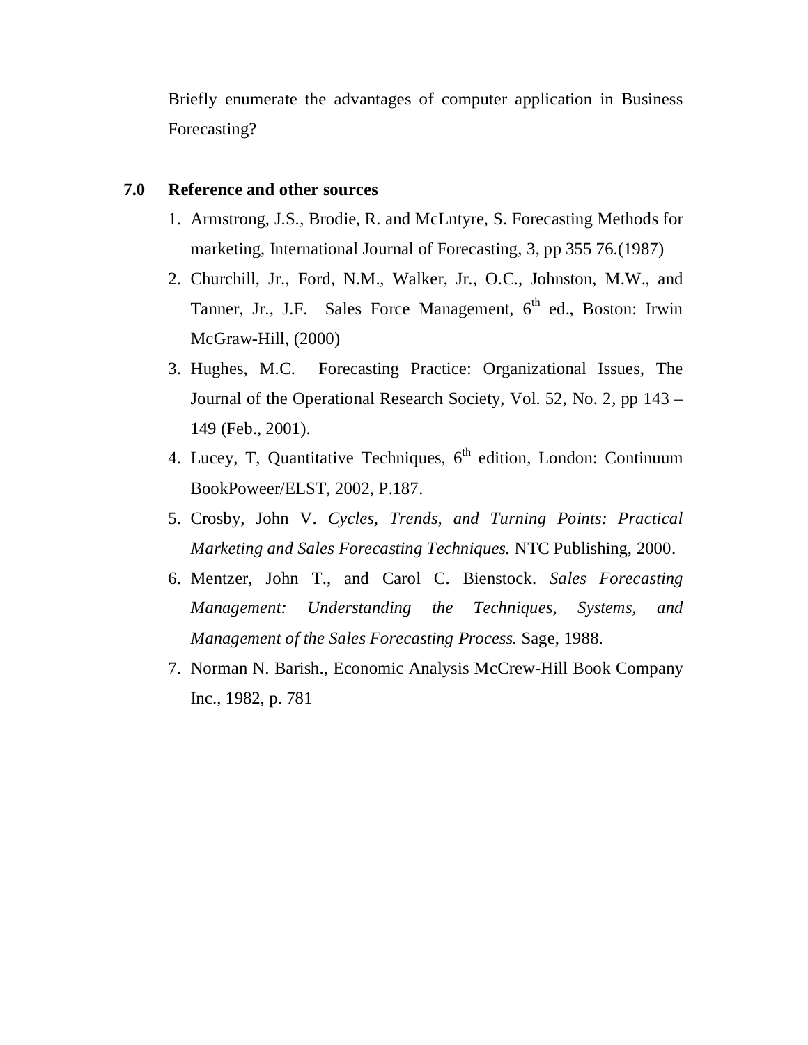Briefly enumerate the advantages of computer application in Business Forecasting?

## 7.0 Reference and other sources

1. Armstrong, J.S., Brodie, R. and McLntyre, S. Forecasting Methods for marketing, International Journal of Forecasting, 3, pp 355 76.(1987)
2. Churchill, Jr., Ford, N.M., Walker, Jr., O.C., Johnston, M.W., and Tanner, Jr., J.F. Sales Force Management, 6th ed., Boston: Irwin McGraw-Hill, (2000)
3. Hughes, M.C. Forecasting Practice: Organizational Issues, The Journal of the Operational Research Society, Vol. 52, No. 2, pp 143 – 149 (Feb., 2001).
4. Lucey, T, Quantitative Techniques, 6th edition, London: Continuum BookPoweer/ELST, 2002, P.187.
5. Crosby, John V. *Cycles, Trends, and Turning Points: Practical Marketing and Sales Forecasting Techniques.* NTC Publishing, 2000.
6. Mentzer, John T., and Carol C. Bienstock. *Sales Forecasting Management: Understanding the Techniques, Systems, and Management of the Sales Forecasting Process.* Sage, 1988.
7. Norman N. Barish., Economic Analysis McCrew-Hill Book Company Inc., 1982, p. 781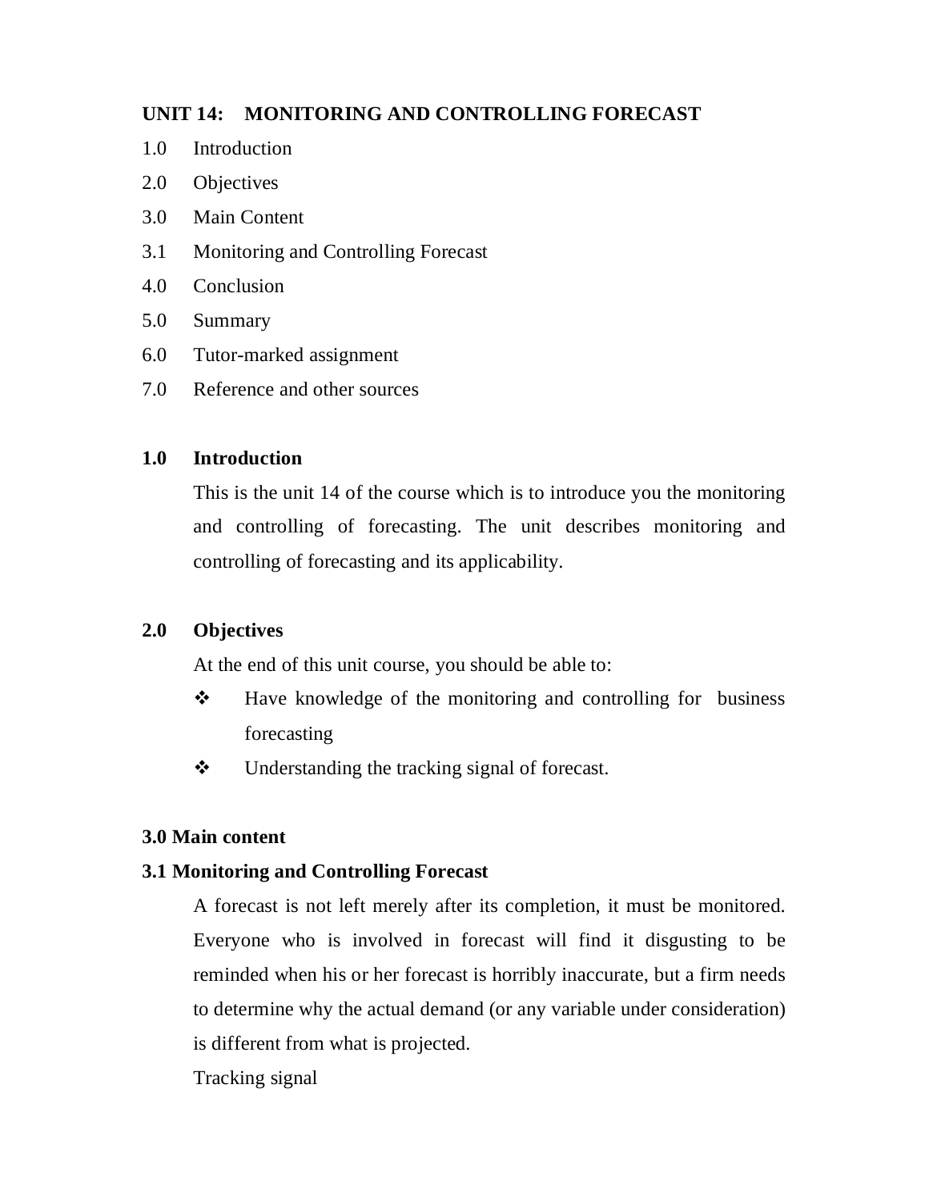## UNIT 14: MONITORING AND CONTROLLING FORECAST

1.0 Introduction

2.0 Objectives

3.0 Main Content

3.1 Monitoring and Controlling Forecast

4.0 Conclusion

5.0 Summary

6.0 Tutor-marked assignment

7.0 Reference and other sources

### 1.0 Introduction

This is the unit 14 of the course which is to introduce you the monitoring and controlling of forecasting. The unit describes monitoring and controlling of forecasting and its applicability.

### 2.0 Objectives

At the end of this unit course, you should be able to:

- Have knowledge of the monitoring and controlling for business forecasting
- Understanding the tracking signal of forecast.

### 3.0 Main content

### 3.1 Monitoring and Controlling Forecast

A forecast is not left merely after its completion, it must be monitored. Everyone who is involved in forecast will find it disgusting to be reminded when his or her forecast is horribly inaccurate, but a firm needs to determine why the actual demand (or any variable under consideration) is different from what is projected.

Tracking signal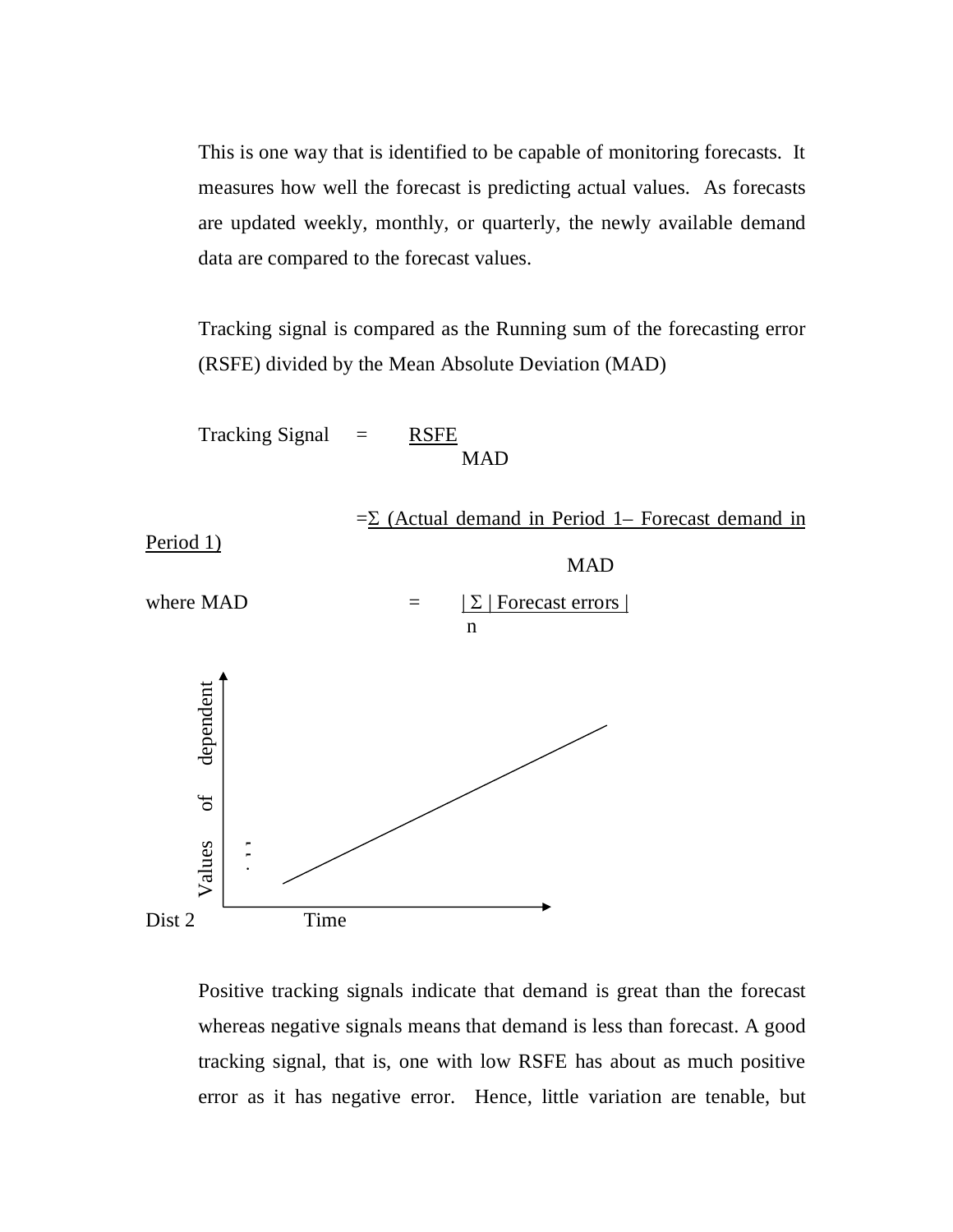This is one way that is identified to be capable of monitoring forecasts. It measures how well the forecast is predicting actual values. As forecasts are updated weekly, monthly, or quarterly, the newly available demand data are compared to the forecast values.

Tracking signal is compared as the Running sum of the forecasting error (RSFE) divided by the Mean Absolute Deviation (MAD)

$$\text{Tracking Signal} = \frac{\text{RSFE}}{\text{MAD}}$$

$$= \frac{\Sigma \text{ (Actual demand in Period 1} - \text{Forecast demand in Period 1)}}{\text{MAD}}$$

$$\text{where MAD} = \frac{|\ \Sigma\ |\text{ Forecast errors }|}{n}$$

Values of dependent

Dist 2 Time

Positive tracking signals indicate that demand is great than the forecast whereas negative signals means that demand is less than forecast. A good tracking signal, that is, one with low RSFE has about as much positive error as it has negative error. Hence, little variation are tenable, but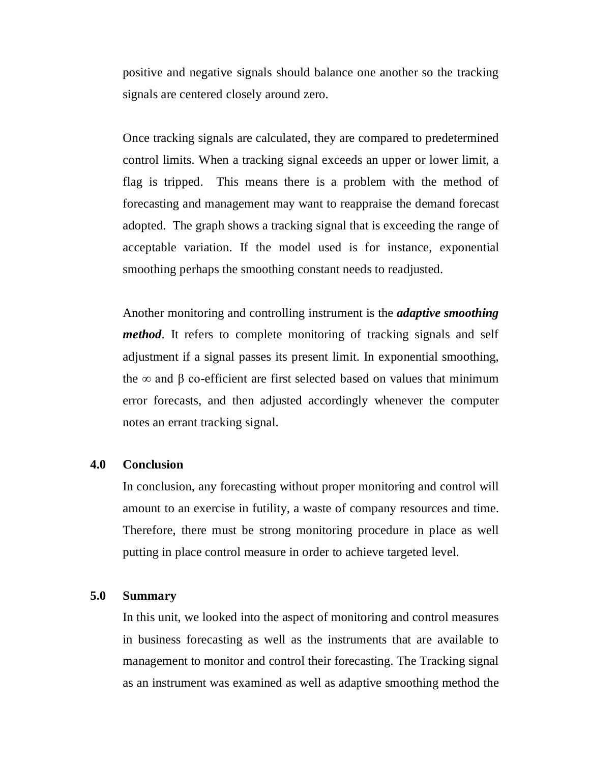positive and negative signals should balance one another so the tracking signals are centered closely around zero.

Once tracking signals are calculated, they are compared to predetermined control limits. When a tracking signal exceeds an upper or lower limit, a flag is tripped. This means there is a problem with the method of forecasting and management may want to reappraise the demand forecast adopted. The graph shows a tracking signal that is exceeding the range of acceptable variation. If the model used is for instance, exponential smoothing perhaps the smoothing constant needs to readjusted.

Another monitoring and controlling instrument is the ***adaptive smoothing method***. It refers to complete monitoring of tracking signals and self adjustment if a signal passes its present limit. In exponential smoothing, the $\infty$ and $\beta$ co-efficient are first selected based on values that minimum error forecasts, and then adjusted accordingly whenever the computer notes an errant tracking signal.

## 4.0 Conclusion

In conclusion, any forecasting without proper monitoring and control will amount to an exercise in futility, a waste of company resources and time. Therefore, there must be strong monitoring procedure in place as well putting in place control measure in order to achieve targeted level.

## 5.0 Summary

In this unit, we looked into the aspect of monitoring and control measures in business forecasting as well as the instruments that are available to management to monitor and control their forecasting. The Tracking signal as an instrument was examined as well as adaptive smoothing method the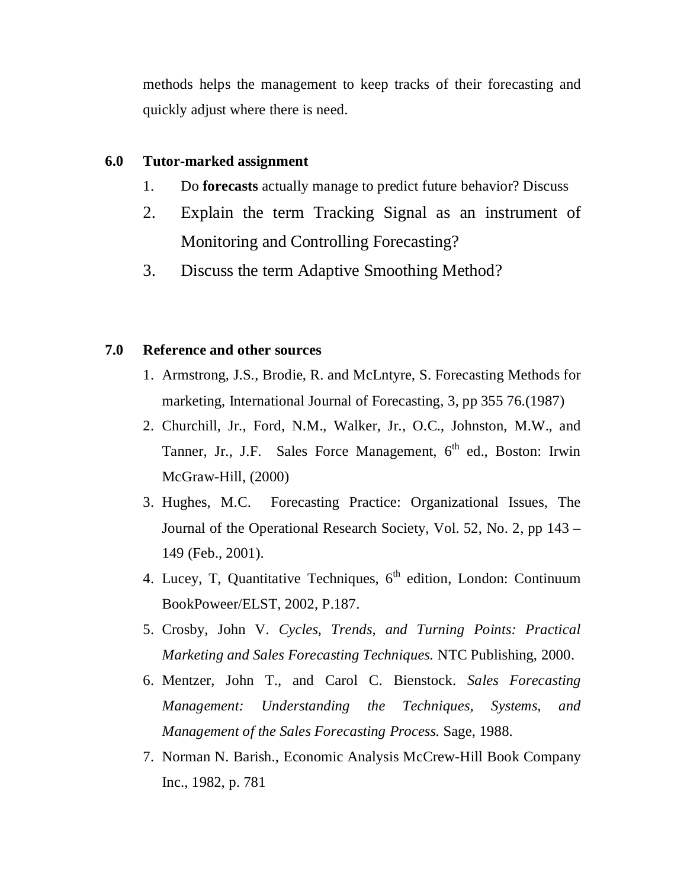methods helps the management to keep tracks of their forecasting and quickly adjust where there is need.

## 6.0 Tutor-marked assignment

1. Do **forecasts** actually manage to predict future behavior? Discuss
2. Explain the term Tracking Signal as an instrument of Monitoring and Controlling Forecasting?
3. Discuss the term Adaptive Smoothing Method?

## 7.0 Reference and other sources

1. Armstrong, J.S., Brodie, R. and McLntyre, S. Forecasting Methods for marketing, International Journal of Forecasting, 3, pp 355 76.(1987)
2. Churchill, Jr., Ford, N.M., Walker, Jr., O.C., Johnston, M.W., and Tanner, Jr., J.F. Sales Force Management, 6th ed., Boston: Irwin McGraw-Hill, (2000)
3. Hughes, M.C. Forecasting Practice: Organizational Issues, The Journal of the Operational Research Society, Vol. 52, No. 2, pp 143 – 149 (Feb., 2001).
4. Lucey, T, Quantitative Techniques, 6th edition, London: Continuum BookPoweer/ELST, 2002, P.187.
5. Crosby, John V. *Cycles, Trends, and Turning Points: Practical Marketing and Sales Forecasting Techniques.* NTC Publishing, 2000.
6. Mentzer, John T., and Carol C. Bienstock. *Sales Forecasting Management: Understanding the Techniques, Systems, and Management of the Sales Forecasting Process.* Sage, 1988.
7. Norman N. Barish., Economic Analysis McCrew-Hill Book Company Inc., 1982, p. 781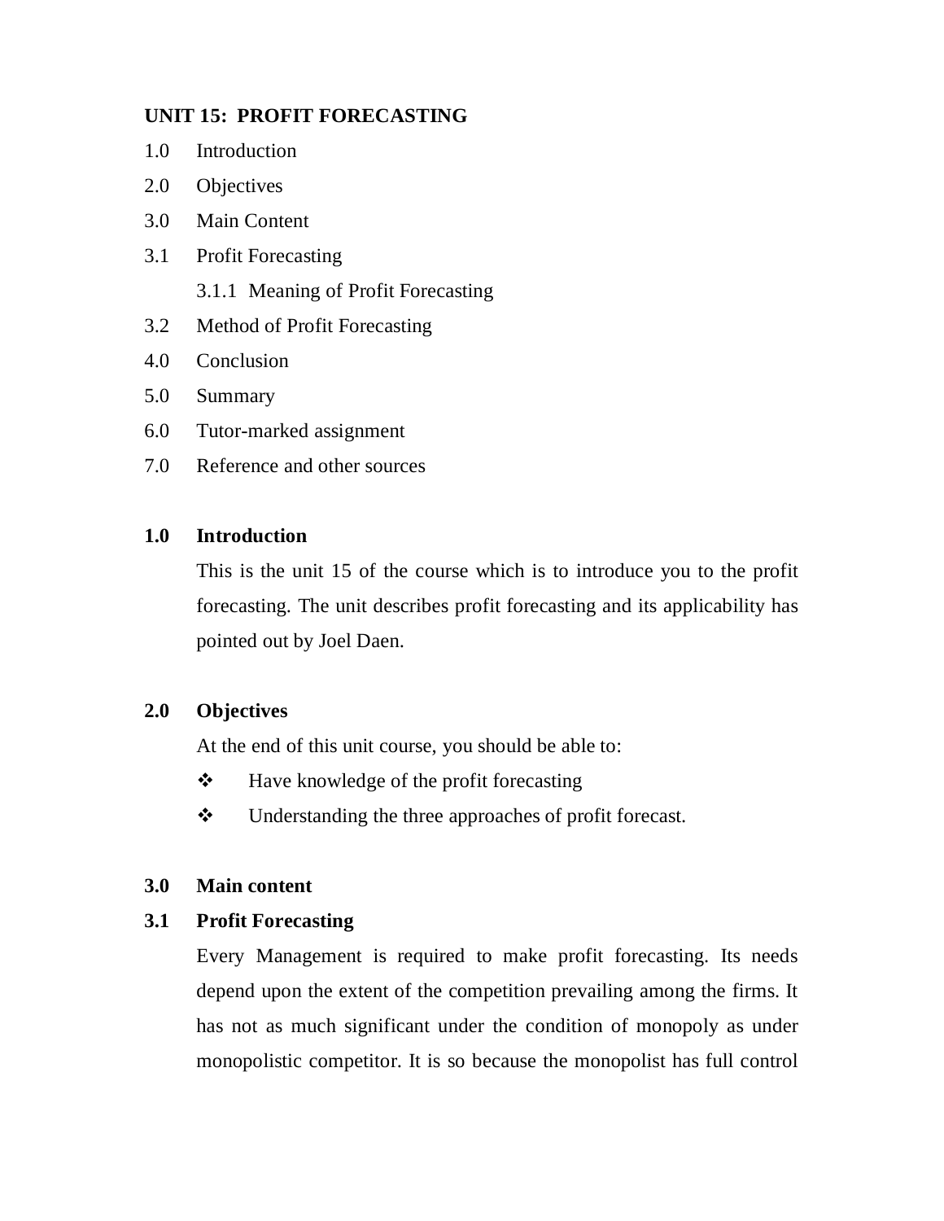**UNIT 15: PROFIT FORECASTING**

1.0 Introduction

2.0 Objectives

3.0 Main Content

3.1 Profit Forecasting

  3.1.1 Meaning of Profit Forecasting

3.2 Method of Profit Forecasting

4.0 Conclusion

5.0 Summary

6.0 Tutor-marked assignment

7.0 Reference and other sources

## 1.0 Introduction

This is the unit 15 of the course which is to introduce you to the profit forecasting. The unit describes profit forecasting and its applicability has pointed out by Joel Daen.

## 2.0 Objectives

At the end of this unit course, you should be able to:

- Have knowledge of the profit forecasting
- Understanding the three approaches of profit forecast.

## 3.0 Main content

### 3.1 Profit Forecasting

Every Management is required to make profit forecasting. Its needs depend upon the extent of the competition prevailing among the firms. It has not as much significant under the condition of monopoly as under monopolistic competitor. It is so because the monopolist has full control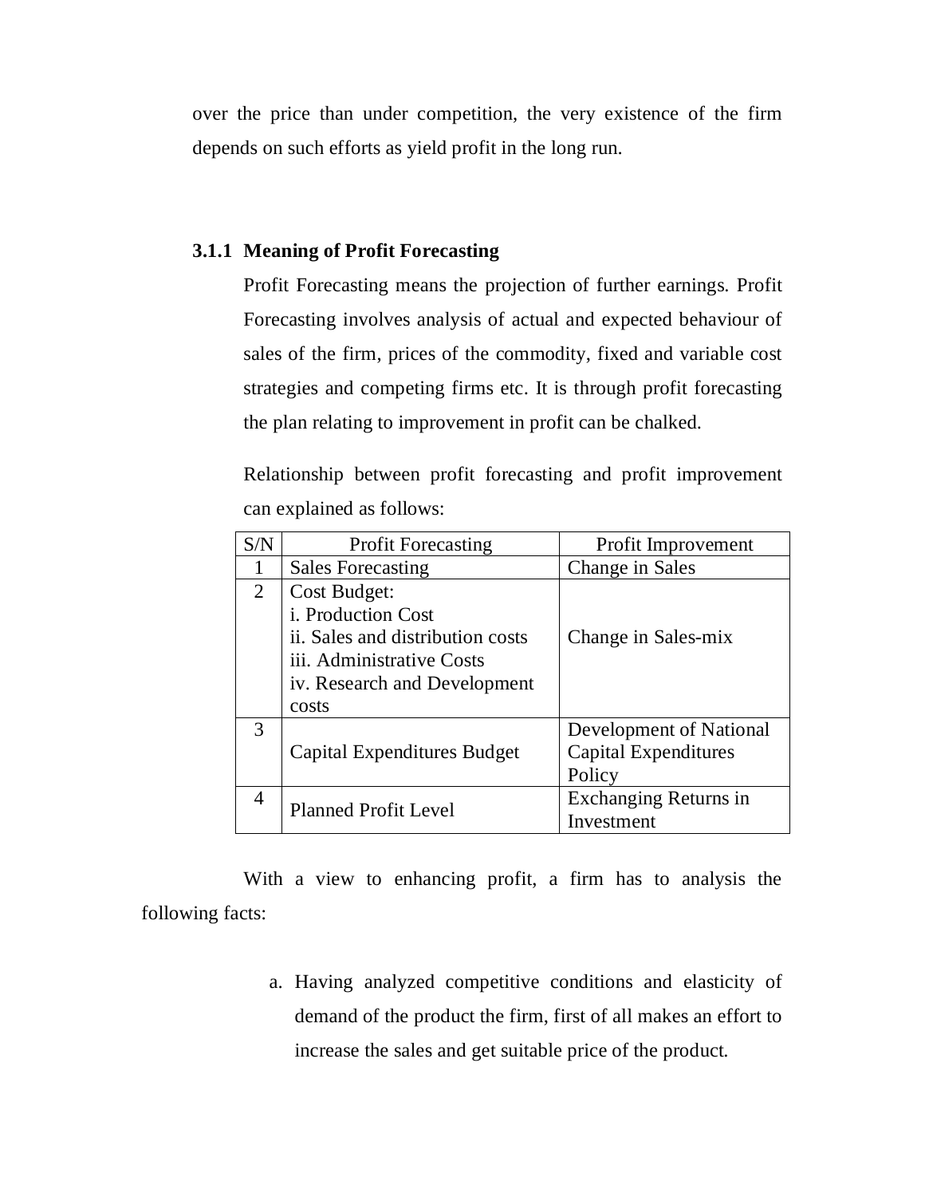over the price than under competition, the very existence of the firm depends on such efforts as yield profit in the long run.

### 3.1.1 Meaning of Profit Forecasting

Profit Forecasting means the projection of further earnings. Profit Forecasting involves analysis of actual and expected behaviour of sales of the firm, prices of the commodity, fixed and variable cost strategies and competing firms etc. It is through profit forecasting the plan relating to improvement in profit can be chalked.

Relationship between profit forecasting and profit improvement can explained as follows:

| S/N | Profit Forecasting | Profit Improvement |
|---|---|---|
| 1 | Sales Forecasting | Change in Sales |
| 2 | Cost Budget:<br>i. Production Cost<br>ii. Sales and distribution costs<br>iii. Administrative Costs<br>iv. Research and Development costs | Change in Sales-mix |
| 3 | Capital Expenditures Budget | Development of National Capital Expenditures Policy |
| 4 | Planned Profit Level | Exchanging Returns in Investment |

With a view to enhancing profit, a firm has to analysis the following facts:

a. Having analyzed competitive conditions and elasticity of demand of the product the firm, first of all makes an effort to increase the sales and get suitable price of the product.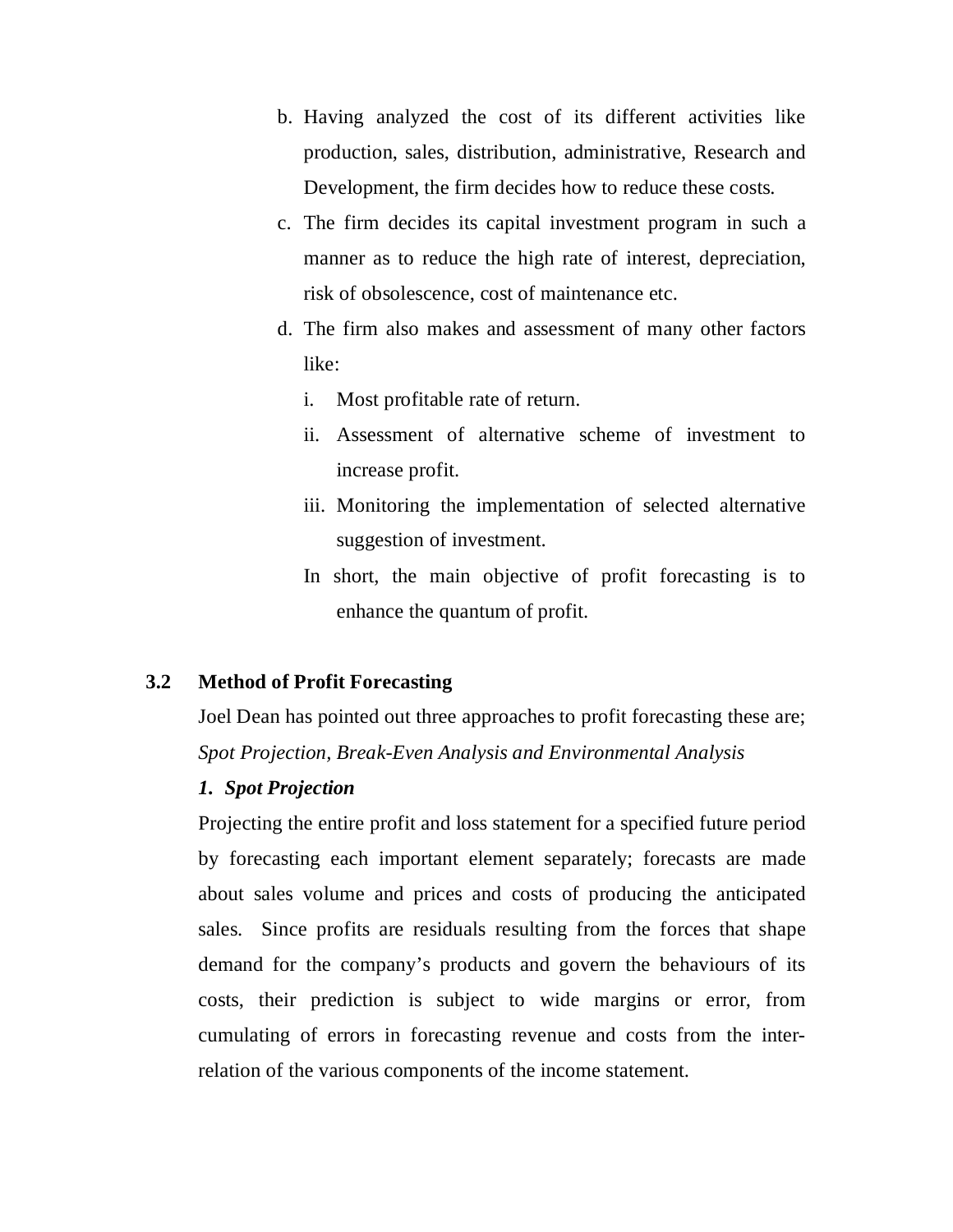b. Having analyzed the cost of its different activities like production, sales, distribution, administrative, Research and Development, the firm decides how to reduce these costs.

c. The firm decides its capital investment program in such a manner as to reduce the high rate of interest, depreciation, risk of obsolescence, cost of maintenance etc.

d. The firm also makes and assessment of many other factors like:

   i. Most profitable rate of return.

   ii. Assessment of alternative scheme of investment to increase profit.

   iii. Monitoring the implementation of selected alternative suggestion of investment.

   In short, the main objective of profit forecasting is to enhance the quantum of profit.

## 3.2 Method of Profit Forecasting

Joel Dean has pointed out three approaches to profit forecasting these are; *Spot Projection, Break-Even Analysis and Environmental Analysis*

***1. Spot Projection***

Projecting the entire profit and loss statement for a specified future period by forecasting each important element separately; forecasts are made about sales volume and prices and costs of producing the anticipated sales. Since profits are residuals resulting from the forces that shape demand for the company's products and govern the behaviours of its costs, their prediction is subject to wide margins or error, from cumulating of errors in forecasting revenue and costs from the inter-relation of the various components of the income statement.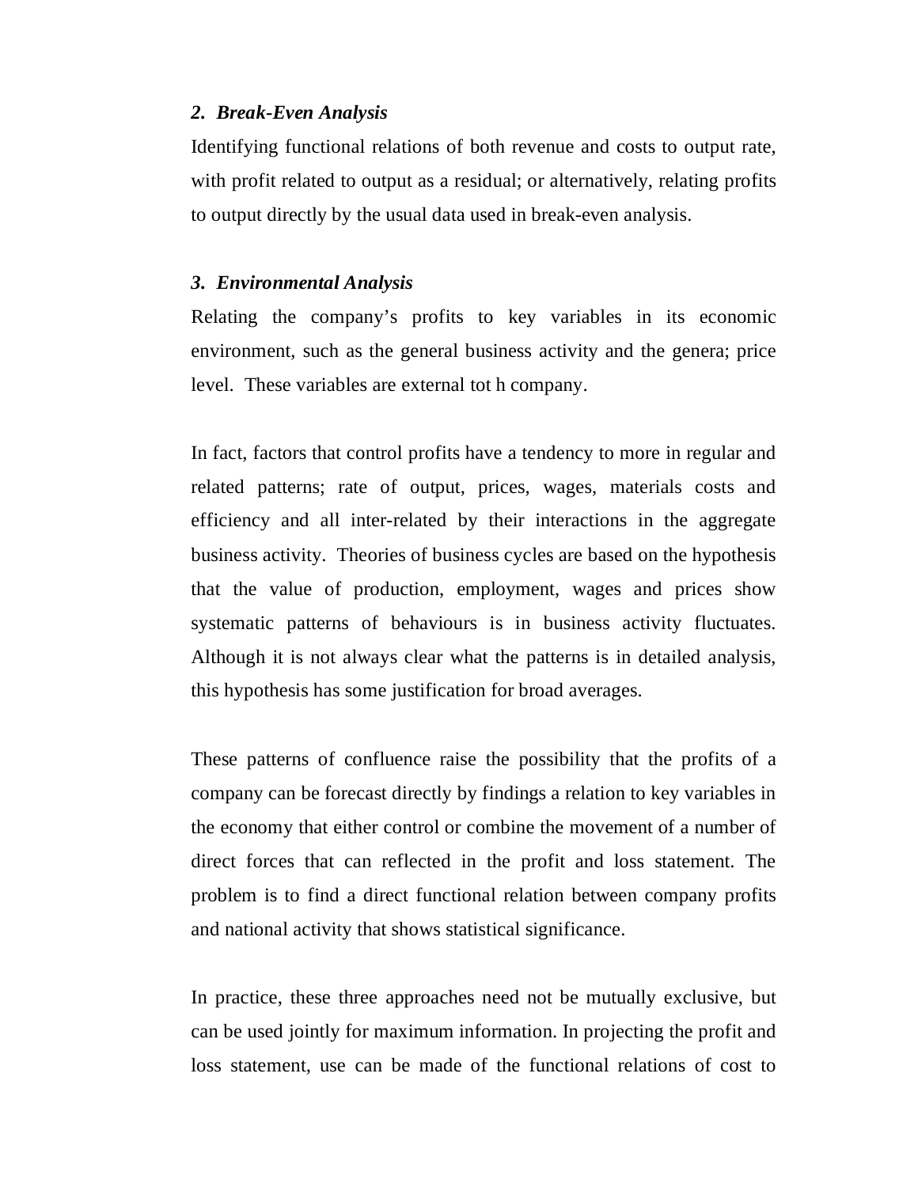***2. Break-Even Analysis***

Identifying functional relations of both revenue and costs to output rate, with profit related to output as a residual; or alternatively, relating profits to output directly by the usual data used in break-even analysis.

***3. Environmental Analysis***

Relating the company's profits to key variables in its economic environment, such as the general business activity and the genera; price level. These variables are external tot h company.

In fact, factors that control profits have a tendency to more in regular and related patterns; rate of output, prices, wages, materials costs and efficiency and all inter-related by their interactions in the aggregate business activity. Theories of business cycles are based on the hypothesis that the value of production, employment, wages and prices show systematic patterns of behaviours is in business activity fluctuates. Although it is not always clear what the patterns is in detailed analysis, this hypothesis has some justification for broad averages.

These patterns of confluence raise the possibility that the profits of a company can be forecast directly by findings a relation to key variables in the economy that either control or combine the movement of a number of direct forces that can reflected in the profit and loss statement. The problem is to find a direct functional relation between company profits and national activity that shows statistical significance.

In practice, these three approaches need not be mutually exclusive, but can be used jointly for maximum information. In projecting the profit and loss statement, use can be made of the functional relations of cost to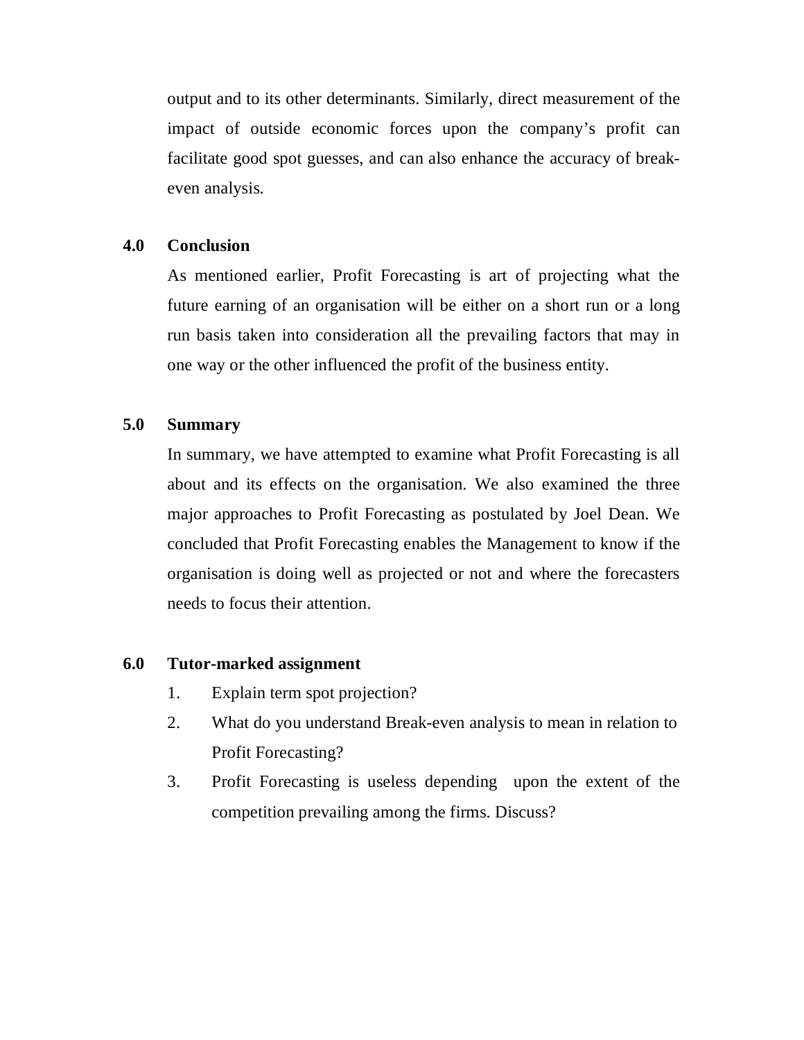output and to its other determinants. Similarly, direct measurement of the impact of outside economic forces upon the company's profit can facilitate good spot guesses, and can also enhance the accuracy of break-even analysis.

## 4.0 Conclusion

As mentioned earlier, Profit Forecasting is art of projecting what the future earning of an organisation will be either on a short run or a long run basis taken into consideration all the prevailing factors that may in one way or the other influenced the profit of the business entity.

## 5.0 Summary

In summary, we have attempted to examine what Profit Forecasting is all about and its effects on the organisation. We also examined the three major approaches to Profit Forecasting as postulated by Joel Dean. We concluded that Profit Forecasting enables the Management to know if the organisation is doing well as projected or not and where the forecasters needs to focus their attention.

## 6.0 Tutor-marked assignment

1. Explain term spot projection?
2. What do you understand Break-even analysis to mean in relation to Profit Forecasting?
3. Profit Forecasting is useless depending upon the extent of the competition prevailing among the firms. Discuss?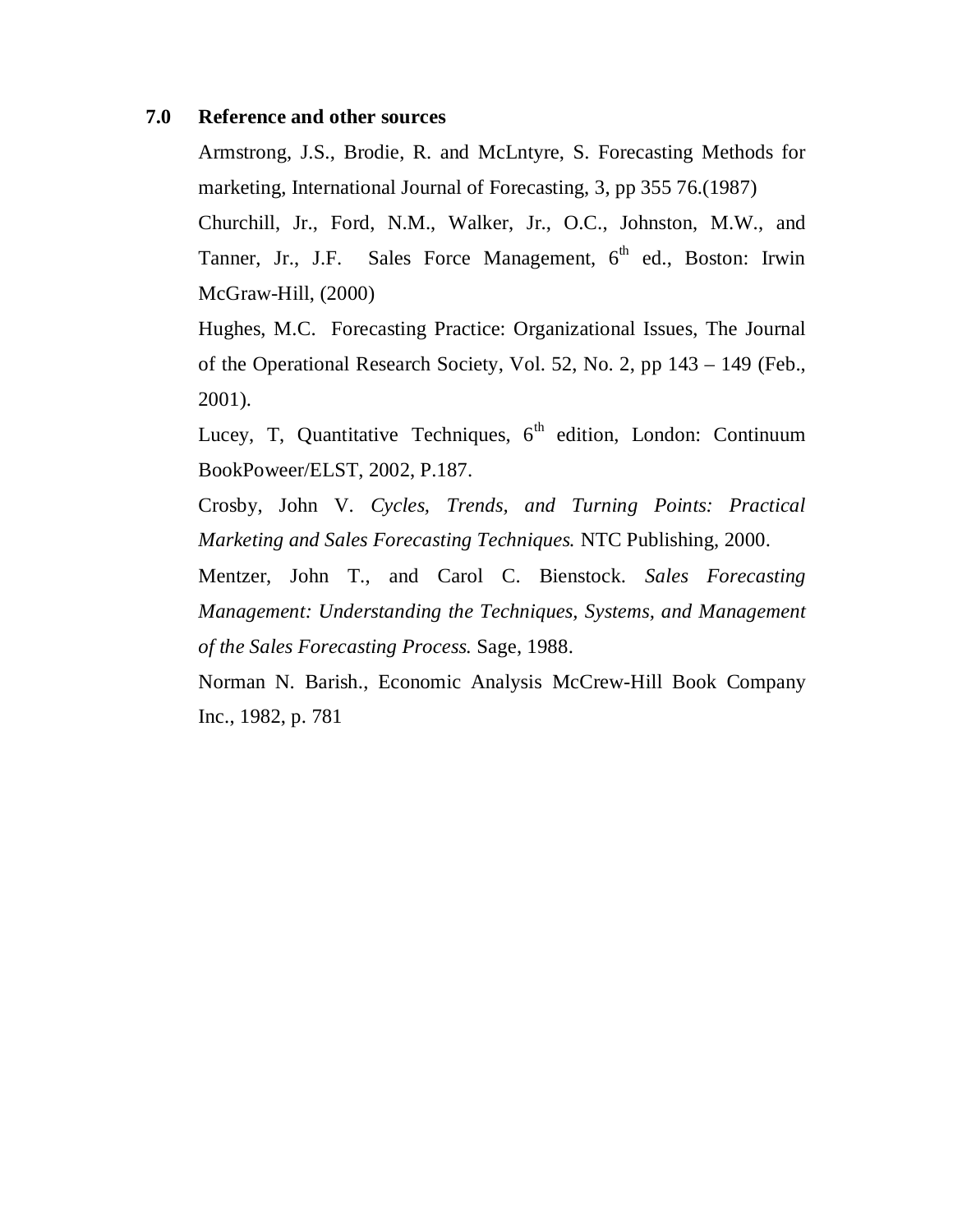## 7.0 Reference and other sources

Armstrong, J.S., Brodie, R. and McLntyre, S. Forecasting Methods for marketing, International Journal of Forecasting, 3, pp 355 76.(1987)

Churchill, Jr., Ford, N.M., Walker, Jr., O.C., Johnston, M.W., and Tanner, Jr., J.F. Sales Force Management, 6th ed., Boston: Irwin McGraw-Hill, (2000)

Hughes, M.C. Forecasting Practice: Organizational Issues, The Journal of the Operational Research Society, Vol. 52, No. 2, pp 143 – 149 (Feb., 2001).

Lucey, T, Quantitative Techniques, 6th edition, London: Continuum BookPoweer/ELST, 2002, P.187.

Crosby, John V. *Cycles, Trends, and Turning Points: Practical Marketing and Sales Forecasting Techniques.* NTC Publishing, 2000.

Mentzer, John T., and Carol C. Bienstock. *Sales Forecasting Management: Understanding the Techniques, Systems, and Management of the Sales Forecasting Process.* Sage, 1988.

Norman N. Barish., Economic Analysis McCrew-Hill Book Company Inc., 1982, p. 781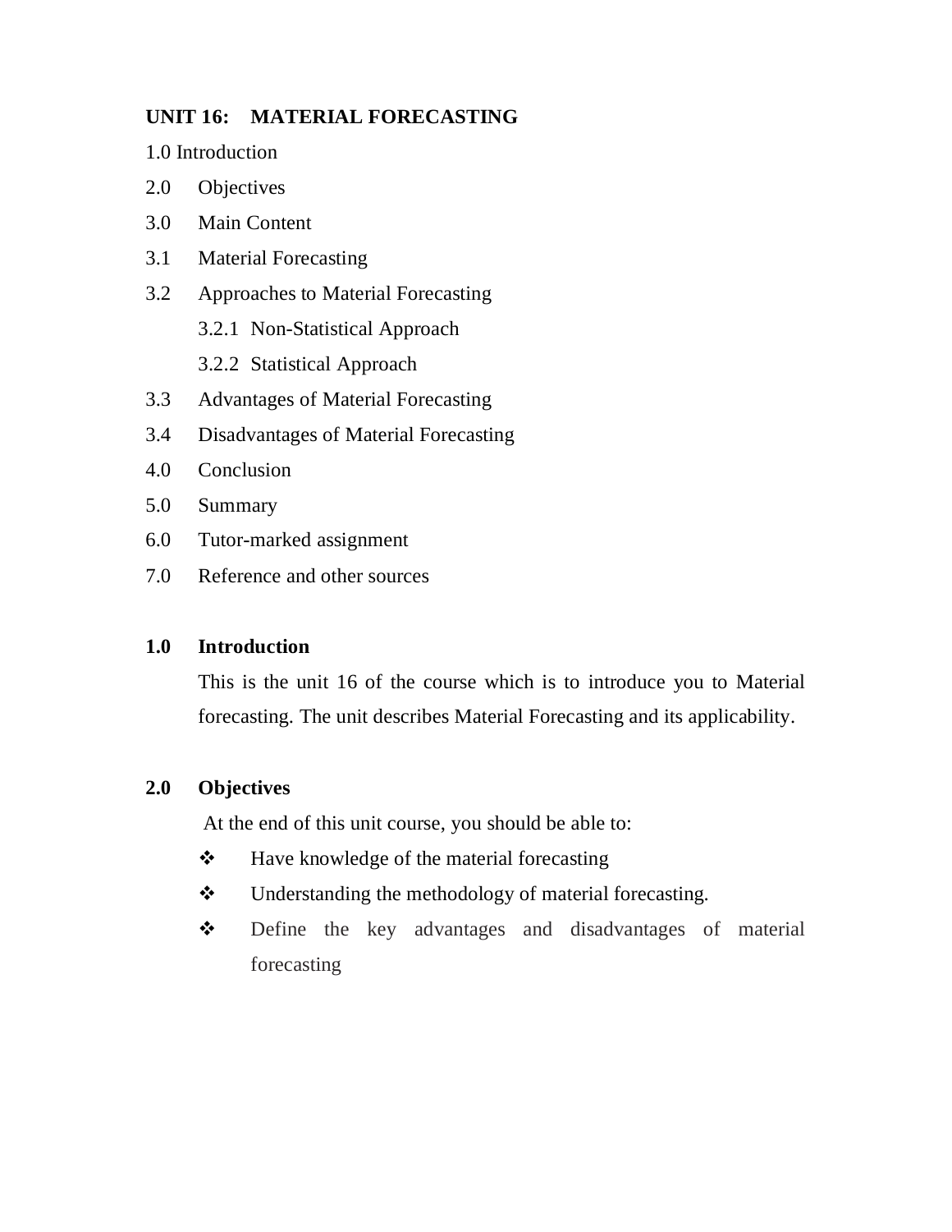## UNIT 16: MATERIAL FORECASTING

1.0 Introduction

2.0 Objectives

3.0 Main Content

3.1 Material Forecasting

3.2 Approaches to Material Forecasting

- 3.2.1 Non-Statistical Approach
- 3.2.2 Statistical Approach

3.3 Advantages of Material Forecasting

3.4 Disadvantages of Material Forecasting

4.0 Conclusion

5.0 Summary

6.0 Tutor-marked assignment

7.0 Reference and other sources

### 1.0 Introduction

This is the unit 16 of the course which is to introduce you to Material forecasting. The unit describes Material Forecasting and its applicability.

### 2.0 Objectives

At the end of this unit course, you should be able to:

- Have knowledge of the material forecasting
- Understanding the methodology of material forecasting.
- Define the key advantages and disadvantages of material forecasting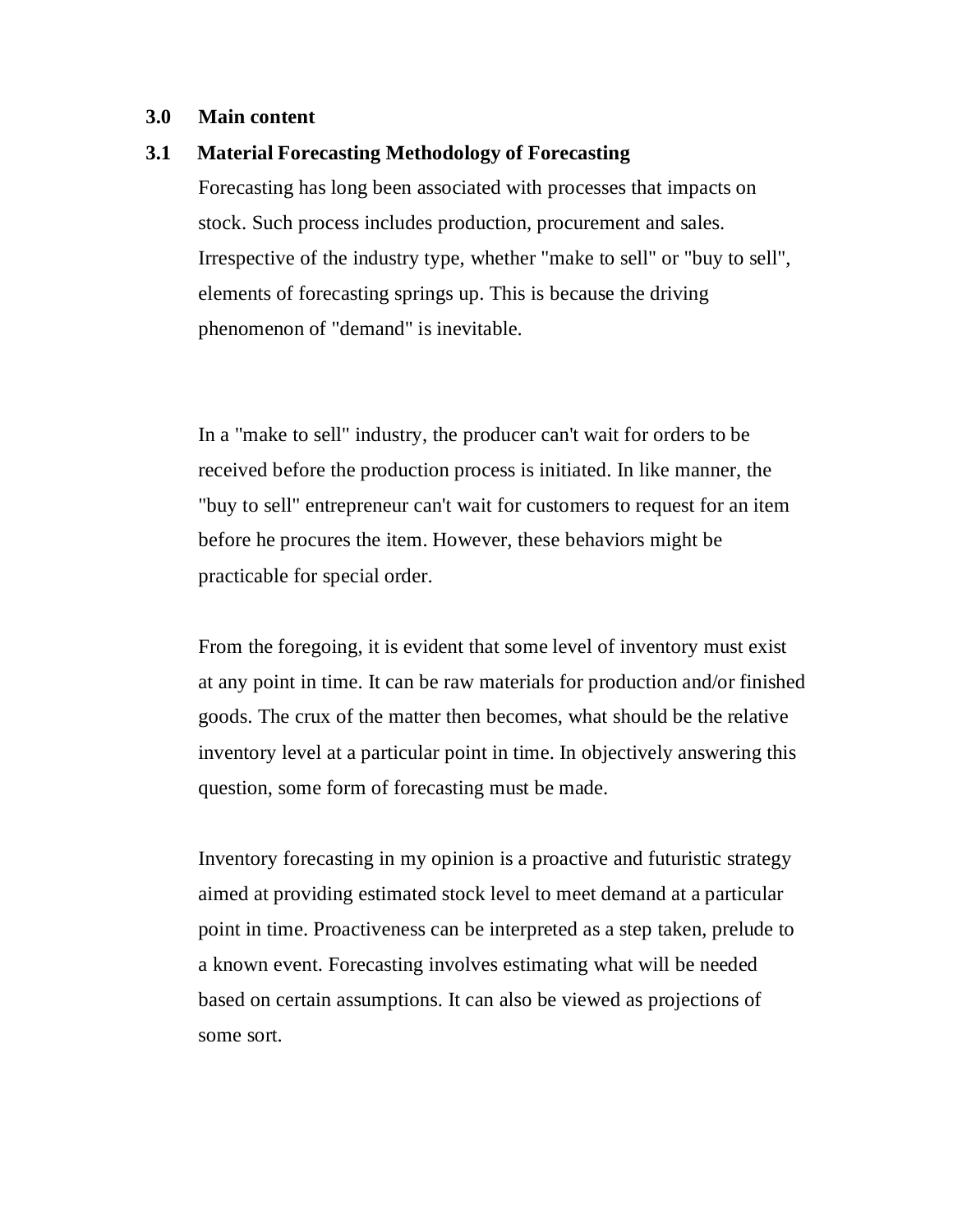## 3.0 Main content

### 3.1 Material Forecasting Methodology of Forecasting

Forecasting has long been associated with processes that impacts on stock. Such process includes production, procurement and sales. Irrespective of the industry type, whether "make to sell" or "buy to sell", elements of forecasting springs up. This is because the driving phenomenon of "demand" is inevitable.

In a "make to sell" industry, the producer can't wait for orders to be received before the production process is initiated. In like manner, the "buy to sell" entrepreneur can't wait for customers to request for an item before he procures the item. However, these behaviors might be practicable for special order.

From the foregoing, it is evident that some level of inventory must exist at any point in time. It can be raw materials for production and/or finished goods. The crux of the matter then becomes, what should be the relative inventory level at a particular point in time. In objectively answering this question, some form of forecasting must be made.

Inventory forecasting in my opinion is a proactive and futuristic strategy aimed at providing estimated stock level to meet demand at a particular point in time. Proactiveness can be interpreted as a step taken, prelude to a known event. Forecasting involves estimating what will be needed based on certain assumptions. It can also be viewed as projections of some sort.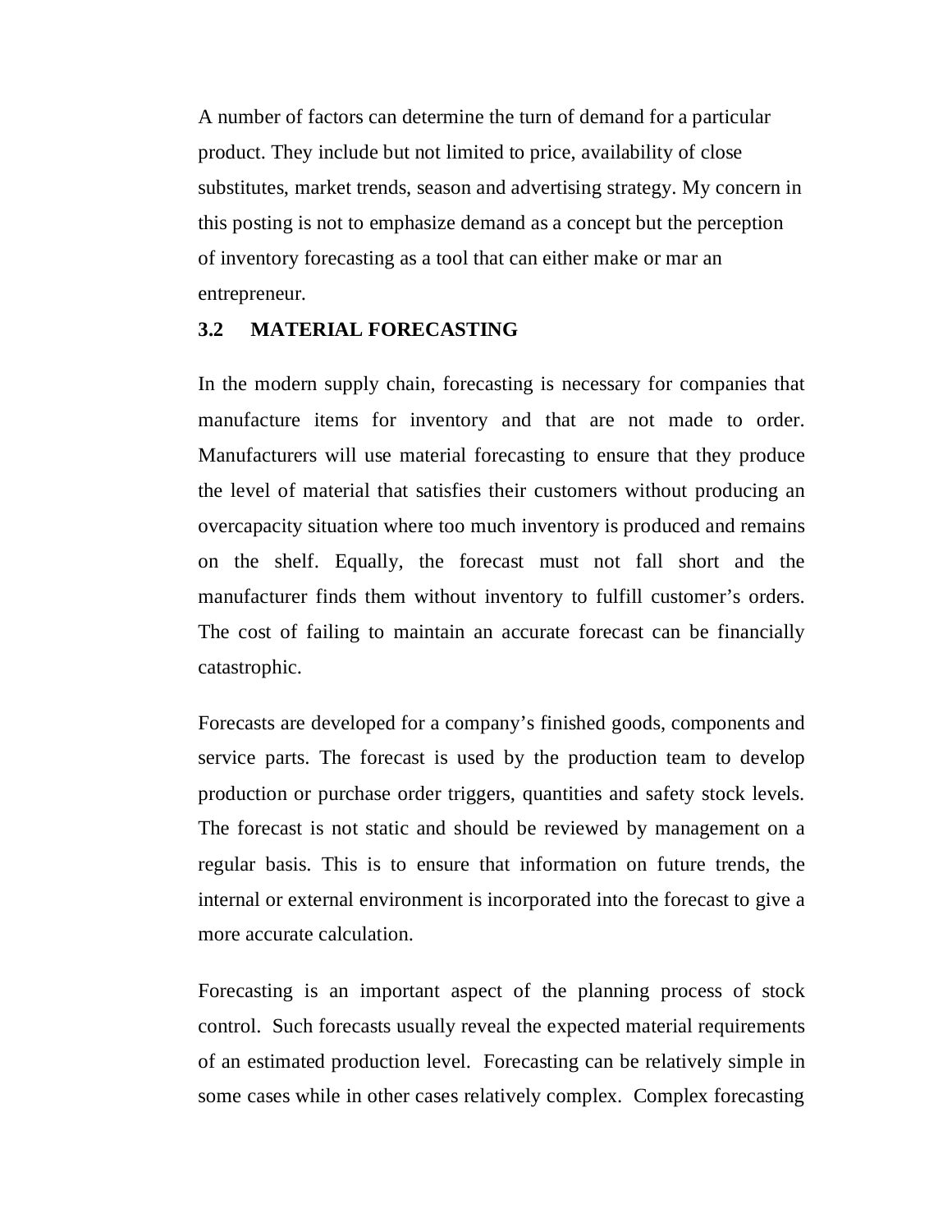A number of factors can determine the turn of demand for a particular product. They include but not limited to price, availability of close substitutes, market trends, season and advertising strategy. My concern in this posting is not to emphasize demand as a concept but the perception of inventory forecasting as a tool that can either make or mar an entrepreneur.

### 3.2 MATERIAL FORECASTING

In the modern supply chain, forecasting is necessary for companies that manufacture items for inventory and that are not made to order. Manufacturers will use material forecasting to ensure that they produce the level of material that satisfies their customers without producing an overcapacity situation where too much inventory is produced and remains on the shelf. Equally, the forecast must not fall short and the manufacturer finds them without inventory to fulfill customer's orders. The cost of failing to maintain an accurate forecast can be financially catastrophic.

Forecasts are developed for a company's finished goods, components and service parts. The forecast is used by the production team to develop production or purchase order triggers, quantities and safety stock levels. The forecast is not static and should be reviewed by management on a regular basis. This is to ensure that information on future trends, the internal or external environment is incorporated into the forecast to give a more accurate calculation.

Forecasting is an important aspect of the planning process of stock control. Such forecasts usually reveal the expected material requirements of an estimated production level. Forecasting can be relatively simple in some cases while in other cases relatively complex. Complex forecasting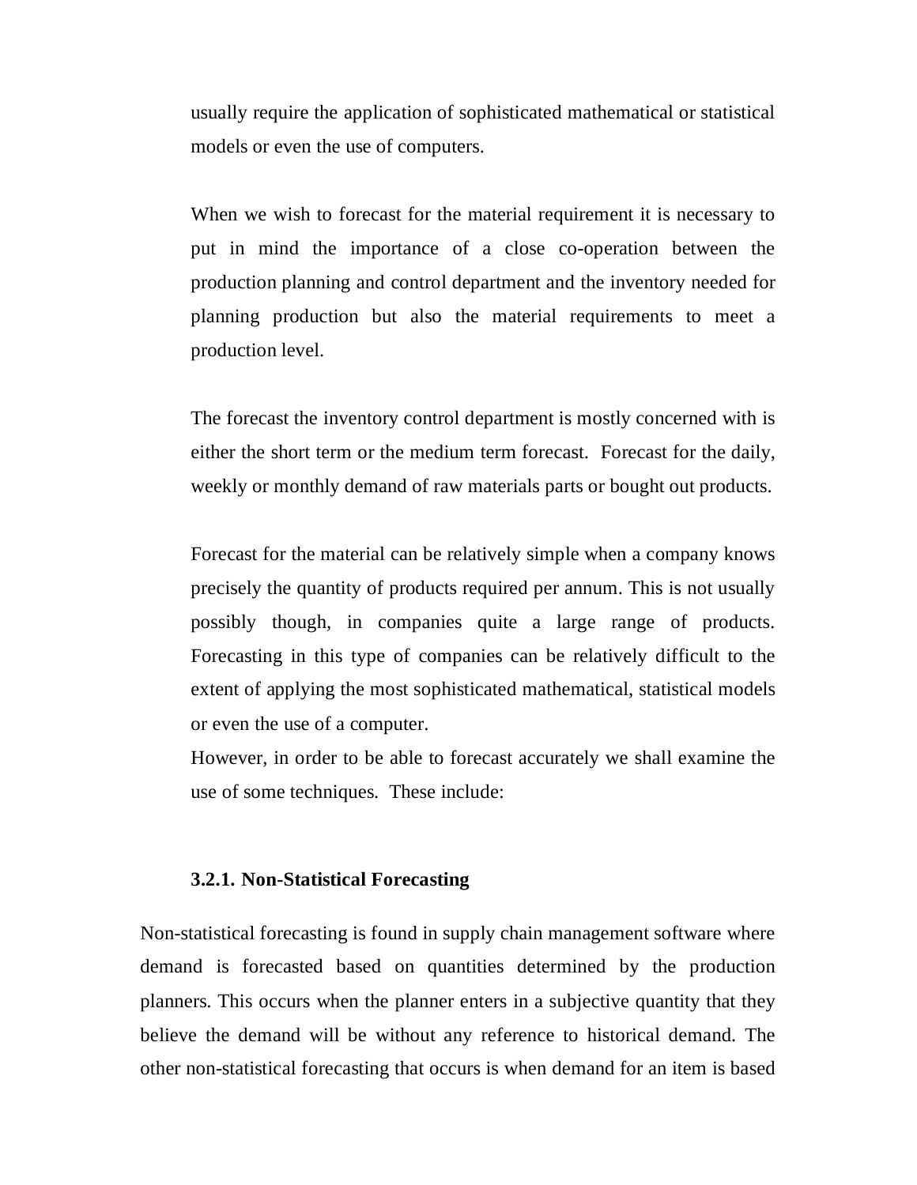usually require the application of sophisticated mathematical or statistical models or even the use of computers.

When we wish to forecast for the material requirement it is necessary to put in mind the importance of a close co-operation between the production planning and control department and the inventory needed for planning production but also the material requirements to meet a production level.

The forecast the inventory control department is mostly concerned with is either the short term or the medium term forecast. Forecast for the daily, weekly or monthly demand of raw materials parts or bought out products.

Forecast for the material can be relatively simple when a company knows precisely the quantity of products required per annum. This is not usually possibly though, in companies quite a large range of products. Forecasting in this type of companies can be relatively difficult to the extent of applying the most sophisticated mathematical, statistical models or even the use of a computer.

However, in order to be able to forecast accurately we shall examine the use of some techniques. These include:

### 3.2.1. Non-Statistical Forecasting

Non-statistical forecasting is found in supply chain management software where demand is forecasted based on quantities determined by the production planners. This occurs when the planner enters in a subjective quantity that they believe the demand will be without any reference to historical demand. The other non-statistical forecasting that occurs is when demand for an item is based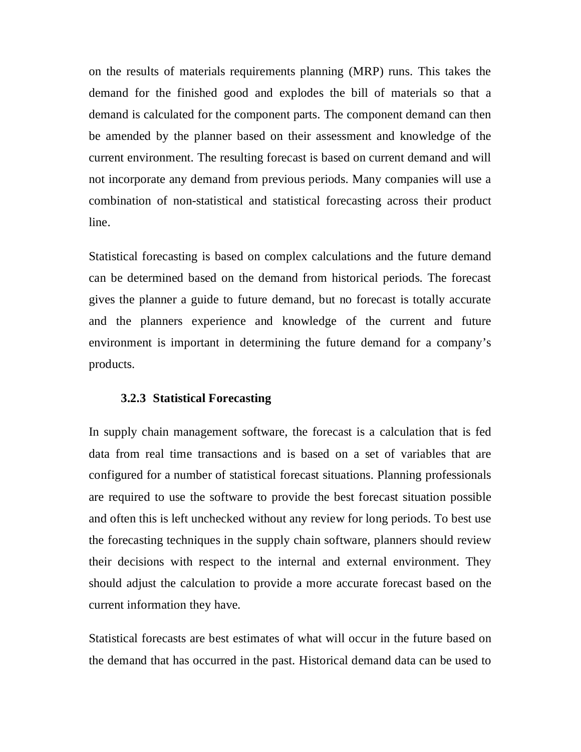on the results of materials requirements planning (MRP) runs. This takes the demand for the finished good and explodes the bill of materials so that a demand is calculated for the component parts. The component demand can then be amended by the planner based on their assessment and knowledge of the current environment. The resulting forecast is based on current demand and will not incorporate any demand from previous periods. Many companies will use a combination of non-statistical and statistical forecasting across their product line.

Statistical forecasting is based on complex calculations and the future demand can be determined based on the demand from historical periods. The forecast gives the planner a guide to future demand, but no forecast is totally accurate and the planners experience and knowledge of the current and future environment is important in determining the future demand for a company's products.

### 3.2.3 Statistical Forecasting

In supply chain management software, the forecast is a calculation that is fed data from real time transactions and is based on a set of variables that are configured for a number of statistical forecast situations. Planning professionals are required to use the software to provide the best forecast situation possible and often this is left unchecked without any review for long periods. To best use the forecasting techniques in the supply chain software, planners should review their decisions with respect to the internal and external environment. They should adjust the calculation to provide a more accurate forecast based on the current information they have.

Statistical forecasts are best estimates of what will occur in the future based on the demand that has occurred in the past. Historical demand data can be used to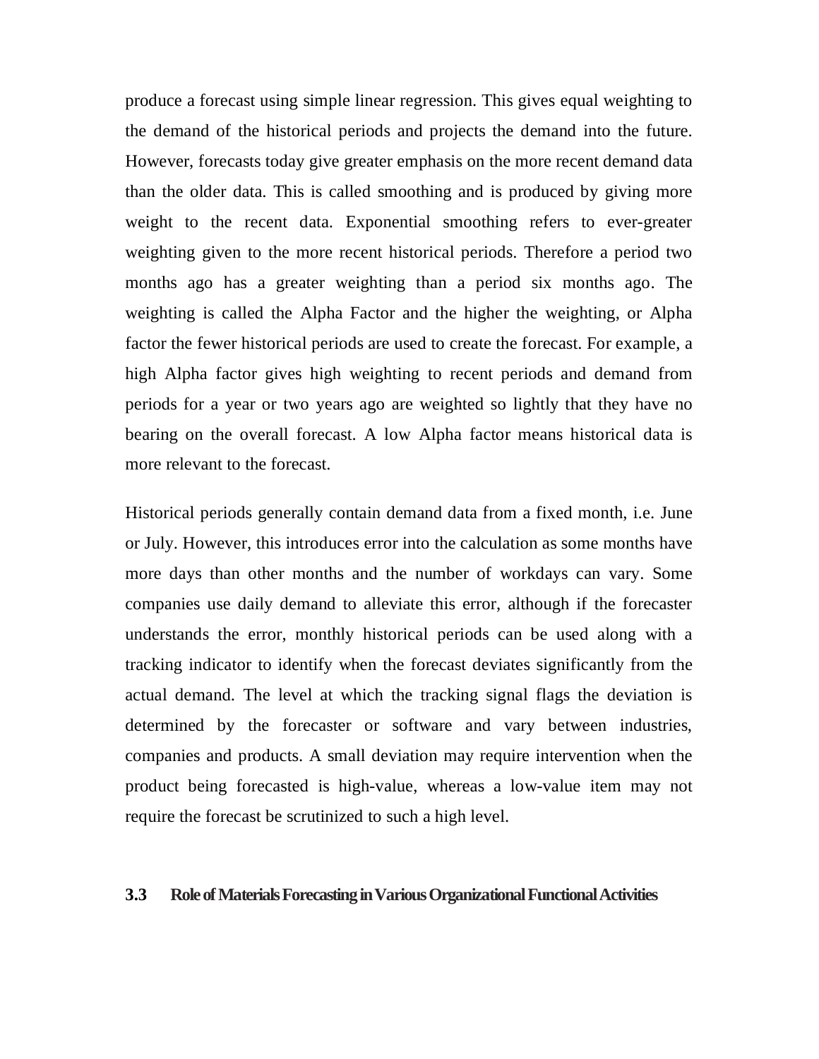produce a forecast using simple linear regression. This gives equal weighting to the demand of the historical periods and projects the demand into the future. However, forecasts today give greater emphasis on the more recent demand data than the older data. This is called smoothing and is produced by giving more weight to the recent data. Exponential smoothing refers to ever-greater weighting given to the more recent historical periods. Therefore a period two months ago has a greater weighting than a period six months ago. The weighting is called the Alpha Factor and the higher the weighting, or Alpha factor the fewer historical periods are used to create the forecast. For example, a high Alpha factor gives high weighting to recent periods and demand from periods for a year or two years ago are weighted so lightly that they have no bearing on the overall forecast. A low Alpha factor means historical data is more relevant to the forecast.

Historical periods generally contain demand data from a fixed month, i.e. June or July. However, this introduces error into the calculation as some months have more days than other months and the number of workdays can vary. Some companies use daily demand to alleviate this error, although if the forecaster understands the error, monthly historical periods can be used along with a tracking indicator to identify when the forecast deviates significantly from the actual demand. The level at which the tracking signal flags the deviation is determined by the forecaster or software and vary between industries, companies and products. A small deviation may require intervention when the product being forecasted is high-value, whereas a low-value item may not require the forecast be scrutinized to such a high level.

### 3.3 Role of Materials Forecasting in Various Organizational Functional Activities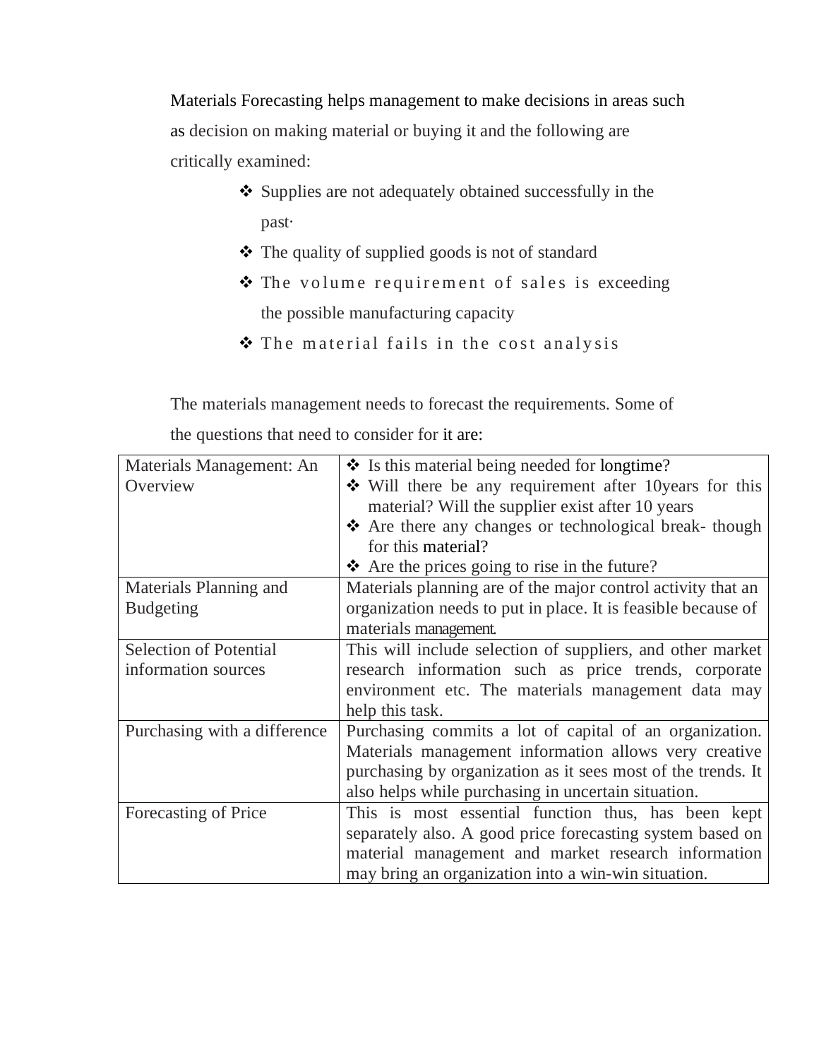Materials Forecasting helps management to make decisions in areas such as decision on making material or buying it and the following are critically examined:

- Supplies are not adequately obtained successfully in the past·
- The quality of supplied goods is not of standard
- The volume requirement of sales is exceeding the possible manufacturing capacity
- The material fails in the cost analysis

The materials management needs to forecast the requirements. Some of the questions that need to consider for it are:

| | |
|---|---|
| Materials Management: An Overview | ❖ Is this material being needed for longtime?<br>❖ Will there be any requirement after 10years for this material? Will the supplier exist after 10 years<br>❖ Are there any changes or technological break- though for this material?<br>❖ Are the prices going to rise in the future? |
| Materials Planning and Budgeting | Materials planning are of the major control activity that an organization needs to put in place. It is feasible because of materials management. |
| Selection of Potential information sources | This will include selection of suppliers, and other market research information such as price trends, corporate environment etc. The materials management data may help this task. |
| Purchasing with a difference | Purchasing commits a lot of capital of an organization. Materials management information allows very creative purchasing by organization as it sees most of the trends. It also helps while purchasing in uncertain situation. |
| Forecasting of Price | This is most essential function thus, has been kept separately also. A good price forecasting system based on material management and market research information may bring an organization into a win-win situation. |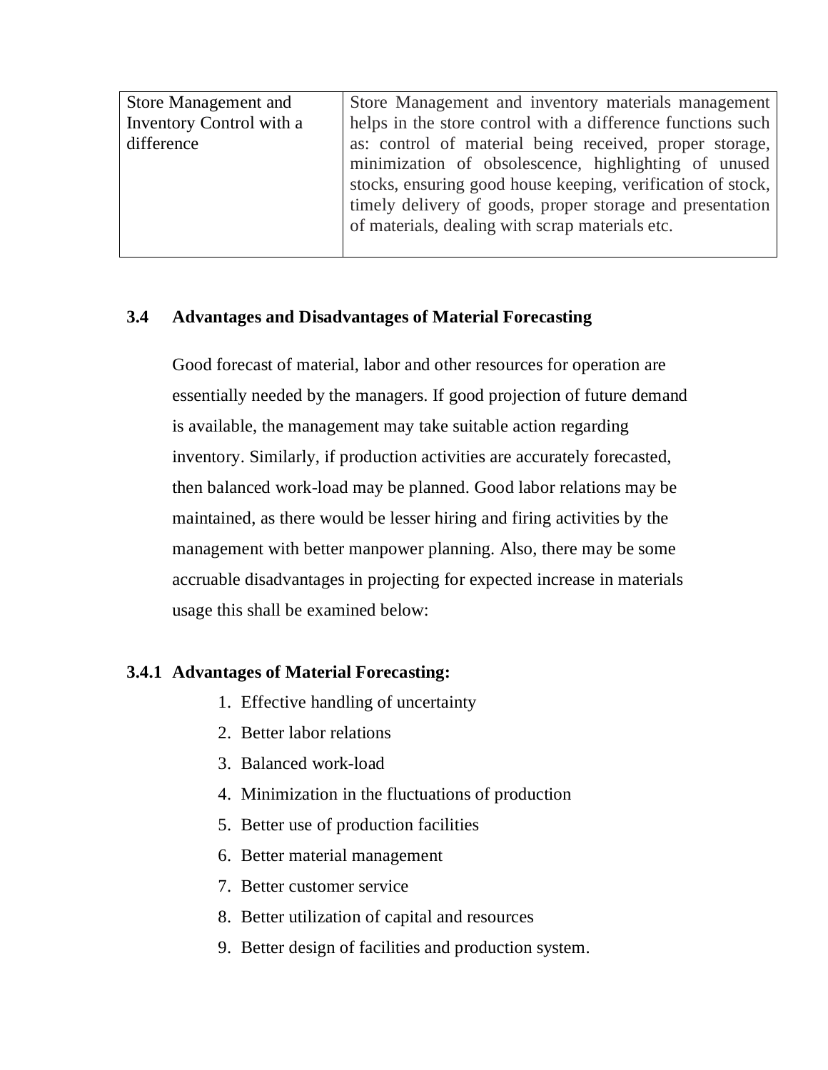| Store Management and Inventory Control with a difference | Store Management and inventory materials management helps in the store control with a difference functions such as: control of material being received, proper storage, minimization of obsolescence, highlighting of unused stocks, ensuring good house keeping, verification of stock, timely delivery of goods, proper storage and presentation of materials, dealing with scrap materials etc. |
|---|---|

### 3.4 Advantages and Disadvantages of Material Forecasting

Good forecast of material, labor and other resources for operation are essentially needed by the managers. If good projection of future demand is available, the management may take suitable action regarding inventory. Similarly, if production activities are accurately forecasted, then balanced work-load may be planned. Good labor relations may be maintained, as there would be lesser hiring and firing activities by the management with better manpower planning. Also, there may be some accruable disadvantages in projecting for expected increase in materials usage this shall be examined below:

#### 3.4.1 Advantages of Material Forecasting:

1. Effective handling of uncertainty
2. Better labor relations
3. Balanced work-load
4. Minimization in the fluctuations of production
5. Better use of production facilities
6. Better material management
7. Better customer service
8. Better utilization of capital and resources
9. Better design of facilities and production system.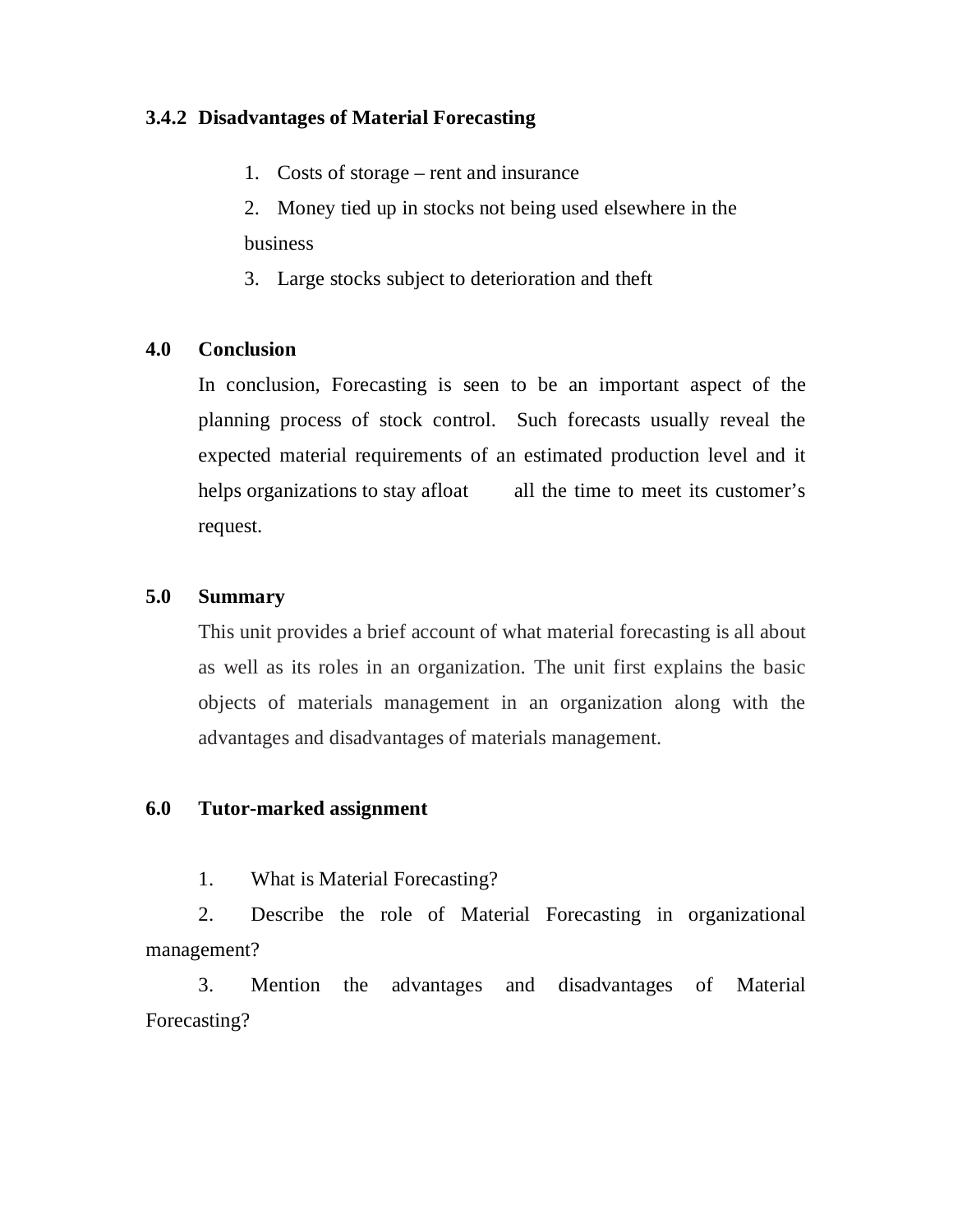### 3.4.2 Disadvantages of Material Forecasting

1. Costs of storage – rent and insurance
2. Money tied up in stocks not being used elsewhere in the business
3. Large stocks subject to deterioration and theft

## 4.0 Conclusion

In conclusion, Forecasting is seen to be an important aspect of the planning process of stock control. Such forecasts usually reveal the expected material requirements of an estimated production level and it helps organizations to stay afloat all the time to meet its customer's request.

## 5.0 Summary

This unit provides a brief account of what material forecasting is all about as well as its roles in an organization. The unit first explains the basic objects of materials management in an organization along with the advantages and disadvantages of materials management.

## 6.0 Tutor-marked assignment

1. What is Material Forecasting?
2. Describe the role of Material Forecasting in organizational management?
3. Mention the advantages and disadvantages of Material Forecasting?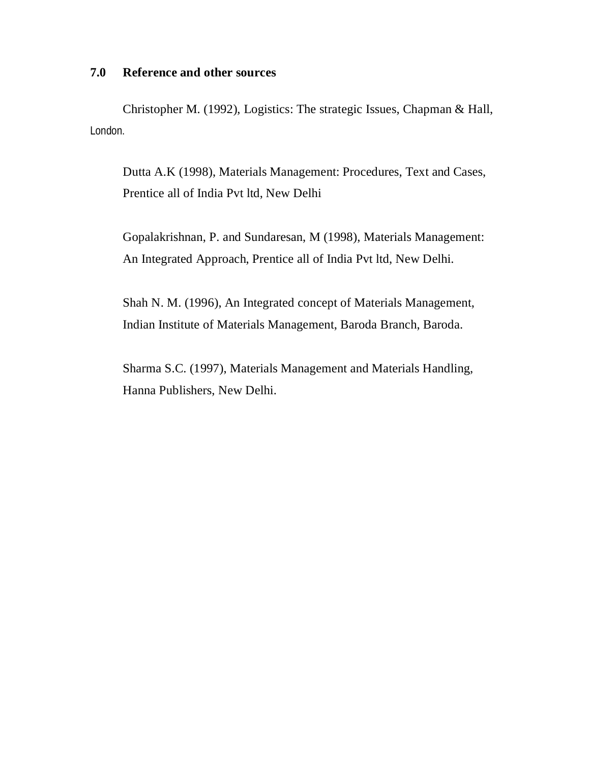## 7.0 Reference and other sources

Christopher M. (1992), Logistics: The strategic Issues, Chapman & Hall, London.

Dutta A.K (1998), Materials Management: Procedures, Text and Cases, Prentice all of India Pvt ltd, New Delhi

Gopalakrishnan, P. and Sundaresan, M (1998), Materials Management: An Integrated Approach, Prentice all of India Pvt ltd, New Delhi.

Shah N. M. (1996), An Integrated concept of Materials Management, Indian Institute of Materials Management, Baroda Branch, Baroda.

Sharma S.C. (1997), Materials Management and Materials Handling, Hanna Publishers, New Delhi.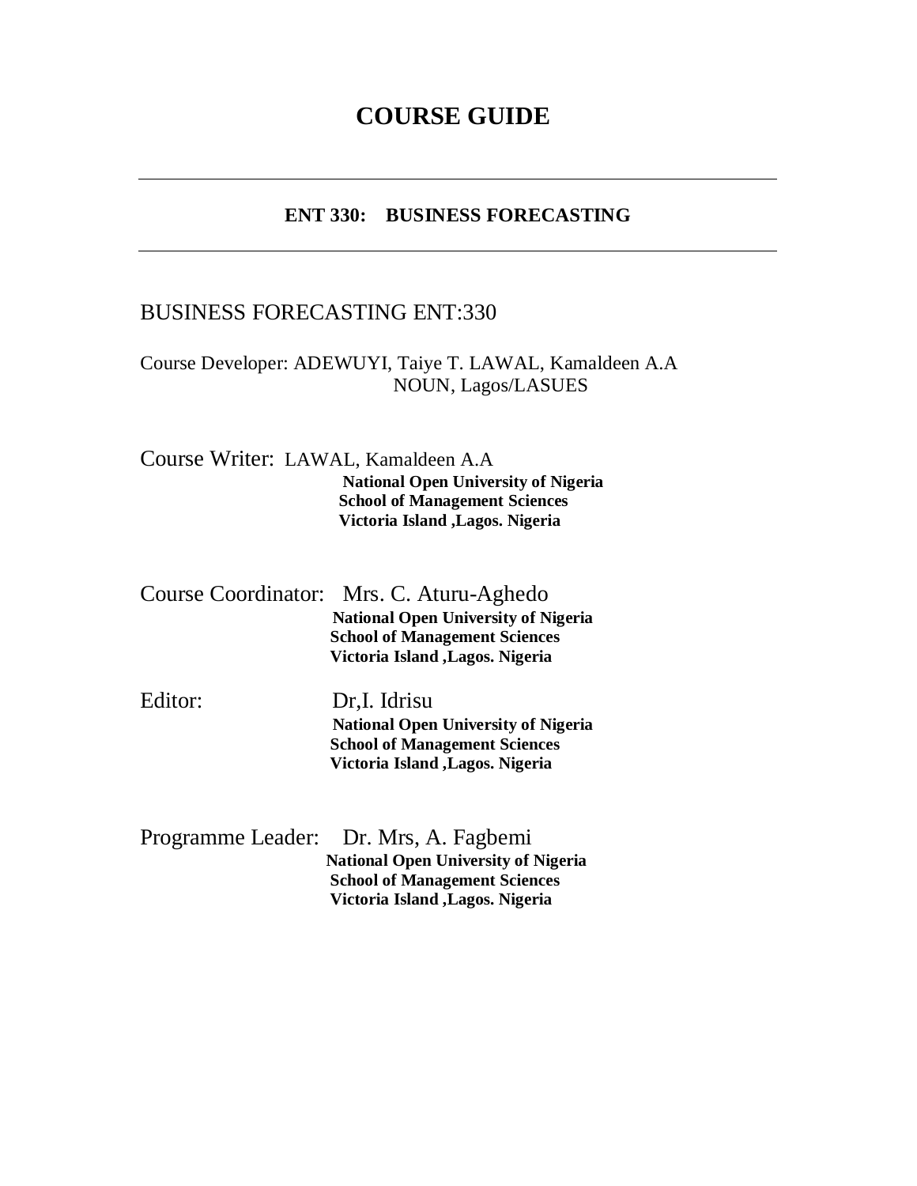# COURSE GUIDE

---

**ENT 330: BUSINESS FORECASTING**

---

BUSINESS FORECASTING ENT:330

Course Developer: ADEWUYI, Taiye T. LAWAL, Kamaldeen A.A
NOUN, Lagos/LASUES

Course Writer: LAWAL, Kamaldeen A.A
**National Open University of Nigeria**
**School of Management Sciences**
**Victoria Island ,Lagos. Nigeria**

Course Coordinator: Mrs. C. Aturu-Aghedo
**National Open University of Nigeria**
**School of Management Sciences**
**Victoria Island ,Lagos. Nigeria**

Editor: Dr,I. Idrisu
**National Open University of Nigeria**
**School of Management Sciences**
**Victoria Island ,Lagos. Nigeria**

Programme Leader: Dr. Mrs, A. Fagbemi
**National Open University of Nigeria**
**School of Management Sciences**
**Victoria Island ,Lagos. Nigeria**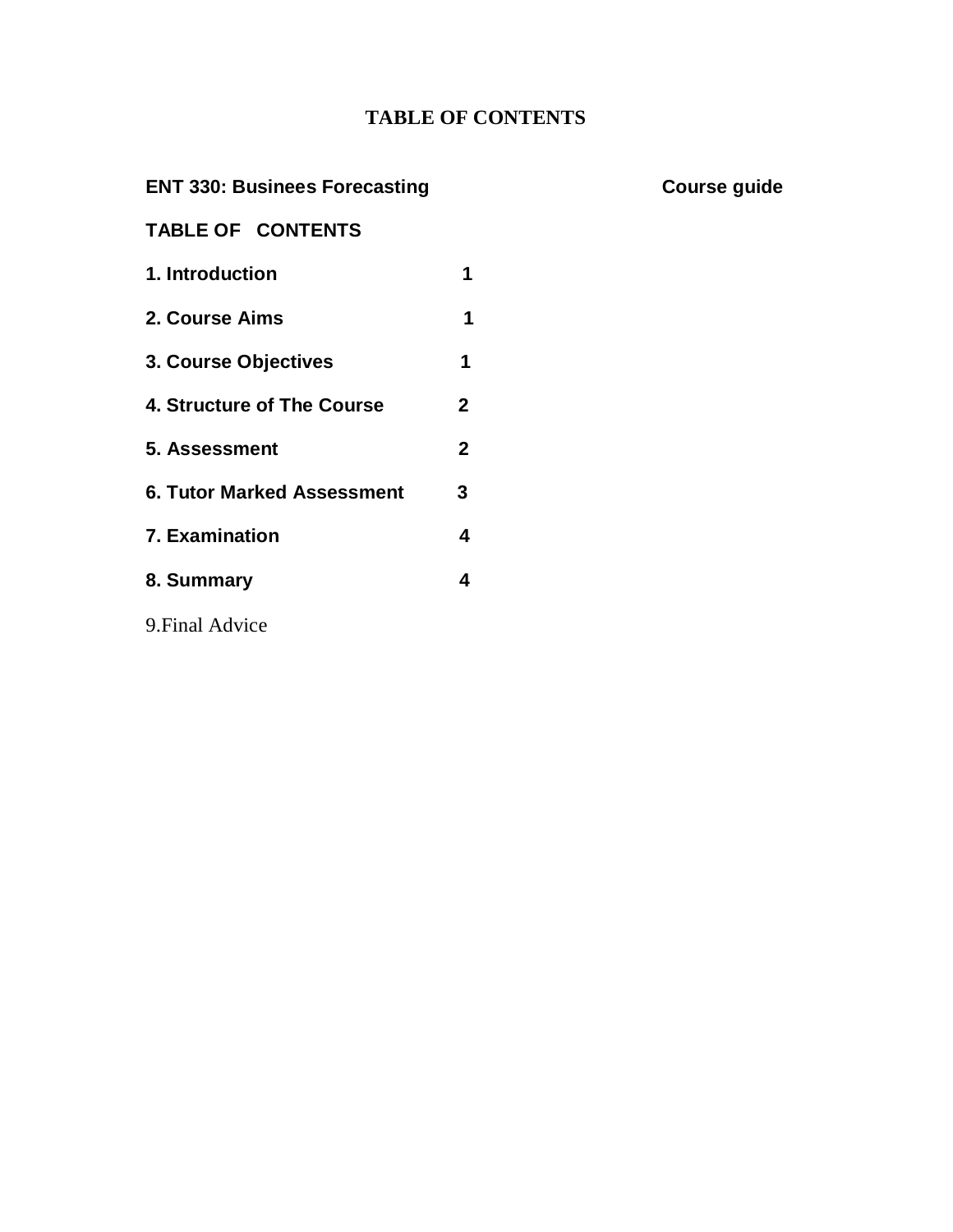# TABLE OF CONTENTS

**ENT 330: Businees Forecasting** **Course guide**

**TABLE OF CONTENTS**

| | |
|---|---|
| **1. Introduction** | **1** |
| **2. Course Aims** | **1** |
| **3. Course Objectives** | **1** |
| **4. Structure of The Course** | **2** |
| **5. Assessment** | **2** |
| **6. Tutor Marked Assessment** | **3** |
| **7. Examination** | **4** |
| **8. Summary** | **4** |
| 9.Final Advice | |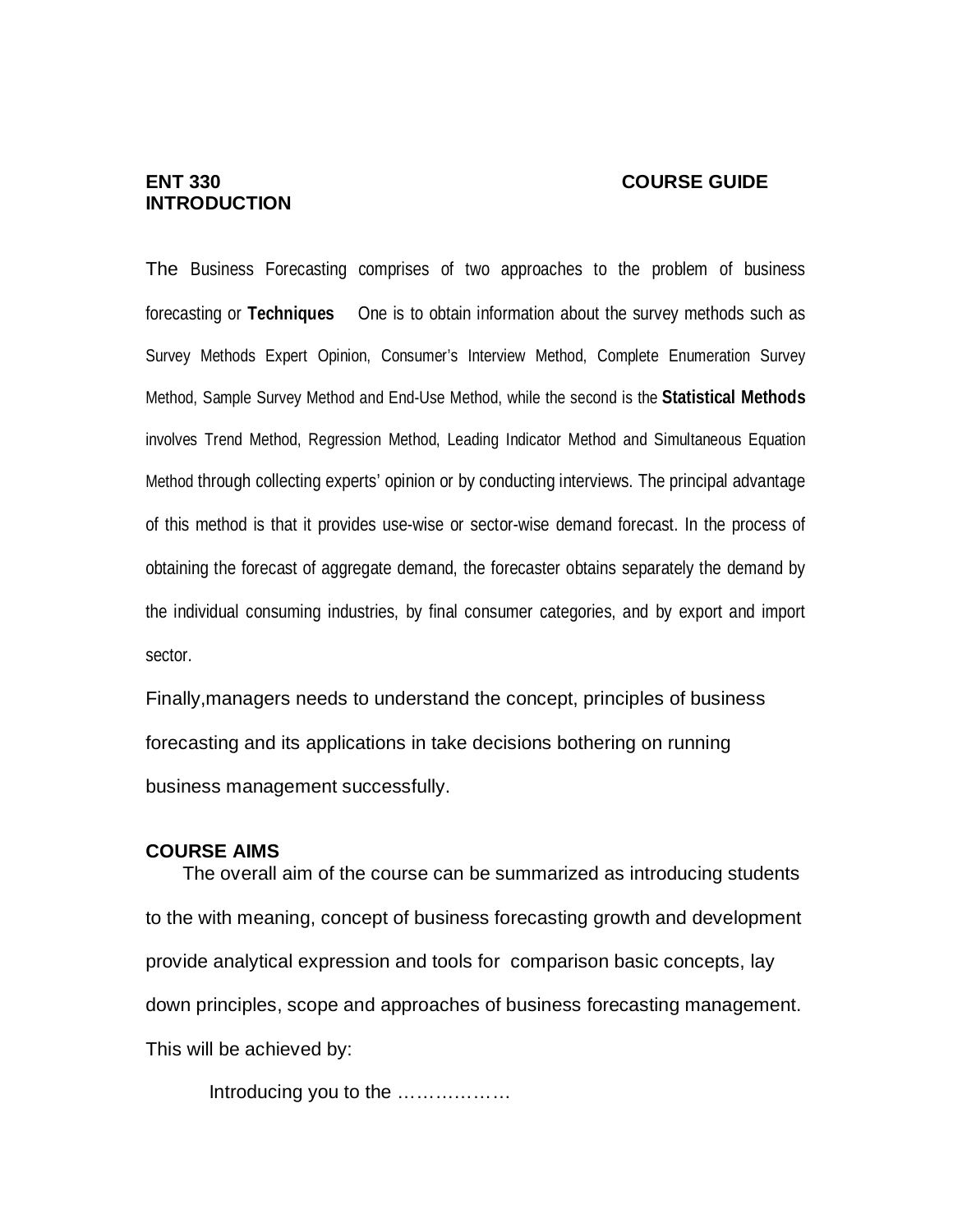**ENT 330 COURSE GUIDE**

**INTRODUCTION**

The Business Forecasting comprises of two approaches to the problem of business forecasting or **Techniques** One is to obtain information about the survey methods such as Survey Methods Expert Opinion, Consumer's Interview Method, Complete Enumeration Survey Method, Sample Survey Method and End-Use Method, while the second is the **Statistical Methods** involves Trend Method, Regression Method, Leading Indicator Method and Simultaneous Equation Method through collecting experts' opinion or by conducting interviews. The principal advantage of this method is that it provides use-wise or sector-wise demand forecast. In the process of obtaining the forecast of aggregate demand, the forecaster obtains separately the demand by the individual consuming industries, by final consumer categories, and by export and import sector.

Finally,managers needs to understand the concept, principles of business forecasting and its applications in take decisions bothering on running business management successfully.

**COURSE AIMS**

The overall aim of the course can be summarized as introducing students to the with meaning, concept of business forecasting growth and development provide analytical expression and tools for comparison basic concepts, lay down principles, scope and approaches of business forecasting management. This will be achieved by:

Introducing you to the ………………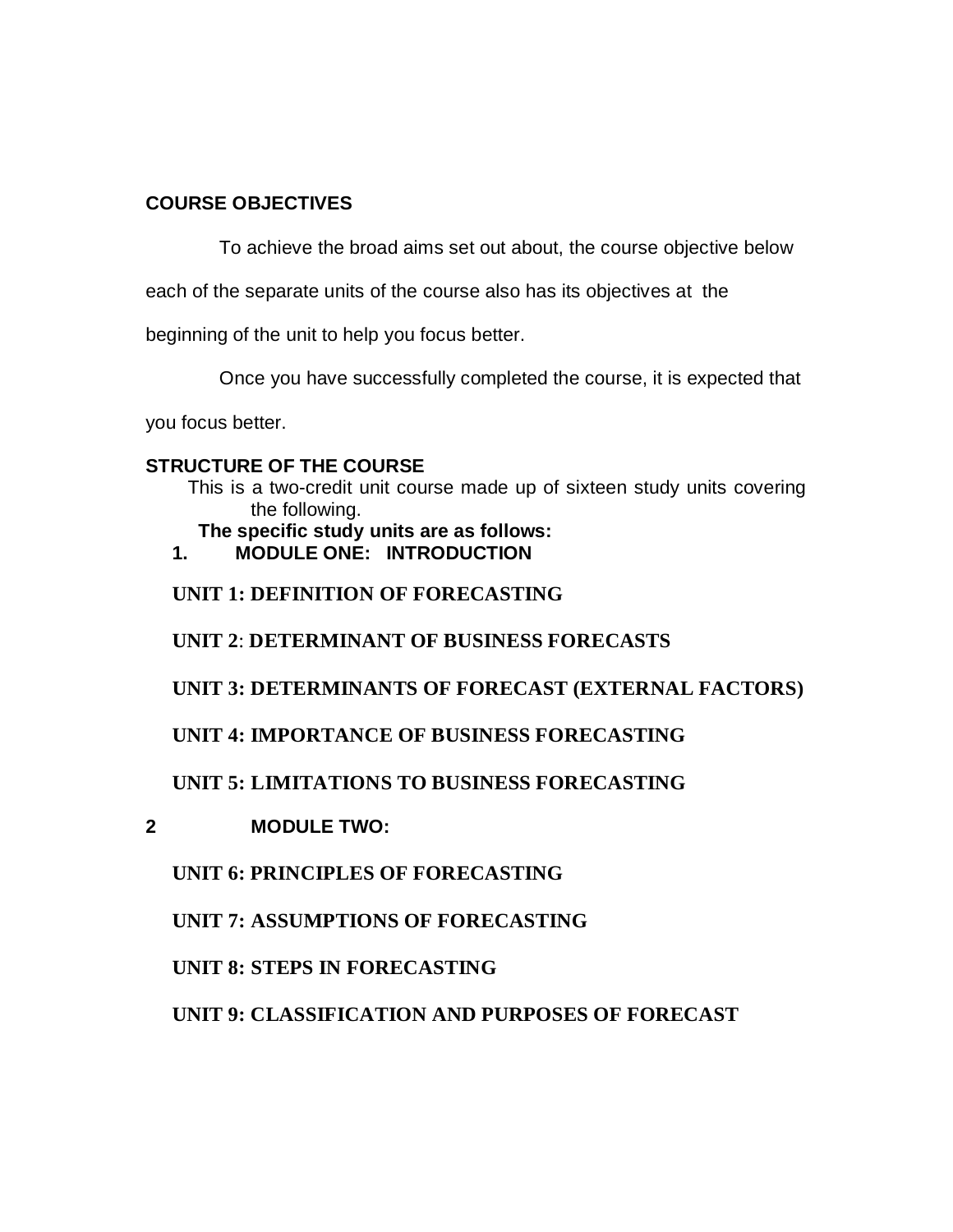**COURSE OBJECTIVES**

To achieve the broad aims set out about, the course objective below each of the separate units of the course also has its objectives at the beginning of the unit to help you focus better.

Once you have successfully completed the course, it is expected that you focus better.

**STRUCTURE OF THE COURSE**

This is a two-credit unit course made up of sixteen study units covering the following.

**The specific study units are as follows:**

**1. MODULE ONE: INTRODUCTION**

**UNIT 1: DEFINITION OF FORECASTING**

**UNIT 2: DETERMINANT OF BUSINESS FORECASTS**

**UNIT 3: DETERMINANTS OF FORECAST (EXTERNAL FACTORS)**

**UNIT 4: IMPORTANCE OF BUSINESS FORECASTING**

**UNIT 5: LIMITATIONS TO BUSINESS FORECASTING**

**2 MODULE TWO:**

**UNIT 6: PRINCIPLES OF FORECASTING**

**UNIT 7: ASSUMPTIONS OF FORECASTING**

**UNIT 8: STEPS IN FORECASTING**

**UNIT 9: CLASSIFICATION AND PURPOSES OF FORECAST**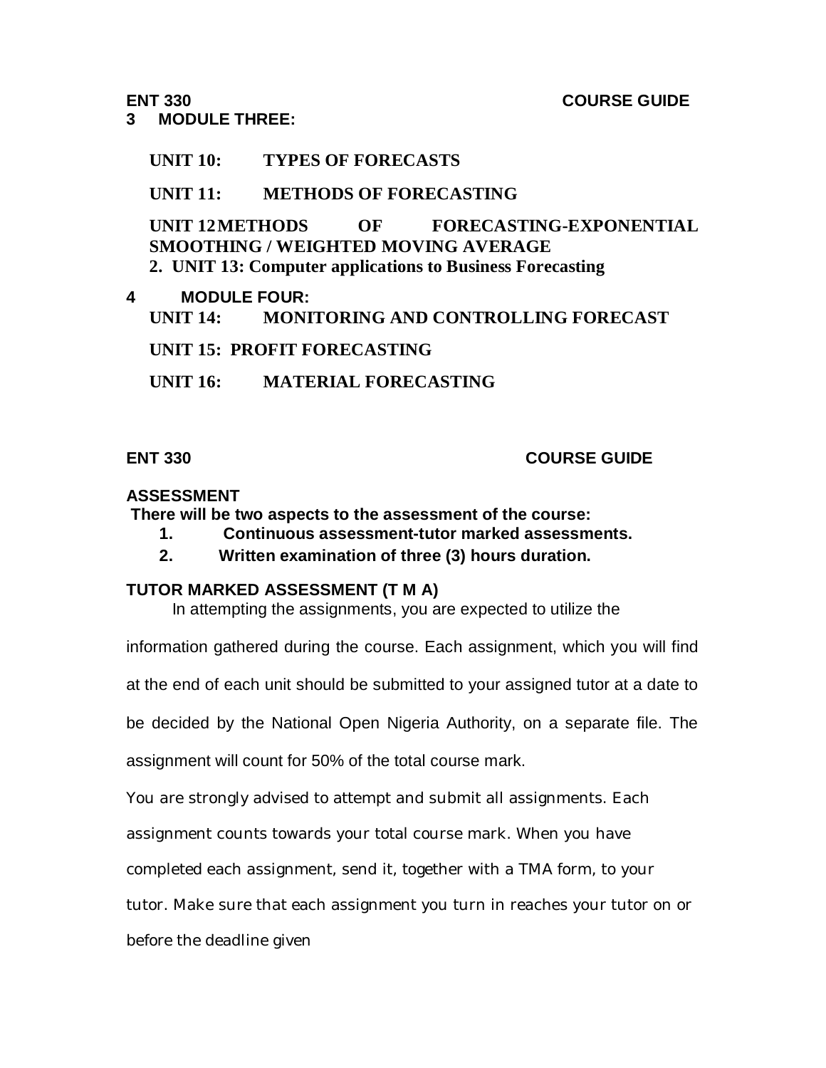**3 MODULE THREE:**

**UNIT 10: TYPES OF FORECASTS**

**UNIT 11: METHODS OF FORECASTING**

**UNIT 12 METHODS OF FORECASTING-EXPONENTIAL SMOOTHING / WEIGHTED MOVING AVERAGE**

**2. UNIT 13: Computer applications to Business Forecasting**

**4 MODULE FOUR:**

**UNIT 14: MONITORING AND CONTROLLING FORECAST**

**UNIT 15: PROFIT FORECASTING**

**UNIT 16: MATERIAL FORECASTING**

## ASSESSMENT

**There will be two aspects to the assessment of the course:**

1. **Continuous assessment-tutor marked assessments.**
2. **Written examination of three (3) hours duration.**

## TUTOR MARKED ASSESSMENT (T M A)

In attempting the assignments, you are expected to utilize the information gathered during the course. Each assignment, which you will find at the end of each unit should be submitted to your assigned tutor at a date to be decided by the National Open Nigeria Authority, on a separate file. The assignment will count for 50% of the total course mark.

You are strongly advised to attempt and submit all assignments. Each assignment counts towards your total course mark. When you have completed each assignment, send it, together with a TMA form, to your tutor. Make sure that each assignment you turn in reaches your tutor on or before the deadline given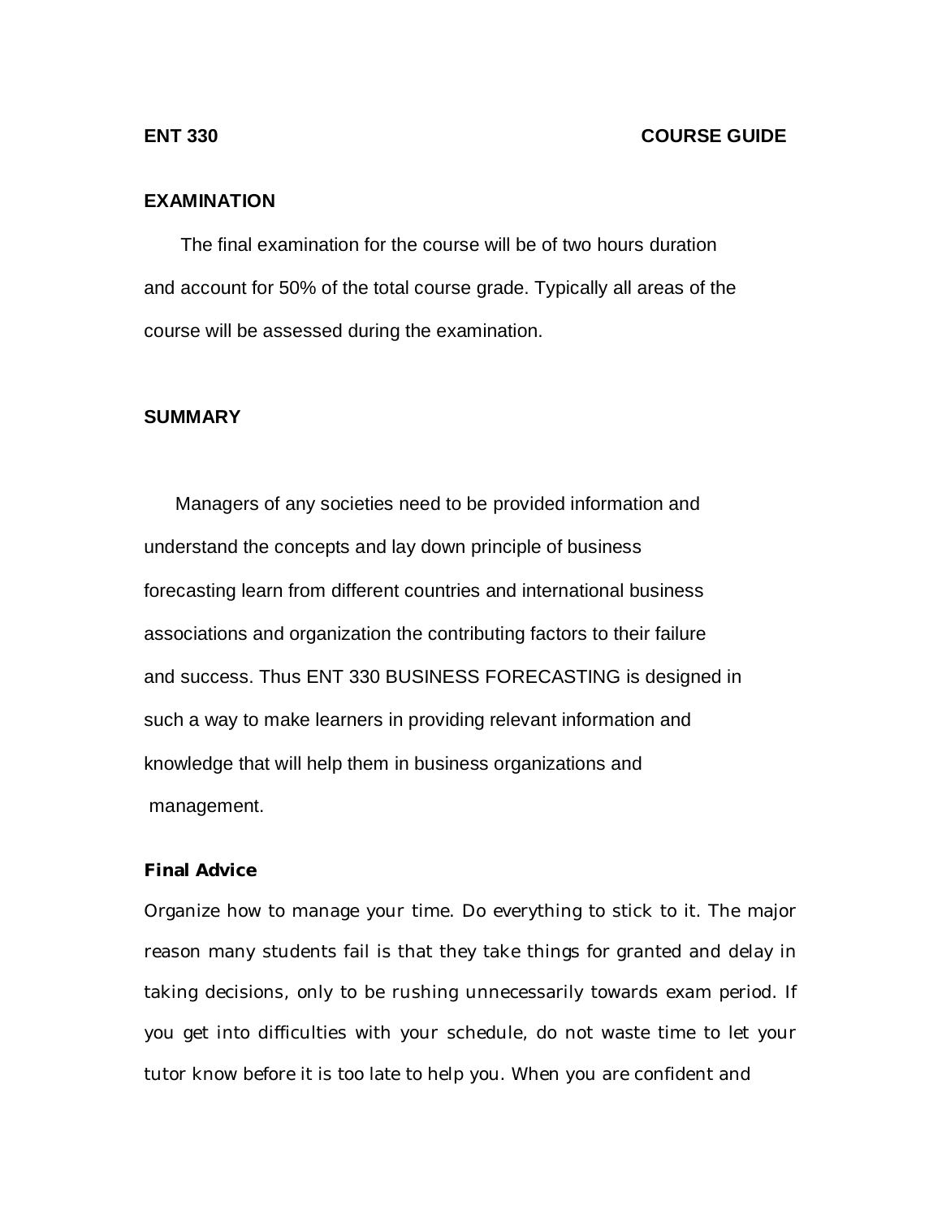## EXAMINATION

The final examination for the course will be of two hours duration and account for 50% of the total course grade. Typically all areas of the course will be assessed during the examination.

## SUMMARY

Managers of any societies need to be provided information and understand the concepts and lay down principle of business forecasting learn from different countries and international business associations and organization the contributing factors to their failure and success. Thus ENT 330 BUSINESS FORECASTING is designed in such a way to make learners in providing relevant information and knowledge that will help them in business organizations and management.

### Final Advice

Organize how to manage your time. Do everything to stick to it. The major reason many students fail is that they take things for granted and delay in taking decisions, only to be rushing unnecessarily towards exam period. If you get into difficulties with your schedule, do not waste time to let your tutor know before it is too late to help you. When you are confident and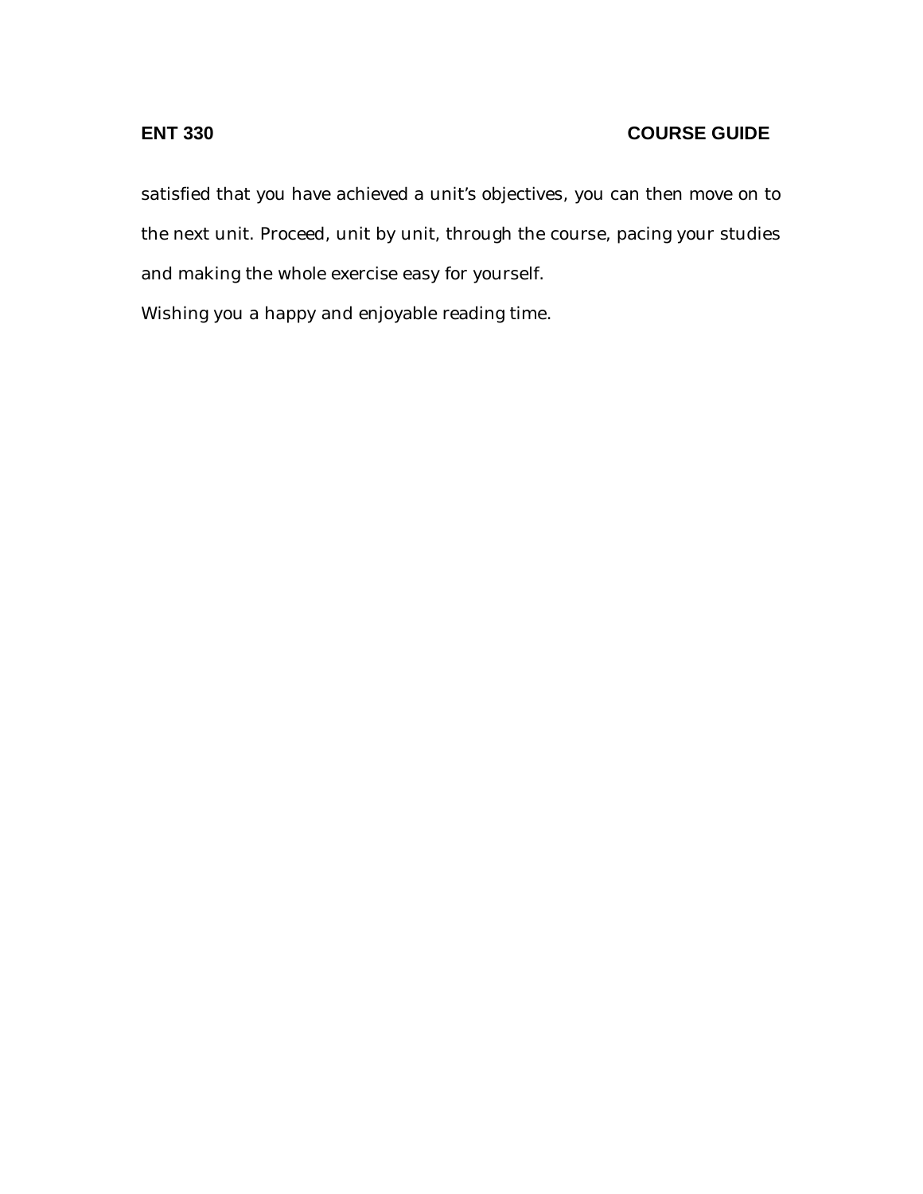satisfied that you have achieved a unit's objectives, you can then move on to the next unit. Proceed, unit by unit, through the course, pacing your studies and making the whole exercise easy for yourself.

Wishing you a happy and enjoyable reading time.